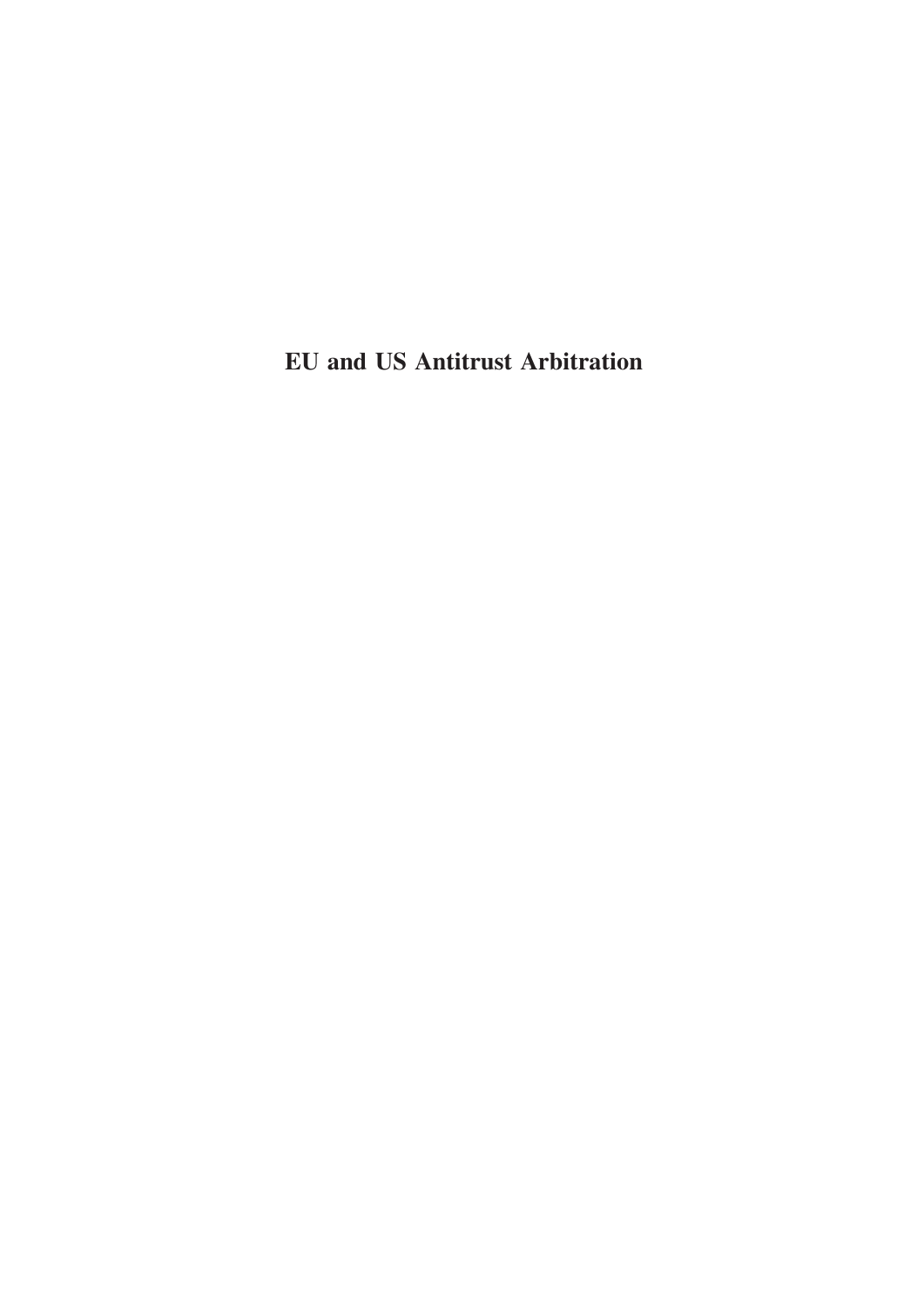# EU and US Antitrust Arbitration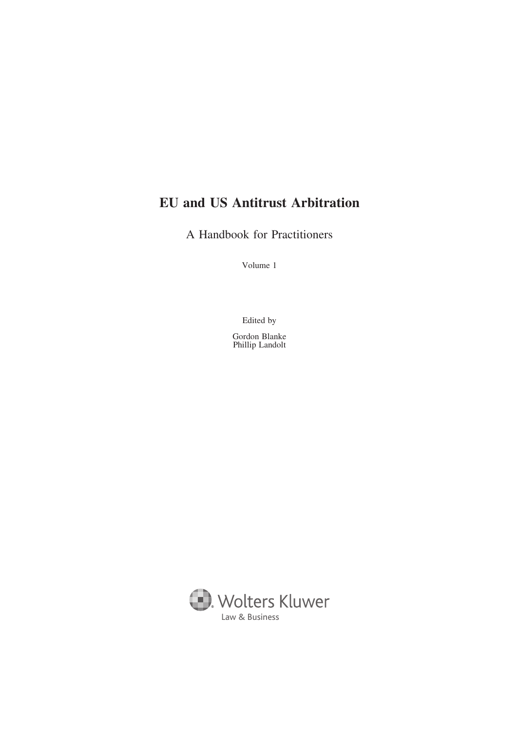# EU and US Antitrust Arbitration

A Handbook for Practitioners

Volume 1

Edited by

Gordon Blanke
Phillip Landolt

Wolters Kluwer
Law & Business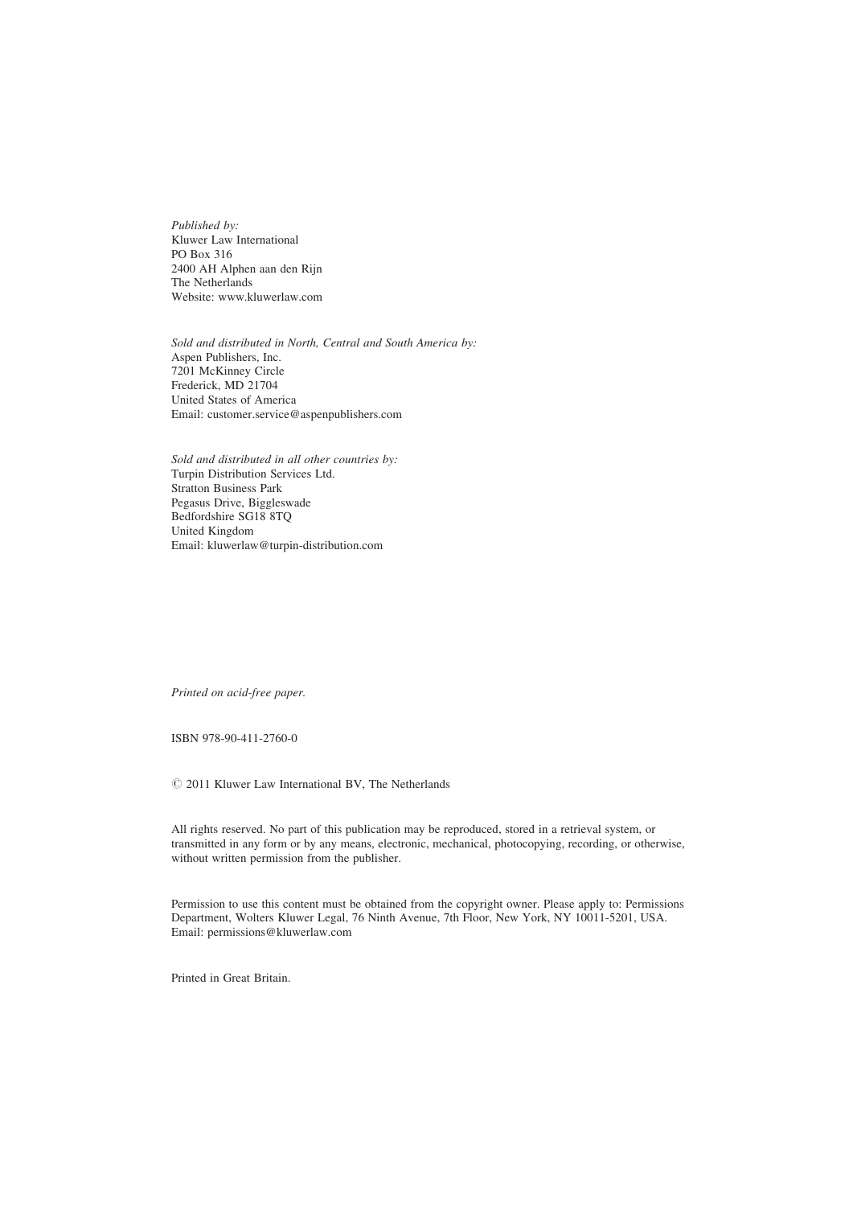*Published by:*
Kluwer Law International
PO Box 316
2400 AH Alphen aan den Rijn
The Netherlands
Website: www.kluwerlaw.com

*Sold and distributed in North, Central and South America by:*
Aspen Publishers, Inc.
7201 McKinney Circle
Frederick, MD 21704
United States of America
Email: customer.service@aspenpublishers.com

*Sold and distributed in all other countries by:*
Turpin Distribution Services Ltd.
Stratton Business Park
Pegasus Drive, Biggleswade
Bedfordshire SG18 8TQ
United Kingdom
Email: kluwerlaw@turpin-distribution.com

*Printed on acid-free paper.*

ISBN 978-90-411-2760-0

© 2011 Kluwer Law International BV, The Netherlands

All rights reserved. No part of this publication may be reproduced, stored in a retrieval system, or transmitted in any form or by any means, electronic, mechanical, photocopying, recording, or otherwise, without written permission from the publisher.

Permission to use this content must be obtained from the copyright owner. Please apply to: Permissions Department, Wolters Kluwer Legal, 76 Ninth Avenue, 7th Floor, New York, NY 10011-5201, USA. Email: permissions@kluwerlaw.com

Printed in Great Britain.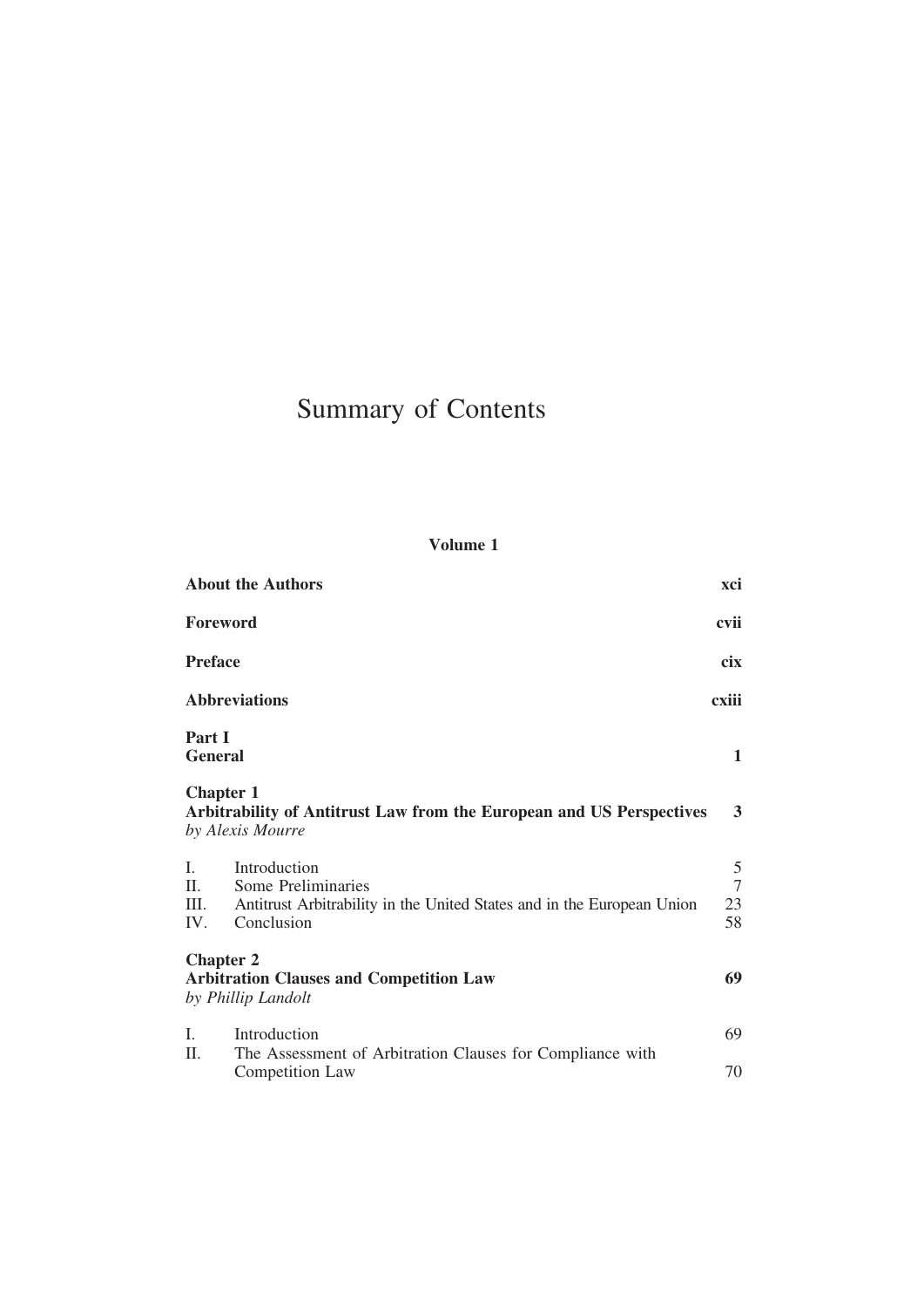# Summary of Contents

**Volume 1**

| | |
|---|---|
| **About the Authors** | **xci** |
| **Foreword** | **cvii** |
| **Preface** | **cix** |
| **Abbreviations** | **cxiii** |
| **Part I**<br>**General** | **1** |
| **Chapter 1**<br>**Arbitrability of Antitrust Law from the European and US Perspectives**<br>*by Alexis Mourre* | **3** |
| I. Introduction | 5 |
| II. Some Preliminaries | 7 |
| III. Antitrust Arbitrability in the United States and in the European Union | 23 |
| IV. Conclusion | 58 |
| **Chapter 2**<br>**Arbitration Clauses and Competition Law**<br>*by Phillip Landolt* | **69** |
| I. Introduction | 69 |
| II. The Assessment of Arbitration Clauses for Compliance with Competition Law | 70 |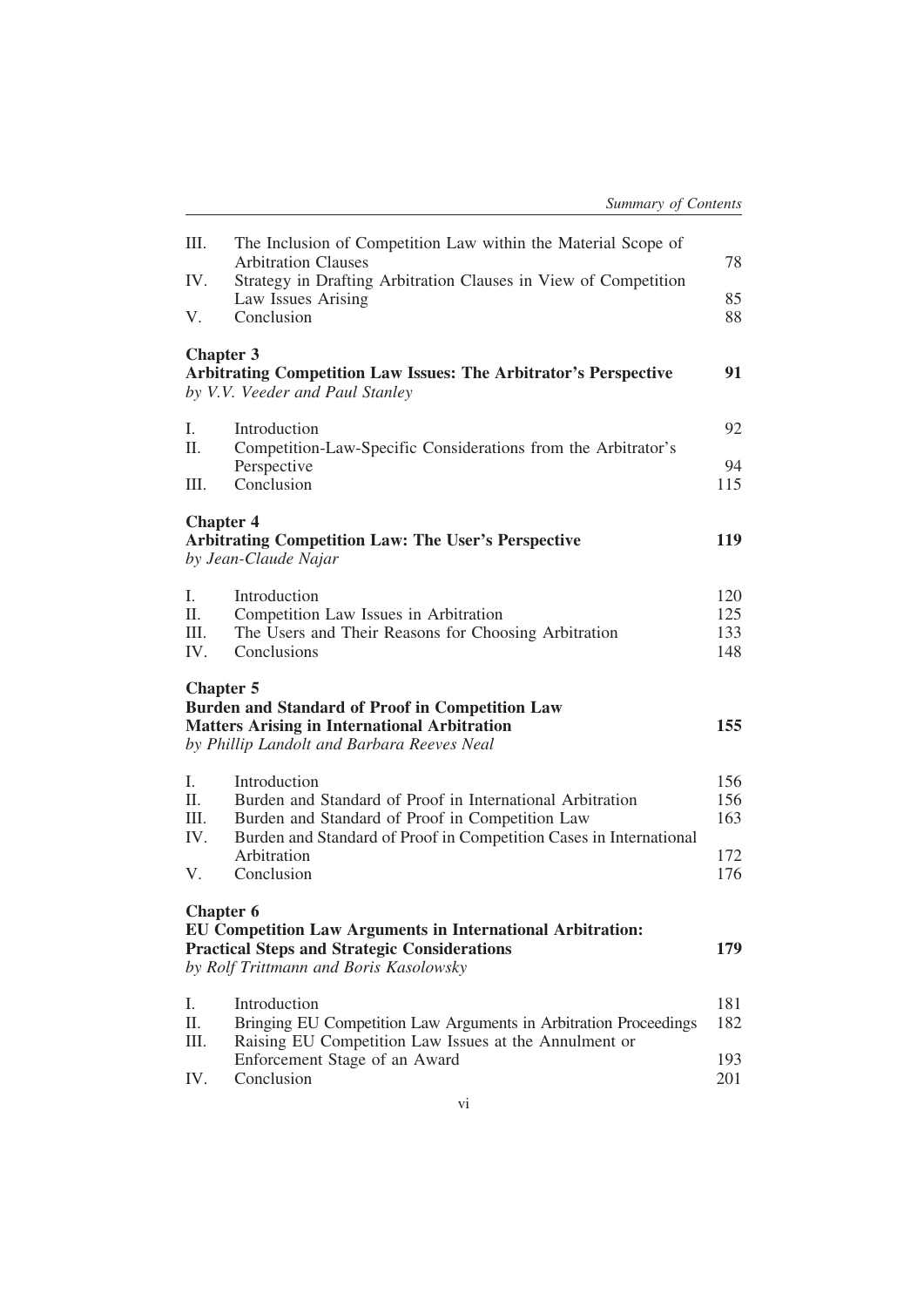| | | |
|---|---|---|
| III. | The Inclusion of Competition Law within the Material Scope of Arbitration Clauses | 78 |
| IV. | Strategy in Drafting Arbitration Clauses in View of Competition Law Issues Arising | 85 |
| V. | Conclusion | 88 |

**Chapter 3**
**Arbitrating Competition Law Issues: The Arbitrator's Perspective** **91**
*by V.V. Veeder and Paul Stanley*

| | | |
|---|---|---|
| I. | Introduction | 92 |
| II. | Competition-Law-Specific Considerations from the Arbitrator's Perspective | 94 |
| III. | Conclusion | 115 |

**Chapter 4**
**Arbitrating Competition Law: The User's Perspective** **119**
*by Jean-Claude Najar*

| | | |
|---|---|---|
| I. | Introduction | 120 |
| II. | Competition Law Issues in Arbitration | 125 |
| III. | The Users and Their Reasons for Choosing Arbitration | 133 |
| IV. | Conclusions | 148 |

**Chapter 5**
**Burden and Standard of Proof in Competition Law Matters Arising in International Arbitration** **155**
*by Phillip Landolt and Barbara Reeves Neal*

| | | |
|---|---|---|
| I. | Introduction | 156 |
| II. | Burden and Standard of Proof in International Arbitration | 156 |
| III. | Burden and Standard of Proof in Competition Law | 163 |
| IV. | Burden and Standard of Proof in Competition Cases in International Arbitration | 172 |
| V. | Conclusion | 176 |

**Chapter 6**
**EU Competition Law Arguments in International Arbitration: Practical Steps and Strategic Considerations** **179**
*by Rolf Trittmann and Boris Kasolowsky*

| | | |
|---|---|---|
| I. | Introduction | 181 |
| II. | Bringing EU Competition Law Arguments in Arbitration Proceedings | 182 |
| III. | Raising EU Competition Law Issues at the Annulment or Enforcement Stage of an Award | 193 |
| IV. | Conclusion | 201 |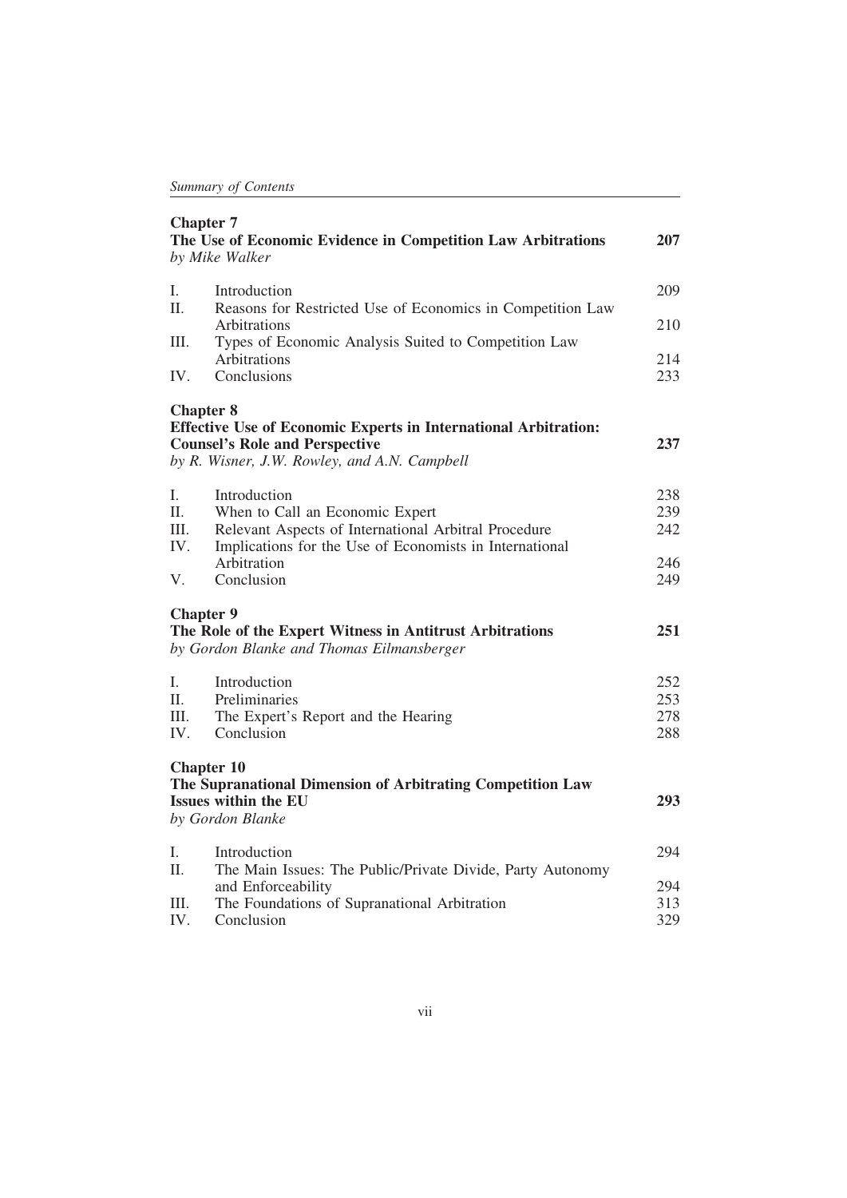**Chapter 7**
**The Use of Economic Evidence in Competition Law Arbitrations** **207**
*by Mike Walker*

| | | |
|---|---|---|
| I. | Introduction | 209 |
| II. | Reasons for Restricted Use of Economics in Competition Law Arbitrations | 210 |
| III. | Types of Economic Analysis Suited to Competition Law Arbitrations | 214 |
| IV. | Conclusions | 233 |

**Chapter 8**
**Effective Use of Economic Experts in International Arbitration: Counsel's Role and Perspective** **237**
*by R. Wisner, J.W. Rowley, and A.N. Campbell*

| | | |
|---|---|---|
| I. | Introduction | 238 |
| II. | When to Call an Economic Expert | 239 |
| III. | Relevant Aspects of International Arbitral Procedure | 242 |
| IV. | Implications for the Use of Economists in International Arbitration | 246 |
| V. | Conclusion | 249 |

**Chapter 9**
**The Role of the Expert Witness in Antitrust Arbitrations** **251**
*by Gordon Blanke and Thomas Eilmansberger*

| | | |
|---|---|---|
| I. | Introduction | 252 |
| II. | Preliminaries | 253 |
| III. | The Expert's Report and the Hearing | 278 |
| IV. | Conclusion | 288 |

**Chapter 10**
**The Supranational Dimension of Arbitrating Competition Law Issues within the EU** **293**
*by Gordon Blanke*

| | | |
|---|---|---|
| I. | Introduction | 294 |
| II. | The Main Issues: The Public/Private Divide, Party Autonomy and Enforceability | 294 |
| III. | The Foundations of Supranational Arbitration | 313 |
| IV. | Conclusion | 329 |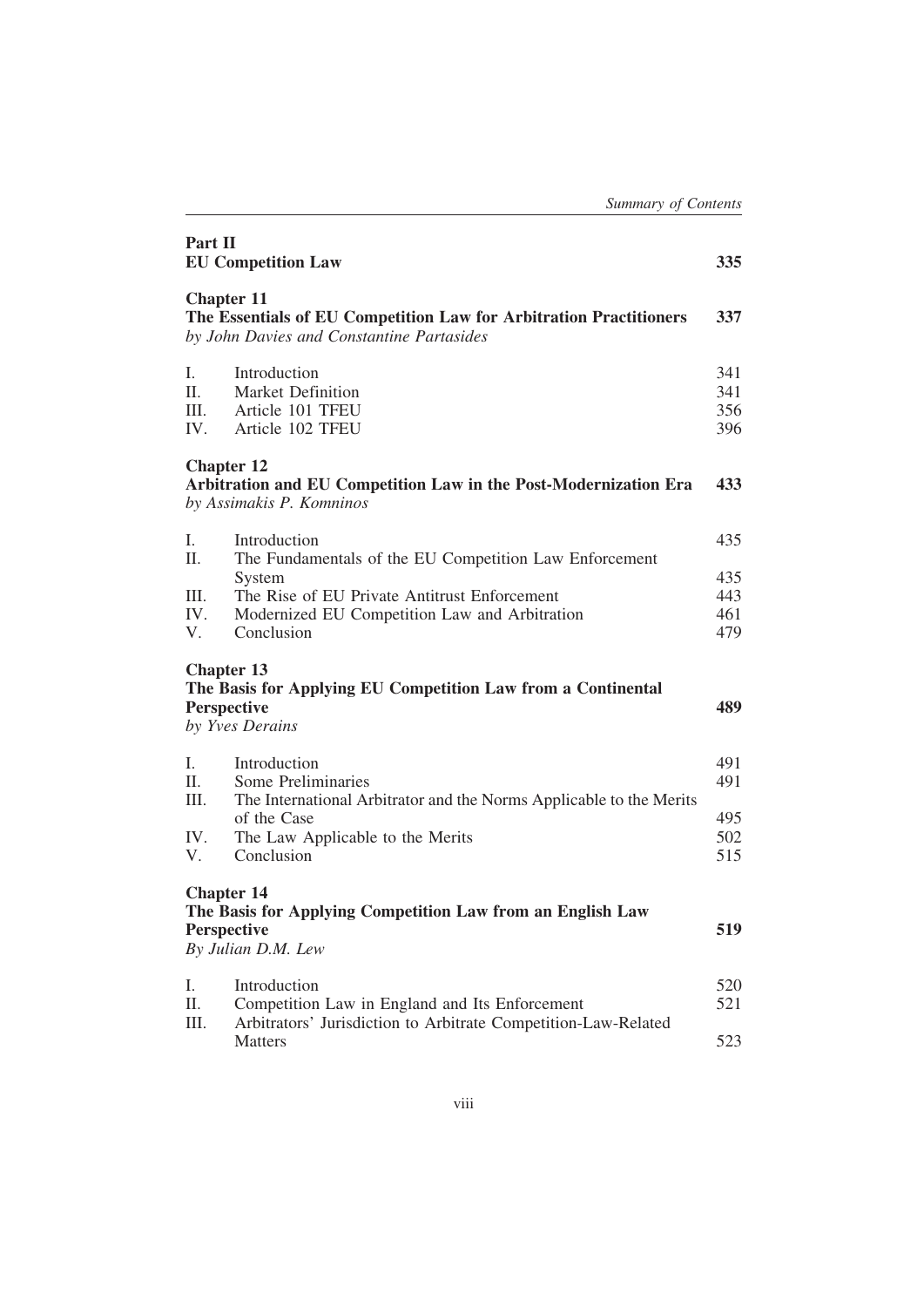**Part II**
**EU Competition Law** **335**

**Chapter 11**
**The Essentials of EU Competition Law for Arbitration Practitioners** **337**
*by John Davies and Constantine Partasides*

| | | |
|---|---|---|
| I. | Introduction | 341 |
| II. | Market Definition | 341 |
| III. | Article 101 TFEU | 356 |
| IV. | Article 102 TFEU | 396 |

**Chapter 12**
**Arbitration and EU Competition Law in the Post-Modernization Era** **433**
*by Assimakis P. Komninos*

| | | |
|---|---|---|
| I. | Introduction | 435 |
| II. | The Fundamentals of the EU Competition Law Enforcement System | 435 |
| III. | The Rise of EU Private Antitrust Enforcement | 443 |
| IV. | Modernized EU Competition Law and Arbitration | 461 |
| V. | Conclusion | 479 |

**Chapter 13**
**The Basis for Applying EU Competition Law from a Continental Perspective** **489**
*by Yves Derains*

| | | |
|---|---|---|
| I. | Introduction | 491 |
| II. | Some Preliminaries | 491 |
| III. | The International Arbitrator and the Norms Applicable to the Merits of the Case | 495 |
| IV. | The Law Applicable to the Merits | 502 |
| V. | Conclusion | 515 |

**Chapter 14**
**The Basis for Applying Competition Law from an English Law Perspective** **519**
*By Julian D.M. Lew*

| | | |
|---|---|---|
| I. | Introduction | 520 |
| II. | Competition Law in England and Its Enforcement | 521 |
| III. | Arbitrators' Jurisdiction to Arbitrate Competition-Law-Related Matters | 523 |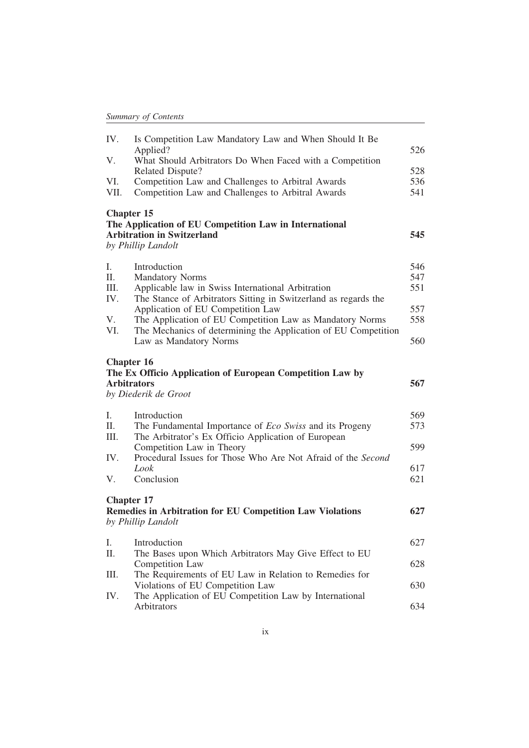| | | |
|---|---|---|
| IV. | Is Competition Law Mandatory Law and When Should It Be Applied? | 526 |
| V. | What Should Arbitrators Do When Faced with a Competition Related Dispute? | 528 |
| VI. | Competition Law and Challenges to Arbitral Awards | 536 |
| VII. | Competition Law and Challenges to Arbitral Awards | 541 |

**Chapter 15**
**The Application of EU Competition Law in International Arbitration in Switzerland** **545**
*by Phillip Landolt*

| | | |
|---|---|---|
| I. | Introduction | 546 |
| II. | Mandatory Norms | 547 |
| III. | Applicable law in Swiss International Arbitration | 551 |
| IV. | The Stance of Arbitrators Sitting in Switzerland as regards the Application of EU Competition Law | 557 |
| V. | The Application of EU Competition Law as Mandatory Norms | 558 |
| VI. | The Mechanics of determining the Application of EU Competition Law as Mandatory Norms | 560 |

**Chapter 16**
**The Ex Officio Application of European Competition Law by Arbitrators** **567**
*by Diederik de Groot*

| | | |
|---|---|---|
| I. | Introduction | 569 |
| II. | The Fundamental Importance of *Eco Swiss* and its Progeny | 573 |
| III. | The Arbitrator's Ex Officio Application of European Competition Law in Theory | 599 |
| IV. | Procedural Issues for Those Who Are Not Afraid of the *Second Look* | 617 |
| V. | Conclusion | 621 |

**Chapter 17**
**Remedies in Arbitration for EU Competition Law Violations** **627**
*by Phillip Landolt*

| | | |
|---|---|---|
| I. | Introduction | 627 |
| II. | The Bases upon Which Arbitrators May Give Effect to EU Competition Law | 628 |
| III. | The Requirements of EU Law in Relation to Remedies for Violations of EU Competition Law | 630 |
| IV. | The Application of EU Competition Law by International Arbitrators | 634 |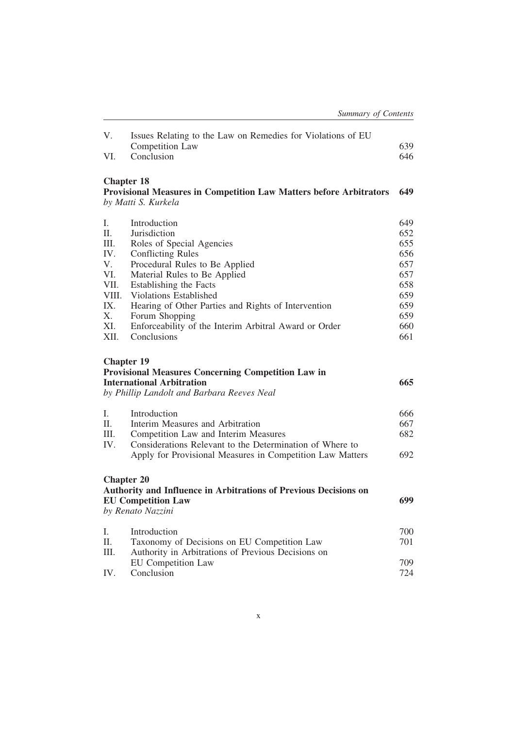| | | |
|---|---|---|
| V. | Issues Relating to the Law on Remedies for Violations of EU Competition Law | 639 |
| VI. | Conclusion | 646 |

**Chapter 18**
**Provisional Measures in Competition Law Matters before Arbitrators** **649**
*by Matti S. Kurkela*

| | | |
|---|---|---|
| I. | Introduction | 649 |
| II. | Jurisdiction | 652 |
| III. | Roles of Special Agencies | 655 |
| IV. | Conflicting Rules | 656 |
| V. | Procedural Rules to Be Applied | 657 |
| VI. | Material Rules to Be Applied | 657 |
| VII. | Establishing the Facts | 658 |
| VIII. | Violations Established | 659 |
| IX. | Hearing of Other Parties and Rights of Intervention | 659 |
| X. | Forum Shopping | 659 |
| XI. | Enforceability of the Interim Arbitral Award or Order | 660 |
| XII. | Conclusions | 661 |

**Chapter 19**
**Provisional Measures Concerning Competition Law in International Arbitration** **665**
*by Phillip Landolt and Barbara Reeves Neal*

| | | |
|---|---|---|
| I. | Introduction | 666 |
| II. | Interim Measures and Arbitration | 667 |
| III. | Competition Law and Interim Measures | 682 |
| IV. | Considerations Relevant to the Determination of Where to Apply for Provisional Measures in Competition Law Matters | 692 |

**Chapter 20**
**Authority and Influence in Arbitrations of Previous Decisions on EU Competition Law** **699**
*by Renato Nazzini*

| | | |
|---|---|---|
| I. | Introduction | 700 |
| II. | Taxonomy of Decisions on EU Competition Law | 701 |
| III. | Authority in Arbitrations of Previous Decisions on EU Competition Law | 709 |
| IV. | Conclusion | 724 |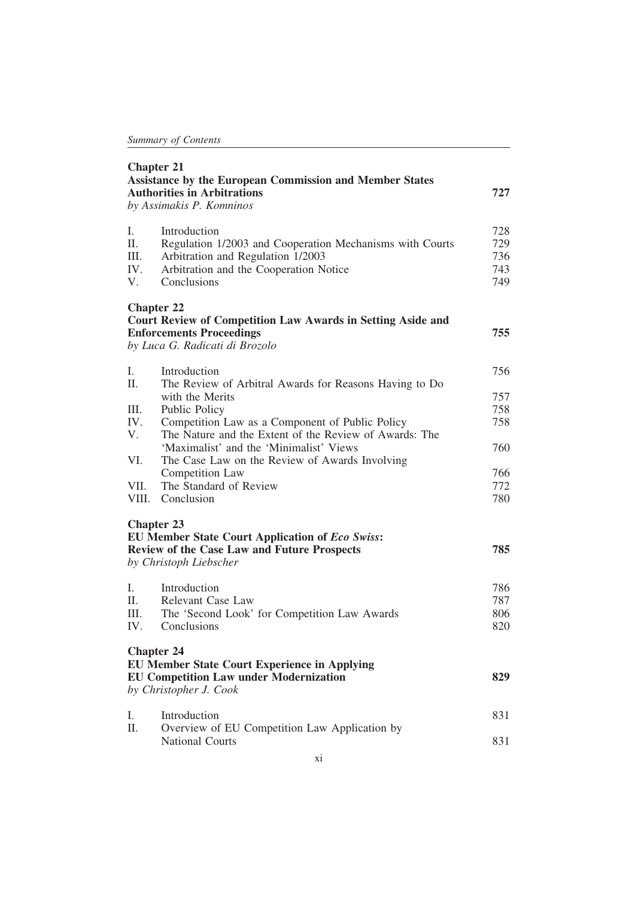**Chapter 21**
**Assistance by the European Commission and Member States Authorities in Arbitrations** **727**
*by Assimakis P. Komninos*

| | | |
|---|---|---|
| I. | Introduction | 728 |
| II. | Regulation 1/2003 and Cooperation Mechanisms with Courts | 729 |
| III. | Arbitration and Regulation 1/2003 | 736 |
| IV. | Arbitration and the Cooperation Notice | 743 |
| V. | Conclusions | 749 |

**Chapter 22**
**Court Review of Competition Law Awards in Setting Aside and Enforcements Proceedings** **755**
*by Luca G. Radicati di Brozolo*

| | | |
|---|---|---|
| I. | Introduction | 756 |
| II. | The Review of Arbitral Awards for Reasons Having to Do with the Merits | 757 |
| III. | Public Policy | 758 |
| IV. | Competition Law as a Component of Public Policy | 758 |
| V. | The Nature and the Extent of the Review of Awards: The 'Maximalist' and the 'Minimalist' Views | 760 |
| VI. | The Case Law on the Review of Awards Involving Competition Law | 766 |
| VII. | The Standard of Review | 772 |
| VIII. | Conclusion | 780 |

**Chapter 23**
**EU Member State Court Application of *Eco Swiss*: Review of the Case Law and Future Prospects** **785**
*by Christoph Liebscher*

| | | |
|---|---|---|
| I. | Introduction | 786 |
| II. | Relevant Case Law | 787 |
| III. | The 'Second Look' for Competition Law Awards | 806 |
| IV. | Conclusions | 820 |

**Chapter 24**
**EU Member State Court Experience in Applying EU Competition Law under Modernization** **829**
*by Christopher J. Cook*

| | | |
|---|---|---|
| I. | Introduction | 831 |
| II. | Overview of EU Competition Law Application by National Courts | 831 |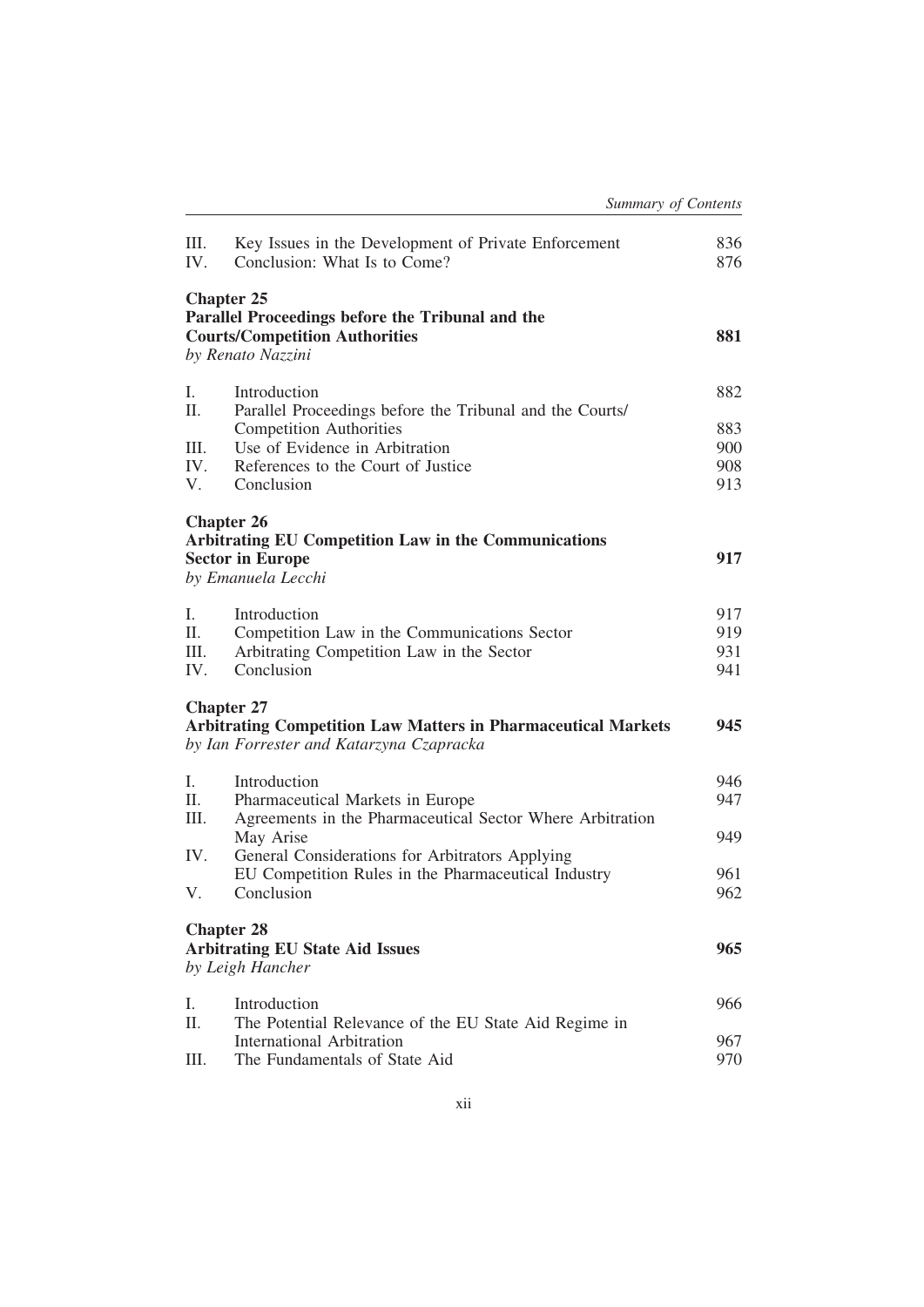| | | |
|---|---|---|
| III. | Key Issues in the Development of Private Enforcement | 836 |
| IV. | Conclusion: What Is to Come? | 876 |

**Chapter 25**
**Parallel Proceedings before the Tribunal and the Courts/Competition Authorities** **881**
*by Renato Nazzini*

| | | |
|---|---|---|
| I. | Introduction | 882 |
| II. | Parallel Proceedings before the Tribunal and the Courts/ Competition Authorities | 883 |
| III. | Use of Evidence in Arbitration | 900 |
| IV. | References to the Court of Justice | 908 |
| V. | Conclusion | 913 |

**Chapter 26**
**Arbitrating EU Competition Law in the Communications Sector in Europe** **917**
*by Emanuela Lecchi*

| | | |
|---|---|---|
| I. | Introduction | 917 |
| II. | Competition Law in the Communications Sector | 919 |
| III. | Arbitrating Competition Law in the Sector | 931 |
| IV. | Conclusion | 941 |

**Chapter 27**
**Arbitrating Competition Law Matters in Pharmaceutical Markets** **945**
*by Ian Forrester and Katarzyna Czapracka*

| | | |
|---|---|---|
| I. | Introduction | 946 |
| II. | Pharmaceutical Markets in Europe | 947 |
| III. | Agreements in the Pharmaceutical Sector Where Arbitration May Arise | 949 |
| IV. | General Considerations for Arbitrators Applying EU Competition Rules in the Pharmaceutical Industry | 961 |
| V. | Conclusion | 962 |

**Chapter 28**
**Arbitrating EU State Aid Issues** **965**
*by Leigh Hancher*

| | | |
|---|---|---|
| I. | Introduction | 966 |
| II. | The Potential Relevance of the EU State Aid Regime in International Arbitration | 967 |
| III. | The Fundamentals of State Aid | 970 |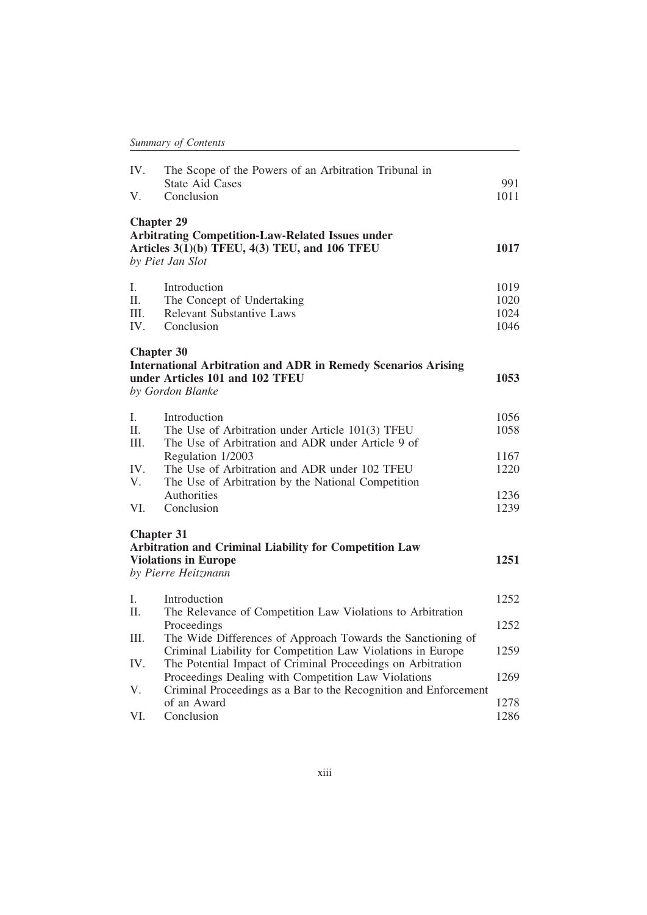| | | |
|---|---|---|
| IV. | The Scope of the Powers of an Arbitration Tribunal in State Aid Cases | 991 |
| V. | Conclusion | 1011 |

**Chapter 29**
**Arbitrating Competition-Law-Related Issues under Articles 3(1)(b) TFEU, 4(3) TEU, and 106 TFEU** **1017**
*by Piet Jan Slot*

| | | |
|---|---|---|
| I. | Introduction | 1019 |
| II. | The Concept of Undertaking | 1020 |
| III. | Relevant Substantive Laws | 1024 |
| IV. | Conclusion | 1046 |

**Chapter 30**
**International Arbitration and ADR in Remedy Scenarios Arising under Articles 101 and 102 TFEU** **1053**
*by Gordon Blanke*

| | | |
|---|---|---|
| I. | Introduction | 1056 |
| II. | The Use of Arbitration under Article 101(3) TFEU | 1058 |
| III. | The Use of Arbitration and ADR under Article 9 of Regulation 1/2003 | 1167 |
| IV. | The Use of Arbitration and ADR under 102 TFEU | 1220 |
| V. | The Use of Arbitration by the National Competition Authorities | 1236 |
| VI. | Conclusion | 1239 |

**Chapter 31**
**Arbitration and Criminal Liability for Competition Law Violations in Europe** **1251**
*by Pierre Heitzmann*

| | | |
|---|---|---|
| I. | Introduction | 1252 |
| II. | The Relevance of Competition Law Violations to Arbitration Proceedings | 1252 |
| III. | The Wide Differences of Approach Towards the Sanctioning of Criminal Liability for Competition Law Violations in Europe | 1259 |
| IV. | The Potential Impact of Criminal Proceedings on Arbitration Proceedings Dealing with Competition Law Violations | 1269 |
| V. | Criminal Proceedings as a Bar to the Recognition and Enforcement of an Award | 1278 |
| VI. | Conclusion | 1286 |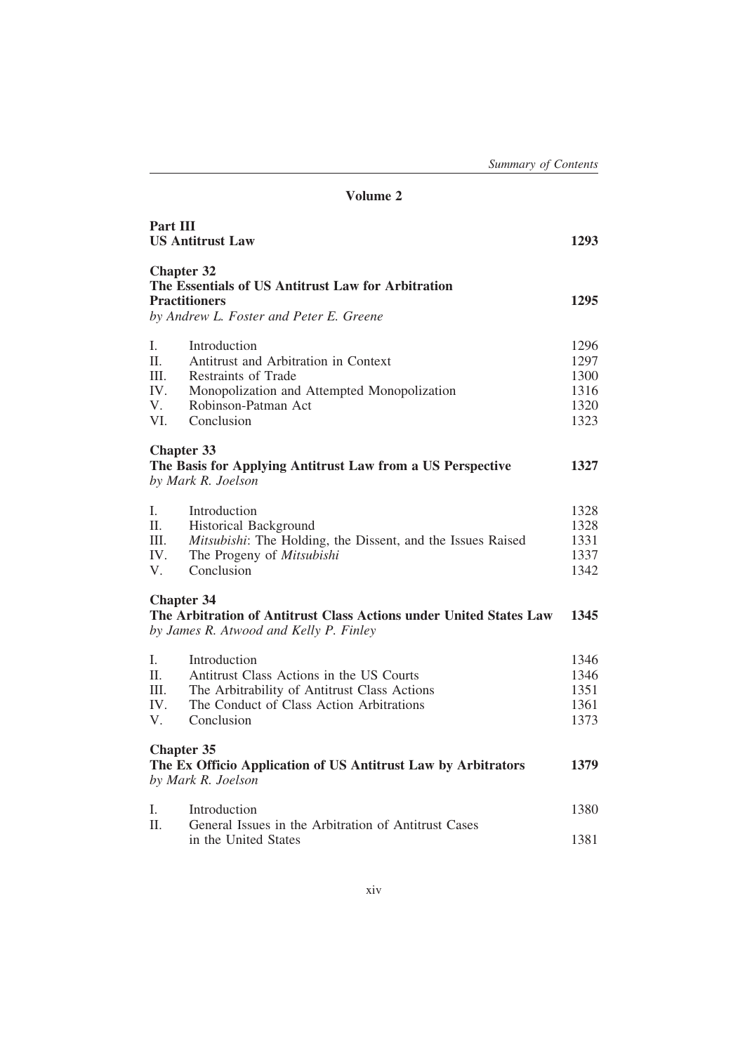## Volume 2

### Part III
### US Antitrust Law — 1293

#### Chapter 32
#### The Essentials of US Antitrust Law for Arbitration Practitioners — 1295
*by Andrew L. Foster and Peter E. Greene*

| | | |
|---|---|---|
| I. | Introduction | 1296 |
| II. | Antitrust and Arbitration in Context | 1297 |
| III. | Restraints of Trade | 1300 |
| IV. | Monopolization and Attempted Monopolization | 1316 |
| V. | Robinson-Patman Act | 1320 |
| VI. | Conclusion | 1323 |

#### Chapter 33
#### The Basis for Applying Antitrust Law from a US Perspective — 1327
*by Mark R. Joelson*

| | | |
|---|---|---|
| I. | Introduction | 1328 |
| II. | Historical Background | 1328 |
| III. | *Mitsubishi*: The Holding, the Dissent, and the Issues Raised | 1331 |
| IV. | The Progeny of *Mitsubishi* | 1337 |
| V. | Conclusion | 1342 |

#### Chapter 34
#### The Arbitration of Antitrust Class Actions under United States Law — 1345
*by James R. Atwood and Kelly P. Finley*

| | | |
|---|---|---|
| I. | Introduction | 1346 |
| II. | Antitrust Class Actions in the US Courts | 1346 |
| III. | The Arbitrability of Antitrust Class Actions | 1351 |
| IV. | The Conduct of Class Action Arbitrations | 1361 |
| V. | Conclusion | 1373 |

#### Chapter 35
#### The Ex Officio Application of US Antitrust Law by Arbitrators — 1379
*by Mark R. Joelson*

| | | |
|---|---|---|
| I. | Introduction | 1380 |
| II. | General Issues in the Arbitration of Antitrust Cases in the United States | 1381 |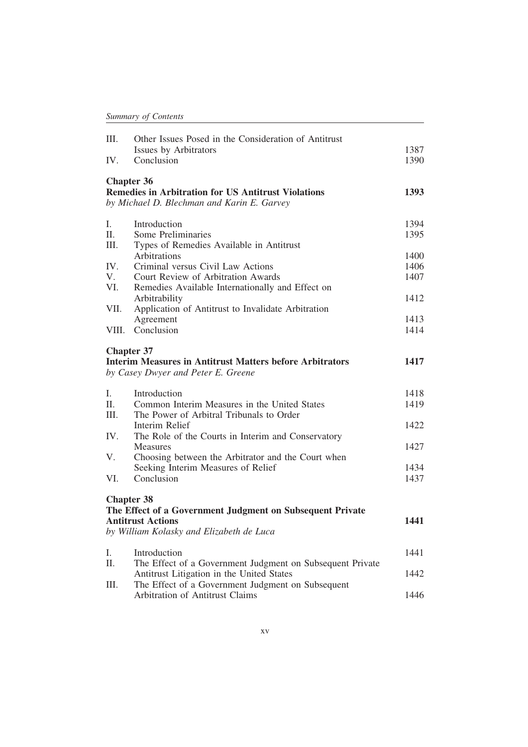| | | |
|---|---|---|
| III. | Other Issues Posed in the Consideration of Antitrust Issues by Arbitrators | 1387 |
| IV. | Conclusion | 1390 |

**Chapter 36**
**Remedies in Arbitration for US Antitrust Violations** **1393**
*by Michael D. Blechman and Karin E. Garvey*

| | | |
|---|---|---|
| I. | Introduction | 1394 |
| II. | Some Preliminaries | 1395 |
| III. | Types of Remedies Available in Antitrust Arbitrations | 1400 |
| IV. | Criminal versus Civil Law Actions | 1406 |
| V. | Court Review of Arbitration Awards | 1407 |
| VI. | Remedies Available Internationally and Effect on Arbitrability | 1412 |
| VII. | Application of Antitrust to Invalidate Arbitration Agreement | 1413 |
| VIII. | Conclusion | 1414 |

**Chapter 37**
**Interim Measures in Antitrust Matters before Arbitrators** **1417**
*by Casey Dwyer and Peter E. Greene*

| | | |
|---|---|---|
| I. | Introduction | 1418 |
| II. | Common Interim Measures in the United States | 1419 |
| III. | The Power of Arbitral Tribunals to Order Interim Relief | 1422 |
| IV. | The Role of the Courts in Interim and Conservatory Measures | 1427 |
| V. | Choosing between the Arbitrator and the Court when Seeking Interim Measures of Relief | 1434 |
| VI. | Conclusion | 1437 |

**Chapter 38**
**The Effect of a Government Judgment on Subsequent Private Antitrust Actions** **1441**
*by William Kolasky and Elizabeth de Luca*

| | | |
|---|---|---|
| I. | Introduction | 1441 |
| II. | The Effect of a Government Judgment on Subsequent Private Antitrust Litigation in the United States | 1442 |
| III. | The Effect of a Government Judgment on Subsequent Arbitration of Antitrust Claims | 1446 |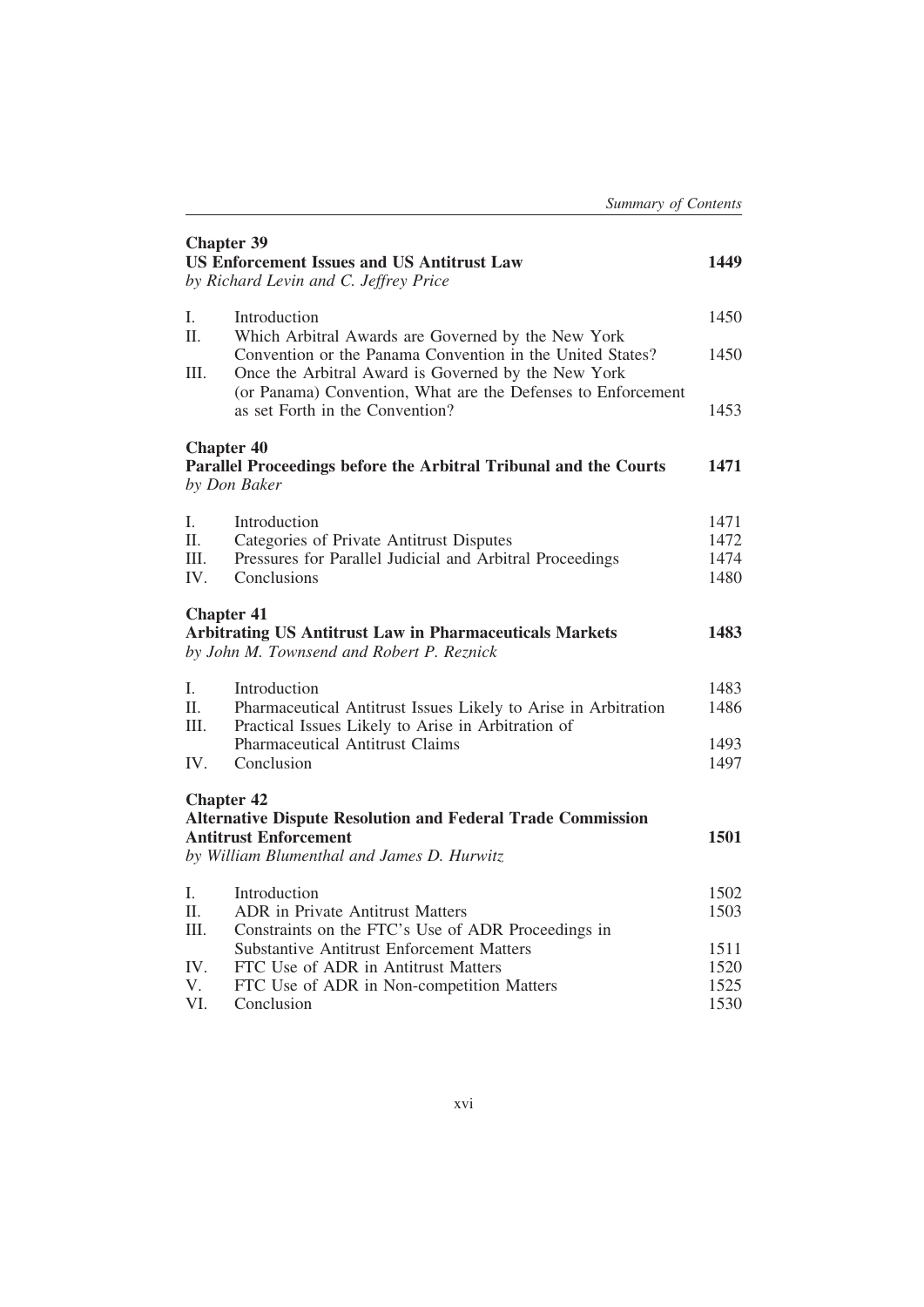**Chapter 39**
**US Enforcement Issues and US Antitrust Law** **1449**
*by Richard Levin and C. Jeffrey Price*

| | | |
|---|---|---|
| I. | Introduction | 1450 |
| II. | Which Arbitral Awards are Governed by the New York Convention or the Panama Convention in the United States? | 1450 |
| III. | Once the Arbitral Award is Governed by the New York (or Panama) Convention, What are the Defenses to Enforcement as set Forth in the Convention? | 1453 |

**Chapter 40**
**Parallel Proceedings before the Arbitral Tribunal and the Courts** **1471**
*by Don Baker*

| | | |
|---|---|---|
| I. | Introduction | 1471 |
| II. | Categories of Private Antitrust Disputes | 1472 |
| III. | Pressures for Parallel Judicial and Arbitral Proceedings | 1474 |
| IV. | Conclusions | 1480 |

**Chapter 41**
**Arbitrating US Antitrust Law in Pharmaceuticals Markets** **1483**
*by John M. Townsend and Robert P. Reznick*

| | | |
|---|---|---|
| I. | Introduction | 1483 |
| II. | Pharmaceutical Antitrust Issues Likely to Arise in Arbitration | 1486 |
| III. | Practical Issues Likely to Arise in Arbitration of Pharmaceutical Antitrust Claims | 1493 |
| IV. | Conclusion | 1497 |

**Chapter 42**
**Alternative Dispute Resolution and Federal Trade Commission Antitrust Enforcement** **1501**
*by William Blumenthal and James D. Hurwitz*

| | | |
|---|---|---|
| I. | Introduction | 1502 |
| II. | ADR in Private Antitrust Matters | 1503 |
| III. | Constraints on the FTC's Use of ADR Proceedings in Substantive Antitrust Enforcement Matters | 1511 |
| IV. | FTC Use of ADR in Antitrust Matters | 1520 |
| V. | FTC Use of ADR in Non-competition Matters | 1525 |
| VI. | Conclusion | 1530 |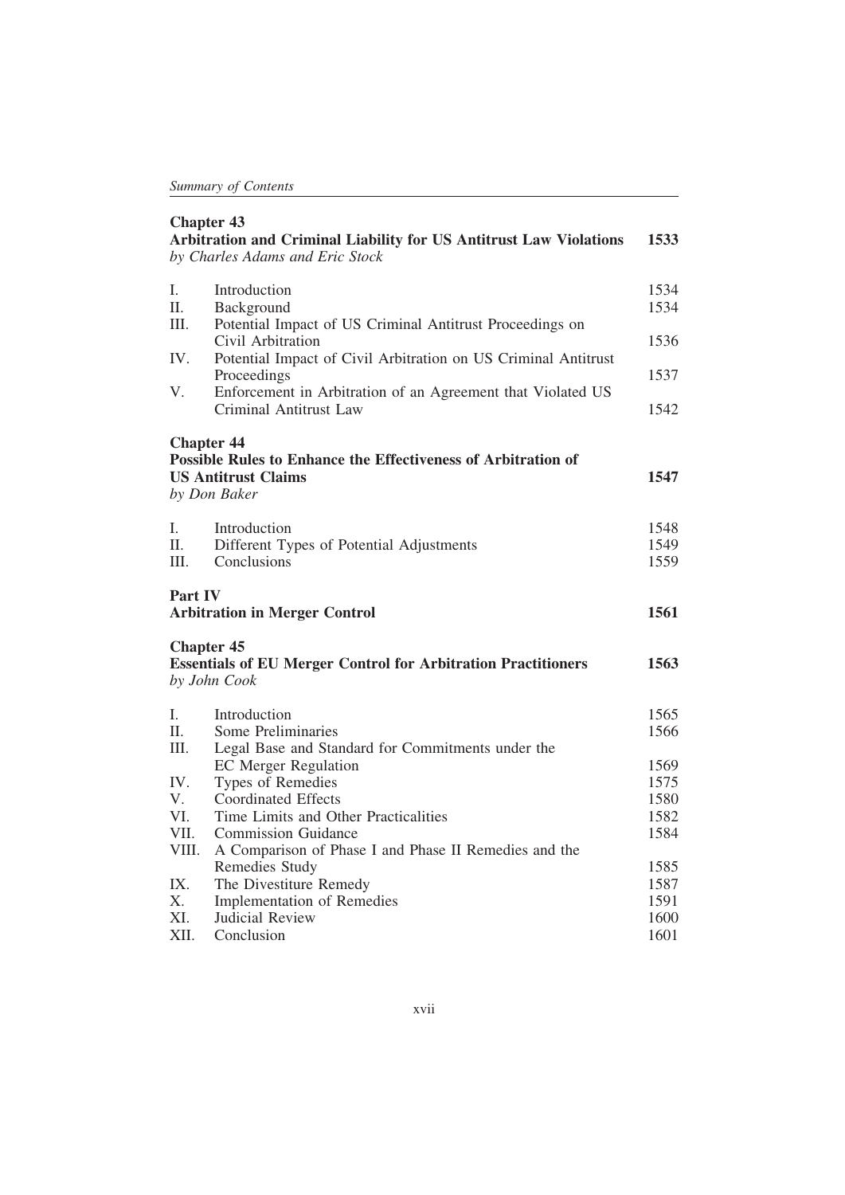**Chapter 43**
**Arbitration and Criminal Liability for US Antitrust Law Violations** **1533**
*by Charles Adams and Eric Stock*

| | | |
|---|---|---|
| I. | Introduction | 1534 |
| II. | Background | 1534 |
| III. | Potential Impact of US Criminal Antitrust Proceedings on Civil Arbitration | 1536 |
| IV. | Potential Impact of Civil Arbitration on US Criminal Antitrust Proceedings | 1537 |
| V. | Enforcement in Arbitration of an Agreement that Violated US Criminal Antitrust Law | 1542 |

**Chapter 44**
**Possible Rules to Enhance the Effectiveness of Arbitration of US Antitrust Claims** **1547**
*by Don Baker*

| | | |
|---|---|---|
| I. | Introduction | 1548 |
| II. | Different Types of Potential Adjustments | 1549 |
| III. | Conclusions | 1559 |

**Part IV**
**Arbitration in Merger Control** **1561**

**Chapter 45**
**Essentials of EU Merger Control for Arbitration Practitioners** **1563**
*by John Cook*

| | | |
|---|---|---|
| I. | Introduction | 1565 |
| II. | Some Preliminaries | 1566 |
| III. | Legal Base and Standard for Commitments under the EC Merger Regulation | 1569 |
| IV. | Types of Remedies | 1575 |
| V. | Coordinated Effects | 1580 |
| VI. | Time Limits and Other Practicalities | 1582 |
| VII. | Commission Guidance | 1584 |
| VIII. | A Comparison of Phase I and Phase II Remedies and the Remedies Study | 1585 |
| IX. | The Divestiture Remedy | 1587 |
| X. | Implementation of Remedies | 1591 |
| XI. | Judicial Review | 1600 |
| XII. | Conclusion | 1601 |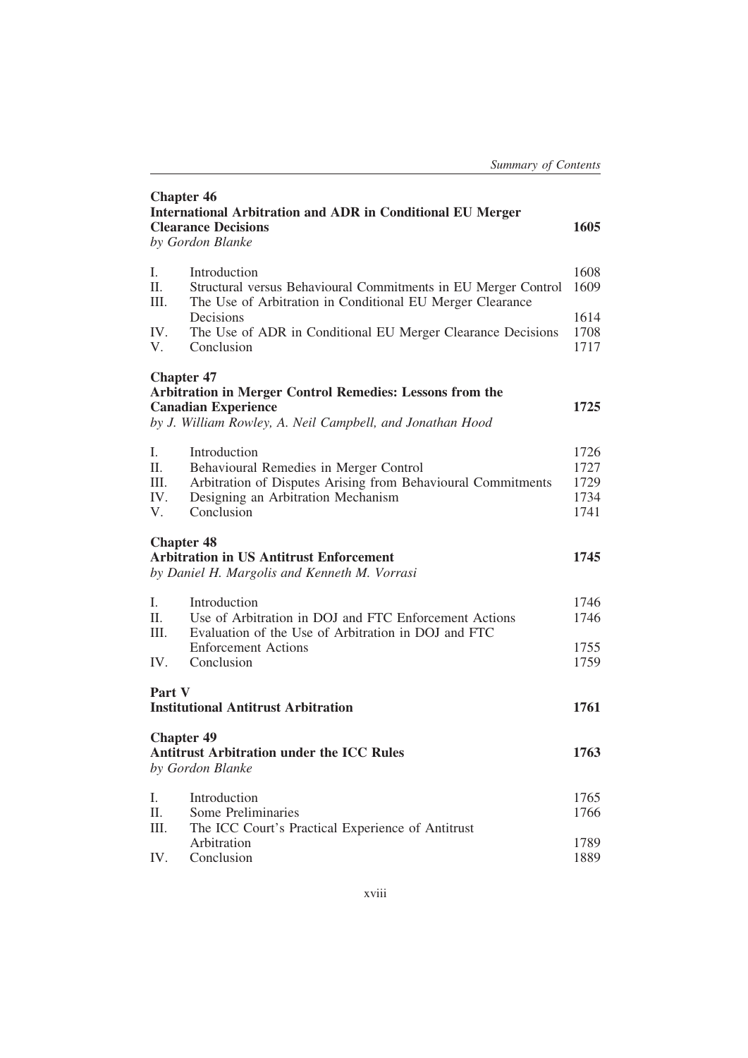**Chapter 46**
**International Arbitration and ADR in Conditional EU Merger Clearance Decisions** **1605**
*by Gordon Blanke*

| | | |
|---|---|---|
| I. | Introduction | 1608 |
| II. | Structural versus Behavioural Commitments in EU Merger Control | 1609 |
| III. | The Use of Arbitration in Conditional EU Merger Clearance Decisions | 1614 |
| IV. | The Use of ADR in Conditional EU Merger Clearance Decisions | 1708 |
| V. | Conclusion | 1717 |

**Chapter 47**
**Arbitration in Merger Control Remedies: Lessons from the Canadian Experience** **1725**
*by J. William Rowley, A. Neil Campbell, and Jonathan Hood*

| | | |
|---|---|---|
| I. | Introduction | 1726 |
| II. | Behavioural Remedies in Merger Control | 1727 |
| III. | Arbitration of Disputes Arising from Behavioural Commitments | 1729 |
| IV. | Designing an Arbitration Mechanism | 1734 |
| V. | Conclusion | 1741 |

**Chapter 48**
**Arbitration in US Antitrust Enforcement** **1745**
*by Daniel H. Margolis and Kenneth M. Vorrasi*

| | | |
|---|---|---|
| I. | Introduction | 1746 |
| II. | Use of Arbitration in DOJ and FTC Enforcement Actions | 1746 |
| III. | Evaluation of the Use of Arbitration in DOJ and FTC Enforcement Actions | 1755 |
| IV. | Conclusion | 1759 |

**Part V**
**Institutional Antitrust Arbitration** **1761**

**Chapter 49**
**Antitrust Arbitration under the ICC Rules** **1763**
*by Gordon Blanke*

| | | |
|---|---|---|
| I. | Introduction | 1765 |
| II. | Some Preliminaries | 1766 |
| III. | The ICC Court's Practical Experience of Antitrust Arbitration | 1789 |
| IV. | Conclusion | 1889 |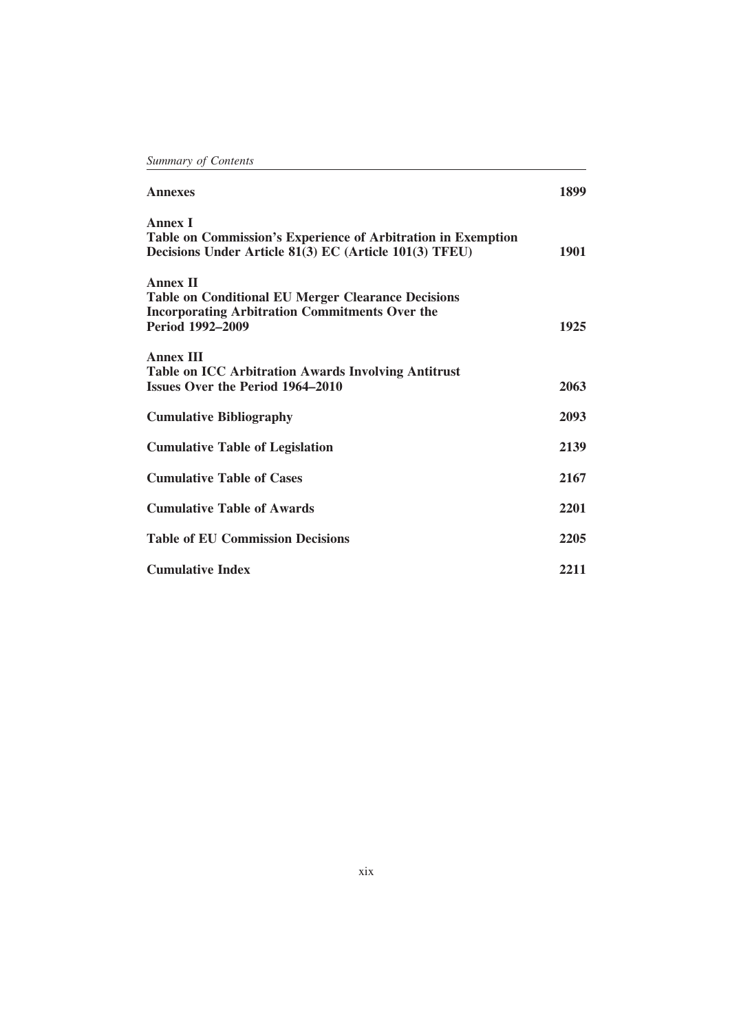| | |
|---|---|
| **Annexes** | **1899** |
| **Annex I**<br>**Table on Commission's Experience of Arbitration in Exemption Decisions Under Article 81(3) EC (Article 101(3) TFEU)** | **1901** |
| **Annex II**<br>**Table on Conditional EU Merger Clearance Decisions Incorporating Arbitration Commitments Over the Period 1992–2009** | **1925** |
| **Annex III**<br>**Table on ICC Arbitration Awards Involving Antitrust Issues Over the Period 1964–2010** | **2063** |
| **Cumulative Bibliography** | **2093** |
| **Cumulative Table of Legislation** | **2139** |
| **Cumulative Table of Cases** | **2167** |
| **Cumulative Table of Awards** | **2201** |
| **Table of EU Commission Decisions** | **2205** |
| **Cumulative Index** | **2211** |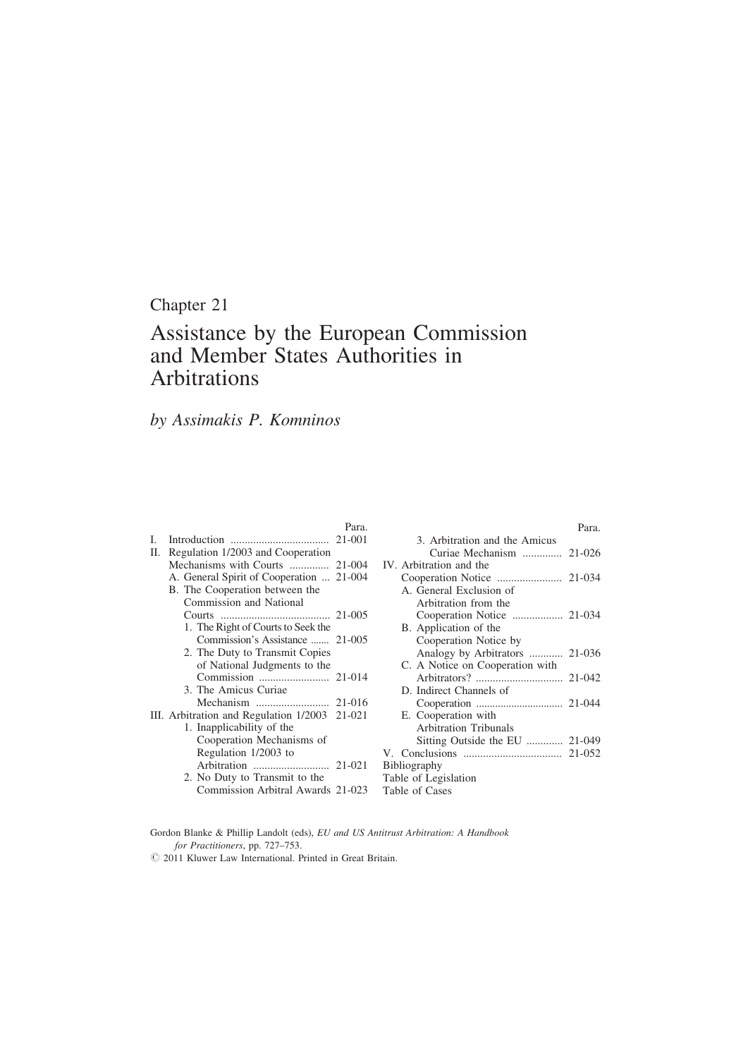# Chapter 21

# Assistance by the European Commission and Member States Authorities in Arbitrations

*by Assimakis P. Komninos*

| | Para. |
|---|---|
| I. Introduction | 21-001 |
| II. Regulation 1/2003 and Cooperation Mechanisms with Courts | 21-004 |
| A. General Spirit of Cooperation | 21-004 |
| B. The Cooperation between the Commission and National Courts | 21-005 |
| 1. The Right of Courts to Seek the Commission's Assistance | 21-005 |
| 2. The Duty to Transmit Copies of National Judgments to the Commission | 21-014 |
| 3. The Amicus Curiae Mechanism | 21-016 |
| III. Arbitration and Regulation 1/2003 | 21-021 |
| 1. Inapplicability of the Cooperation Mechanisms of Regulation 1/2003 to Arbitration | 21-021 |
| 2. No Duty to Transmit to the Commission Arbitral Awards | 21-023 |
| 3. Arbitration and the Amicus Curiae Mechanism | 21-026 |
| IV. Arbitration and the Cooperation Notice | 21-034 |
| A. General Exclusion of Arbitration from the Cooperation Notice | 21-034 |
| B. Application of the Cooperation Notice by Analogy by Arbitrators | 21-036 |
| C. A Notice on Cooperation with Arbitrators? | 21-042 |
| D. Indirect Channels of Cooperation | 21-044 |
| E. Cooperation with Arbitration Tribunals Sitting Outside the EU | 21-049 |
| V. Conclusions | 21-052 |
| Bibliography | |
| Table of Legislation | |
| Table of Cases | |

Gordon Blanke & Phillip Landolt (eds), *EU and US Antitrust Arbitration: A Handbook for Practitioners*, pp. 727–753.
© 2011 Kluwer Law International. Printed in Great Britain.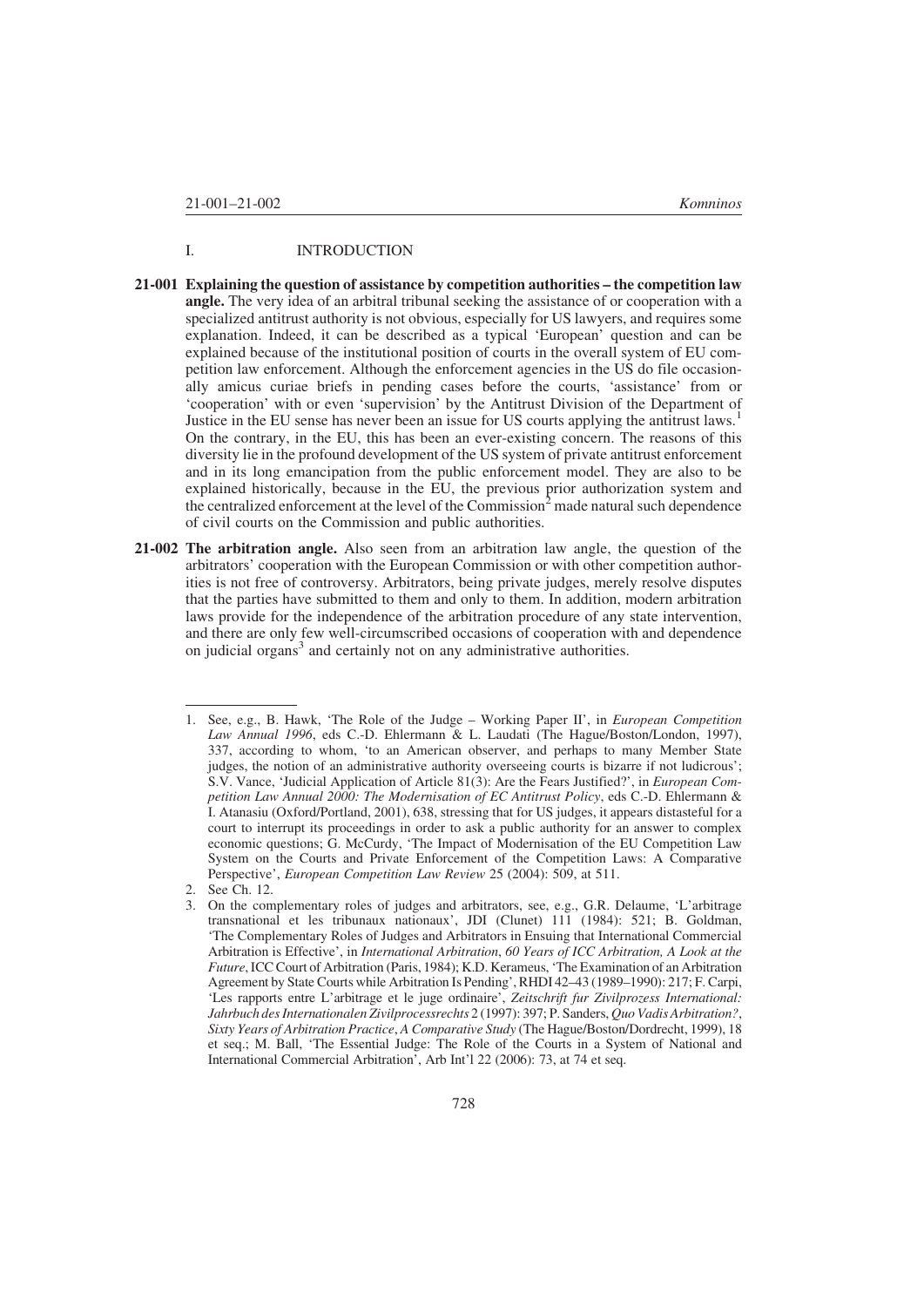## I. INTRODUCTION

**21-001 Explaining the question of assistance by competition authorities – the competition law angle.** The very idea of an arbitral tribunal seeking the assistance of or cooperation with a specialized antitrust authority is not obvious, especially for US lawyers, and requires some explanation. Indeed, it can be described as a typical 'European' question and can be explained because of the institutional position of courts in the overall system of EU competition law enforcement. Although the enforcement agencies in the US do file occasionally amicus curiae briefs in pending cases before the courts, 'assistance' from or 'cooperation' with or even 'supervision' by the Antitrust Division of the Department of Justice in the EU sense has never been an issue for US courts applying the antitrust laws.[1] On the contrary, in the EU, this has been an ever-existing concern. The reasons of this diversity lie in the profound development of the US system of private antitrust enforcement and in its long emancipation from the public enforcement model. They are also to be explained historically, because in the EU, the previous prior authorization system and the centralized enforcement at the level of the Commission[2] made natural such dependence of civil courts on the Commission and public authorities.

**21-002 The arbitration angle.** Also seen from an arbitration law angle, the question of the arbitrators' cooperation with the European Commission or with other competition authorities is not free of controversy. Arbitrators, being private judges, merely resolve disputes that the parties have submitted to them and only to them. In addition, modern arbitration laws provide for the independence of the arbitration procedure of any state intervention, and there are only few well-circumscribed occasions of cooperation with and dependence on judicial organs[3] and certainly not on any administrative authorities.

---

1. See, e.g., B. Hawk, 'The Role of the Judge – Working Paper II', in *European Competition Law Annual 1996*, eds C.-D. Ehlermann & L. Laudati (The Hague/Boston/London, 1997), 337, according to whom, 'to an American observer, and perhaps to many Member State judges, the notion of an administrative authority overseeing courts is bizarre if not ludicrous'; S.V. Vance, 'Judicial Application of Article 81(3): Are the Fears Justified?', in *European Competition Law Annual 2000: The Modernisation of EC Antitrust Policy*, eds C.-D. Ehlermann & I. Atanasiu (Oxford/Portland, 2001), 638, stressing that for US judges, it appears distasteful for a court to interrupt its proceedings in order to ask a public authority for an answer to complex economic questions; G. McCurdy, 'The Impact of Modernisation of the EU Competition Law System on the Courts and Private Enforcement of the Competition Laws: A Comparative Perspective', *European Competition Law Review* 25 (2004): 509, at 511.
2. See Ch. 12.
3. On the complementary roles of judges and arbitrators, see, e.g., G.R. Delaume, 'L'arbitrage transnational et les tribunaux nationaux', JDI (Clunet) 111 (1984): 521; B. Goldman, 'The Complementary Roles of Judges and Arbitrators in Ensuing that International Commercial Arbitration is Effective', in *International Arbitration, 60 Years of ICC Arbitration, A Look at the Future*, ICC Court of Arbitration (Paris, 1984); K.D. Kerameus, 'The Examination of an Arbitration Agreement by State Courts while Arbitration Is Pending', RHDI 42–43 (1989–1990): 217; F. Carpi, 'Les rapports entre L'arbitrage et le juge ordinaire', *Zeitschrift fur Zivilprozess International: Jahrbuch des Internationalen Zivilprocessrechts* 2 (1997): 397; P. Sanders, *Quo Vadis Arbitration?, Sixty Years of Arbitration Practice, A Comparative Study* (The Hague/Boston/Dordrecht, 1999), 18 et seq.; M. Ball, 'The Essential Judge: The Role of the Courts in a System of National and International Commercial Arbitration', Arb Int'l 22 (2006): 73, at 74 et seq.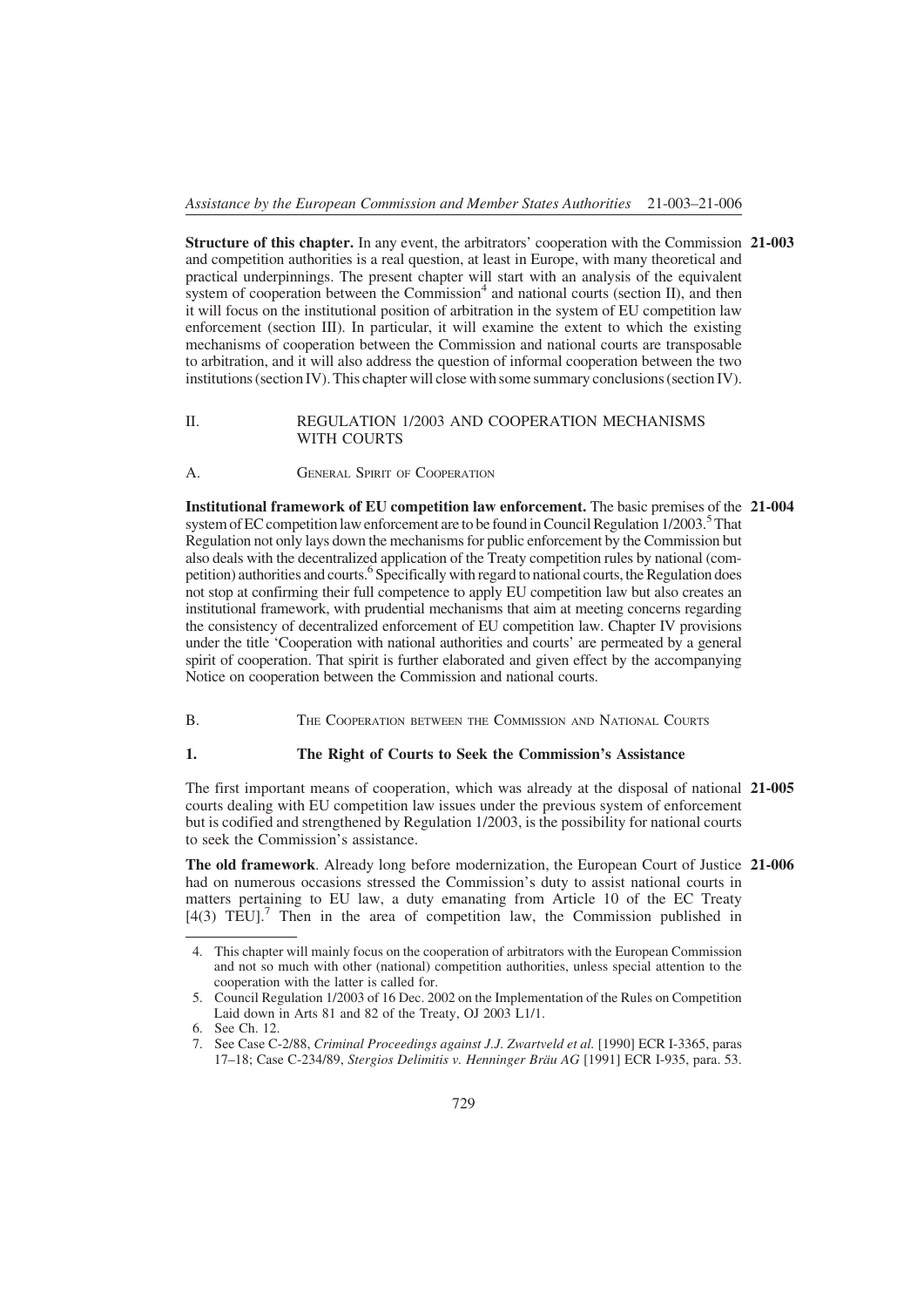**Structure of this chapter.** In any event, the arbitrators' cooperation with the Commission and competition authorities is a real question, at least in Europe, with many theoretical and practical underpinnings. The present chapter will start with an analysis of the equivalent system of cooperation between the Commission[4] and national courts (section II), and then it will focus on the institutional position of arbitration in the system of EU competition law enforcement (section III). In particular, it will examine the extent to which the existing mechanisms of cooperation between the Commission and national courts are transposable to arbitration, and it will also address the question of informal cooperation between the two institutions (section IV). This chapter will close with some summary conclusions (section IV). **21-003**

## II. REGULATION 1/2003 AND COOPERATION MECHANISMS WITH COURTS

### A. General Spirit of Cooperation

**Institutional framework of EU competition law enforcement.** The basic premises of the system of EC competition law enforcement are to be found in Council Regulation 1/2003.[5] That Regulation not only lays down the mechanisms for public enforcement by the Commission but also deals with the decentralized application of the Treaty competition rules by national (competition) authorities and courts.[6] Specifically with regard to national courts, the Regulation does not stop at confirming their full competence to apply EU competition law but also creates an institutional framework, with prudential mechanisms that aim at meeting concerns regarding the consistency of decentralized enforcement of EU competition law. Chapter IV provisions under the title 'Cooperation with national authorities and courts' are permeated by a general spirit of cooperation. That spirit is further elaborated and given effect by the accompanying Notice on cooperation between the Commission and national courts. **21-004**

### B. The Cooperation between the Commission and National Courts

#### 1. The Right of Courts to Seek the Commission's Assistance

The first important means of cooperation, which was already at the disposal of national courts dealing with EU competition law issues under the previous system of enforcement but is codified and strengthened by Regulation 1/2003, is the possibility for national courts to seek the Commission's assistance. **21-005**

**The old framework**. Already long before modernization, the European Court of Justice had on numerous occasions stressed the Commission's duty to assist national courts in matters pertaining to EU law, a duty emanating from Article 10 of the EC Treaty [4(3) TEU].[7] Then in the area of competition law, the Commission published in **21-006**

---

4. This chapter will mainly focus on the cooperation of arbitrators with the European Commission and not so much with other (national) competition authorities, unless special attention to the cooperation with the latter is called for.
5. Council Regulation 1/2003 of 16 Dec. 2002 on the Implementation of the Rules on Competition Laid down in Arts 81 and 82 of the Treaty, OJ 2003 L1/1.
6. See Ch. 12.
7. See Case C-2/88, *Criminal Proceedings against J.J. Zwartveld et al.* [1990] ECR I-3365, paras 17–18; Case C-234/89, *Stergios Delimitis v. Henninger Bräu AG* [1991] ECR I-935, para. 53.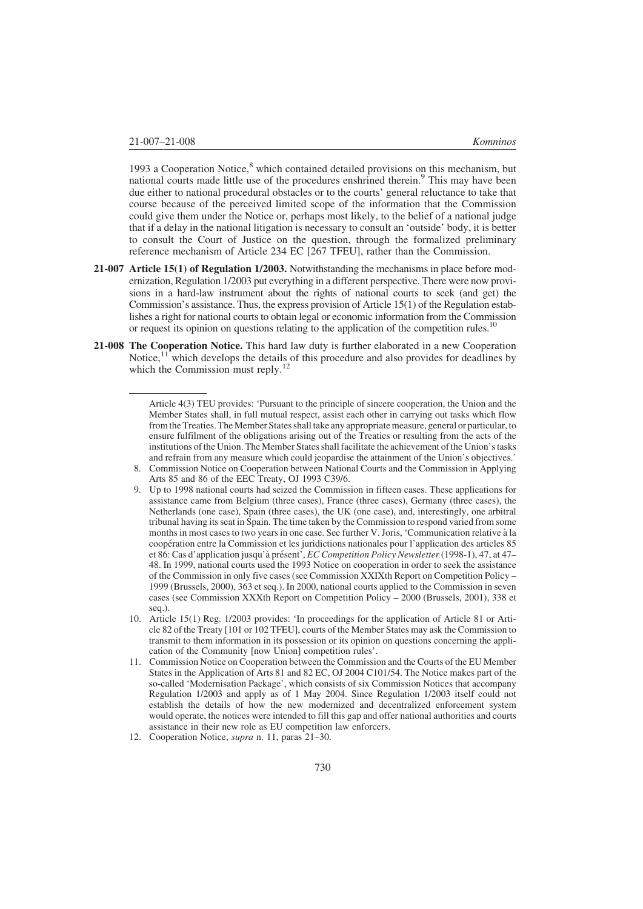1993 a Cooperation Notice,[8] which contained detailed provisions on this mechanism, but national courts made little use of the procedures enshrined therein.[9] This may have been due either to national procedural obstacles or to the courts' general reluctance to take that course because of the perceived limited scope of the information that the Commission could give them under the Notice or, perhaps most likely, to the belief of a national judge that if a delay in the national litigation is necessary to consult an 'outside' body, it is better to consult the Court of Justice on the question, through the formalized preliminary reference mechanism of Article 234 EC [267 TFEU], rather than the Commission.

**21-007 Article 15(1) of Regulation 1/2003.** Notwithstanding the mechanisms in place before modernization, Regulation 1/2003 put everything in a different perspective. There were now provisions in a hard-law instrument about the rights of national courts to seek (and get) the Commission's assistance. Thus, the express provision of Article 15(1) of the Regulation establishes a right for national courts to obtain legal or economic information from the Commission or request its opinion on questions relating to the application of the competition rules.[10]

**21-008 The Cooperation Notice.** This hard law duty is further elaborated in a new Cooperation Notice,[11] which develops the details of this procedure and also provides for deadlines by which the Commission must reply.[12]

---

Article 4(3) TEU provides: 'Pursuant to the principle of sincere cooperation, the Union and the Member States shall, in full mutual respect, assist each other in carrying out tasks which flow from the Treaties. The Member States shall take any appropriate measure, general or particular, to ensure fulfilment of the obligations arising out of the Treaties or resulting from the acts of the institutions of the Union. The Member States shall facilitate the achievement of the Union's tasks and refrain from any measure which could jeopardise the attainment of the Union's objectives.'

8. Commission Notice on Cooperation between National Courts and the Commission in Applying Arts 85 and 86 of the EEC Treaty, OJ 1993 C39/6.

9. Up to 1998 national courts had seized the Commission in fifteen cases. These applications for assistance came from Belgium (three cases), France (three cases), Germany (three cases), the Netherlands (one case), Spain (three cases), the UK (one case), and, interestingly, one arbitral tribunal having its seat in Spain. The time taken by the Commission to respond varied from some months in most cases to two years in one case. See further V. Joris, 'Communication relative à la coopération entre la Commission et les juridictions nationales pour l'application des articles 85 et 86: Cas d'application jusqu'à présent', *EC Competition Policy Newsletter* (1998-1), 47, at 47–48. In 1999, national courts used the 1993 Notice on cooperation in order to seek the assistance of the Commission in only five cases (see Commission XXIXth Report on Competition Policy – 1999 (Brussels, 2000), 363 et seq.). In 2000, national courts applied to the Commission in seven cases (see Commission XXXth Report on Competition Policy – 2000 (Brussels, 2001), 338 et seq.).

10. Article 15(1) Reg. 1/2003 provides: 'In proceedings for the application of Article 81 or Article 82 of the Treaty [101 or 102 TFEU], courts of the Member States may ask the Commission to transmit to them information in its possession or its opinion on questions concerning the application of the Community [now Union] competition rules'.

11. Commission Notice on Cooperation between the Commission and the Courts of the EU Member States in the Application of Arts 81 and 82 EC, OJ 2004 C101/54. The Notice makes part of the so-called 'Modernisation Package', which consists of six Commission Notices that accompany Regulation 1/2003 and apply as of 1 May 2004. Since Regulation 1/2003 itself could not establish the details of how the new modernized and decentralized enforcement system would operate, the notices were intended to fill this gap and offer national authorities and courts assistance in their new role as EU competition law enforcers.

12. Cooperation Notice, *supra* n. 11, paras 21–30.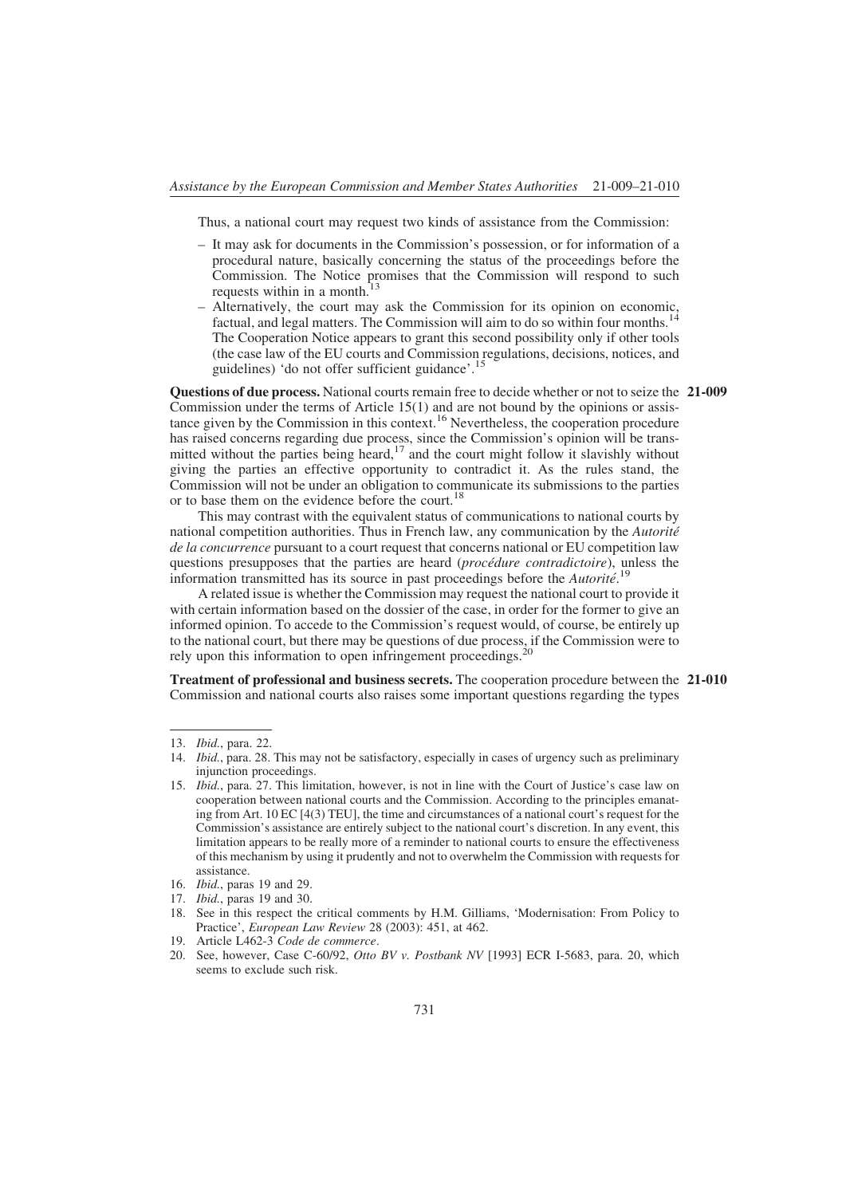Thus, a national court may request two kinds of assistance from the Commission:

– It may ask for documents in the Commission's possession, or for information of a procedural nature, basically concerning the status of the proceedings before the Commission. The Notice promises that the Commission will respond to such requests within in a month.[13]
– Alternatively, the court may ask the Commission for its opinion on economic, factual, and legal matters. The Commission will aim to do so within four months.[14] The Cooperation Notice appears to grant this second possibility only if other tools (the case law of the EU courts and Commission regulations, decisions, notices, and guidelines) 'do not offer sufficient guidance'.[15]

**21-009** **Questions of due process.** National courts remain free to decide whether or not to seize the Commission under the terms of Article 15(1) and are not bound by the opinions or assistance given by the Commission in this context.[16] Nevertheless, the cooperation procedure has raised concerns regarding due process, since the Commission's opinion will be transmitted without the parties being heard,[17] and the court might follow it slavishly without giving the parties an effective opportunity to contradict it. As the rules stand, the Commission will not be under an obligation to communicate its submissions to the parties or to base them on the evidence before the court.[18]

This may contrast with the equivalent status of communications to national courts by national competition authorities. Thus in French law, any communication by the *Autorité de la concurrence* pursuant to a court request that concerns national or EU competition law questions presupposes that the parties are heard (*procédure contradictoire*), unless the information transmitted has its source in past proceedings before the *Autorité*.[19]

A related issue is whether the Commission may request the national court to provide it with certain information based on the dossier of the case, in order for the former to give an informed opinion. To accede to the Commission's request would, of course, be entirely up to the national court, but there may be questions of due process, if the Commission were to rely upon this information to open infringement proceedings.[20]

**21-010** **Treatment of professional and business secrets.** The cooperation procedure between the Commission and national courts also raises some important questions regarding the types

---

13. *Ibid.*, para. 22.
14. *Ibid.*, para. 28. This may not be satisfactory, especially in cases of urgency such as preliminary injunction proceedings.
15. *Ibid.*, para. 27. This limitation, however, is not in line with the Court of Justice's case law on cooperation between national courts and the Commission. According to the principles emanating from Art. 10 EC [4(3) TEU], the time and circumstances of a national court's request for the Commission's assistance are entirely subject to the national court's discretion. In any event, this limitation appears to be really more of a reminder to national courts to ensure the effectiveness of this mechanism by using it prudently and not to overwhelm the Commission with requests for assistance.
16. *Ibid.*, paras 19 and 29.
17. *Ibid.*, paras 19 and 30.
18. See in this respect the critical comments by H.M. Gilliams, 'Modernisation: From Policy to Practice', *European Law Review* 28 (2003): 451, at 462.
19. Article L462-3 *Code de commerce*.
20. See, however, Case C-60/92, *Otto BV v. Postbank NV* [1993] ECR I-5683, para. 20, which seems to exclude such risk.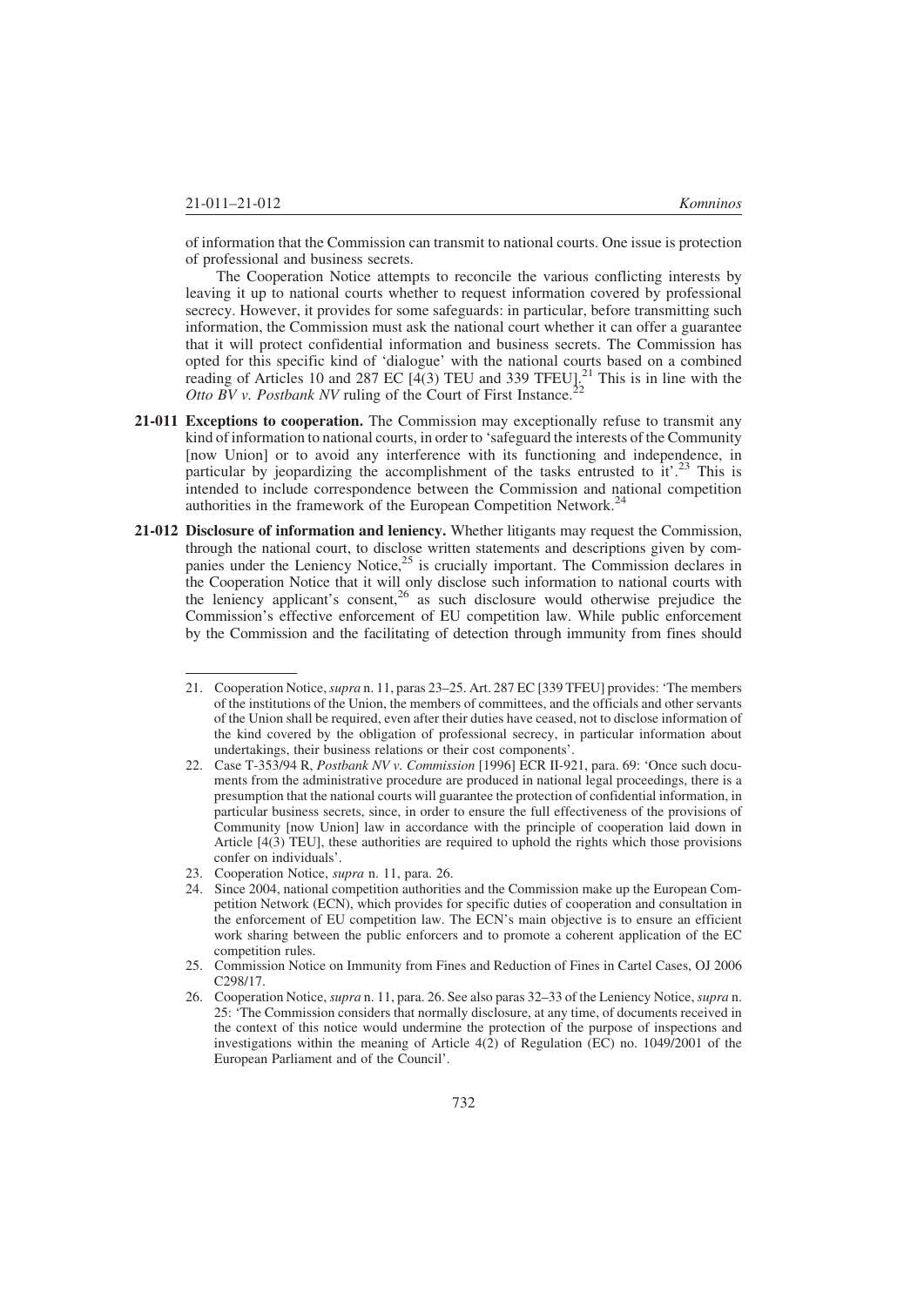of information that the Commission can transmit to national courts. One issue is protection of professional and business secrets.

The Cooperation Notice attempts to reconcile the various conflicting interests by leaving it up to national courts whether to request information covered by professional secrecy. However, it provides for some safeguards: in particular, before transmitting such information, the Commission must ask the national court whether it can offer a guarantee that it will protect confidential information and business secrets. The Commission has opted for this specific kind of 'dialogue' with the national courts based on a combined reading of Articles 10 and 287 EC [4(3) TEU and 339 TFEU].[21] This is in line with the *Otto BV v. Postbank NV* ruling of the Court of First Instance.[22]

**21-011 Exceptions to cooperation.** The Commission may exceptionally refuse to transmit any kind of information to national courts, in order to 'safeguard the interests of the Community [now Union] or to avoid any interference with its functioning and independence, in particular by jeopardizing the accomplishment of the tasks entrusted to it'.[23] This is intended to include correspondence between the Commission and national competition authorities in the framework of the European Competition Network.[24]

**21-012 Disclosure of information and leniency.** Whether litigants may request the Commission, through the national court, to disclose written statements and descriptions given by companies under the Leniency Notice,[25] is crucially important. The Commission declares in the Cooperation Notice that it will only disclose such information to national courts with the leniency applicant's consent,[26] as such disclosure would otherwise prejudice the Commission's effective enforcement of EU competition law. While public enforcement by the Commission and the facilitating of detection through immunity from fines should

---

21. Cooperation Notice, *supra* n. 11, paras 23–25. Art. 287 EC [339 TFEU] provides: 'The members of the institutions of the Union, the members of committees, and the officials and other servants of the Union shall be required, even after their duties have ceased, not to disclose information of the kind covered by the obligation of professional secrecy, in particular information about undertakings, their business relations or their cost components'.
22. Case T-353/94 R, *Postbank NV v. Commission* [1996] ECR II-921, para. 69: 'Once such documents from the administrative procedure are produced in national legal proceedings, there is a presumption that the national courts will guarantee the protection of confidential information, in particular business secrets, since, in order to ensure the full effectiveness of the provisions of Community [now Union] law in accordance with the principle of cooperation laid down in Article [4(3) TEU], these authorities are required to uphold the rights which those provisions confer on individuals'.
23. Cooperation Notice, *supra* n. 11, para. 26.
24. Since 2004, national competition authorities and the Commission make up the European Competition Network (ECN), which provides for specific duties of cooperation and consultation in the enforcement of EU competition law. The ECN's main objective is to ensure an efficient work sharing between the public enforcers and to promote a coherent application of the EC competition rules.
25. Commission Notice on Immunity from Fines and Reduction of Fines in Cartel Cases, OJ 2006 C298/17.
26. Cooperation Notice, *supra* n. 11, para. 26. See also paras 32–33 of the Leniency Notice, *supra* n. 25: 'The Commission considers that normally disclosure, at any time, of documents received in the context of this notice would undermine the protection of the purpose of inspections and investigations within the meaning of Article 4(2) of Regulation (EC) no. 1049/2001 of the European Parliament and of the Council'.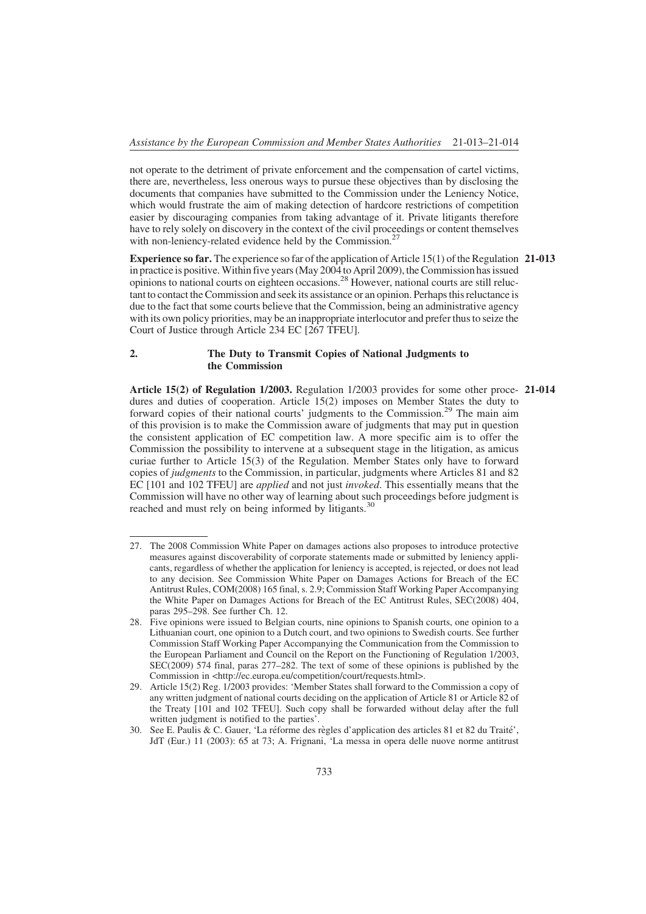not operate to the detriment of private enforcement and the compensation of cartel victims, there are, nevertheless, less onerous ways to pursue these objectives than by disclosing the documents that companies have submitted to the Commission under the Leniency Notice, which would frustrate the aim of making detection of hardcore restrictions of competition easier by discouraging companies from taking advantage of it. Private litigants therefore have to rely solely on discovery in the context of the civil proceedings or content themselves with non-leniency-related evidence held by the Commission.[27]

**21-013** **Experience so far.** The experience so far of the application of Article 15(1) of the Regulation in practice is positive. Within five years (May 2004 to April 2009), the Commission has issued opinions to national courts on eighteen occasions.[28] However, national courts are still reluctant to contact the Commission and seek its assistance or an opinion. Perhaps this reluctance is due to the fact that some courts believe that the Commission, being an administrative agency with its own policy priorities, may be an inappropriate interlocutor and prefer thus to seize the Court of Justice through Article 234 EC [267 TFEU].

## 2. The Duty to Transmit Copies of National Judgments to the Commission

**21-014** **Article 15(2) of Regulation 1/2003.** Regulation 1/2003 provides for some other procedures and duties of cooperation. Article 15(2) imposes on Member States the duty to forward copies of their national courts' judgments to the Commission.[29] The main aim of this provision is to make the Commission aware of judgments that may put in question the consistent application of EC competition law. A more specific aim is to offer the Commission the possibility to intervene at a subsequent stage in the litigation, as amicus curiae further to Article 15(3) of the Regulation. Member States only have to forward copies of *judgments* to the Commission, in particular, judgments where Articles 81 and 82 EC [101 and 102 TFEU] are *applied* and not just *invoked*. This essentially means that the Commission will have no other way of learning about such proceedings before judgment is reached and must rely on being informed by litigants.[30]

---

27. The 2008 Commission White Paper on damages actions also proposes to introduce protective measures against discoverability of corporate statements made or submitted by leniency applicants, regardless of whether the application for leniency is accepted, is rejected, or does not lead to any decision. See Commission White Paper on Damages Actions for Breach of the EC Antitrust Rules, COM(2008) 165 final, s. 2.9; Commission Staff Working Paper Accompanying the White Paper on Damages Actions for Breach of the EC Antitrust Rules, SEC(2008) 404, paras 295–298. See further Ch. 12.
28. Five opinions were issued to Belgian courts, nine opinions to Spanish courts, one opinion to a Lithuanian court, one opinion to a Dutch court, and two opinions to Swedish courts. See further Commission Staff Working Paper Accompanying the Communication from the Commission to the European Parliament and Council on the Report on the Functioning of Regulation 1/2003, SEC(2009) 574 final, paras 277–282. The text of some of these opinions is published by the Commission in <http://ec.europa.eu/competition/court/requests.html>.
29. Article 15(2) Reg. 1/2003 provides: 'Member States shall forward to the Commission a copy of any written judgment of national courts deciding on the application of Article 81 or Article 82 of the Treaty [101 and 102 TFEU]. Such copy shall be forwarded without delay after the full written judgment is notified to the parties'.
30. See E. Paulis & C. Gauer, 'La réforme des règles d'application des articles 81 et 82 du Traité', JdT (Eur.) 11 (2003): 65 at 73; A. Frignani, 'La messa in opera delle nuove norme antitrust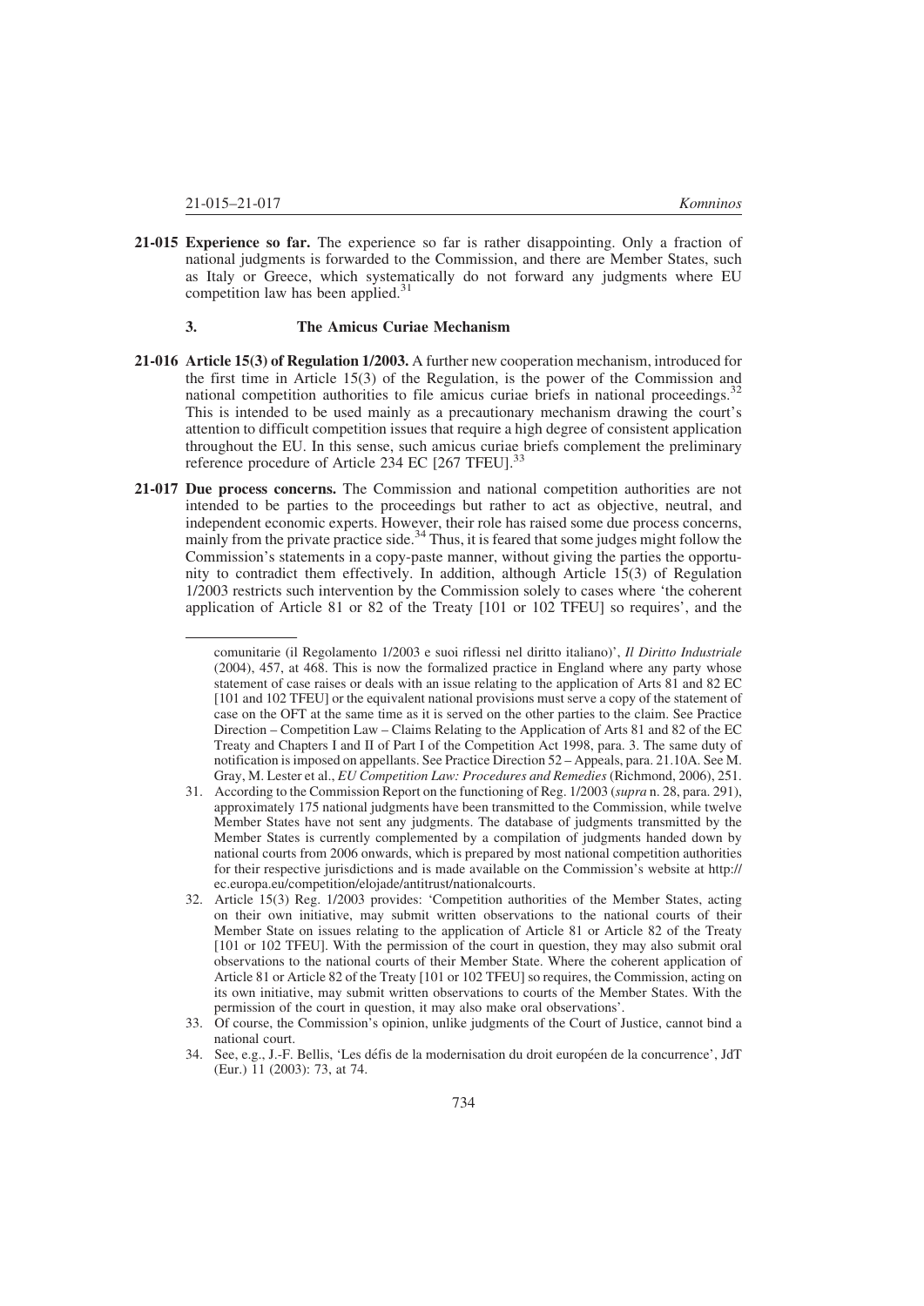**21-015 Experience so far.** The experience so far is rather disappointing. Only a fraction of national judgments is forwarded to the Commission, and there are Member States, such as Italy or Greece, which systematically do not forward any judgments where EU competition law has been applied.[31]

### 3. The Amicus Curiae Mechanism

**21-016 Article 15(3) of Regulation 1/2003.** A further new cooperation mechanism, introduced for the first time in Article 15(3) of the Regulation, is the power of the Commission and national competition authorities to file amicus curiae briefs in national proceedings.[32] This is intended to be used mainly as a precautionary mechanism drawing the court's attention to difficult competition issues that require a high degree of consistent application throughout the EU. In this sense, such amicus curiae briefs complement the preliminary reference procedure of Article 234 EC [267 TFEU].[33]

**21-017 Due process concerns.** The Commission and national competition authorities are not intended to be parties to the proceedings but rather to act as objective, neutral, and independent economic experts. However, their role has raised some due process concerns, mainly from the private practice side.[34] Thus, it is feared that some judges might follow the Commission's statements in a copy-paste manner, without giving the parties the opportunity to contradict them effectively. In addition, although Article 15(3) of Regulation 1/2003 restricts such intervention by the Commission solely to cases where 'the coherent application of Article 81 or 82 of the Treaty [101 or 102 TFEU] so requires', and the

---

comunitarie (il Regolamento 1/2003 e suoi riflessi nel diritto italiano)', *Il Diritto Industriale* (2004), 457, at 468. This is now the formalized practice in England where any party whose statement of case raises or deals with an issue relating to the application of Arts 81 and 82 EC [101 and 102 TFEU] or the equivalent national provisions must serve a copy of the statement of case on the OFT at the same time as it is served on the other parties to the claim. See Practice Direction – Competition Law – Claims Relating to the Application of Arts 81 and 82 of the EC Treaty and Chapters I and II of Part I of the Competition Act 1998, para. 3. The same duty of notification is imposed on appellants. See Practice Direction 52 – Appeals, para. 21.10A. See M. Gray, M. Lester et al., *EU Competition Law: Procedures and Remedies* (Richmond, 2006), 251.

31. According to the Commission Report on the functioning of Reg. 1/2003 (*supra* n. 28, para. 291), approximately 175 national judgments have been transmitted to the Commission, while twelve Member States have not sent any judgments. The database of judgments transmitted by the Member States is currently complemented by a compilation of judgments handed down by national courts from 2006 onwards, which is prepared by most national competition authorities for their respective jurisdictions and is made available on the Commission's website at http://ec.europa.eu/competition/elojade/antitrust/nationalcourts.

32. Article 15(3) Reg. 1/2003 provides: 'Competition authorities of the Member States, acting on their own initiative, may submit written observations to the national courts of their Member State on issues relating to the application of Article 81 or Article 82 of the Treaty [101 or 102 TFEU]. With the permission of the court in question, they may also submit oral observations to the national courts of their Member State. Where the coherent application of Article 81 or Article 82 of the Treaty [101 or 102 TFEU] so requires, the Commission, acting on its own initiative, may submit written observations to courts of the Member States. With the permission of the court in question, it may also make oral observations'.

33. Of course, the Commission's opinion, unlike judgments of the Court of Justice, cannot bind a national court.

34. See, e.g., J.-F. Bellis, 'Les défis de la modernisation du droit européen de la concurrence', JdT (Eur.) 11 (2003): 73, at 74.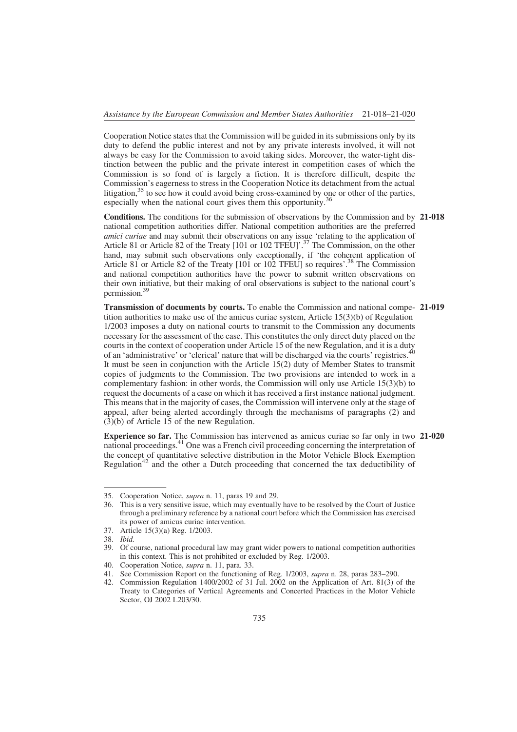Cooperation Notice states that the Commission will be guided in its submissions only by its duty to defend the public interest and not by any private interests involved, it will not always be easy for the Commission to avoid taking sides. Moreover, the water-tight distinction between the public and the private interest in competition cases of which the Commission is so fond of is largely a fiction. It is therefore difficult, despite the Commission's eagerness to stress in the Cooperation Notice its detachment from the actual litigation,[35] to see how it could avoid being cross-examined by one or other of the parties, especially when the national court gives them this opportunity.[36]

**21-018** **Conditions.** The conditions for the submission of observations by the Commission and by national competition authorities differ. National competition authorities are the preferred *amici curiae* and may submit their observations on any issue 'relating to the application of Article 81 or Article 82 of the Treaty [101 or 102 TFEU]'.[37] The Commission, on the other hand, may submit such observations only exceptionally, if 'the coherent application of Article 81 or Article 82 of the Treaty [101 or 102 TFEU] so requires'.[38] The Commission and national competition authorities have the power to submit written observations on their own initiative, but their making of oral observations is subject to the national court's permission.[39]

**21-019** **Transmission of documents by courts.** To enable the Commission and national competition authorities to make use of the amicus curiae system, Article 15(3)(b) of Regulation 1/2003 imposes a duty on national courts to transmit to the Commission any documents necessary for the assessment of the case. This constitutes the only direct duty placed on the courts in the context of cooperation under Article 15 of the new Regulation, and it is a duty of an 'administrative' or 'clerical' nature that will be discharged via the courts' registries.[40] It must be seen in conjunction with the Article 15(2) duty of Member States to transmit copies of judgments to the Commission. The two provisions are intended to work in a complementary fashion: in other words, the Commission will only use Article 15(3)(b) to request the documents of a case on which it has received a first instance national judgment. This means that in the majority of cases, the Commission will intervene only at the stage of appeal, after being alerted accordingly through the mechanisms of paragraphs (2) and (3)(b) of Article 15 of the new Regulation.

**21-020** **Experience so far.** The Commission has intervened as amicus curiae so far only in two national proceedings.[41] One was a French civil proceeding concerning the interpretation of the concept of quantitative selective distribution in the Motor Vehicle Block Exemption Regulation[42] and the other a Dutch proceeding that concerned the tax deductibility of

---

35. Cooperation Notice, *supra* n. 11, paras 19 and 29.
36. This is a very sensitive issue, which may eventually have to be resolved by the Court of Justice through a preliminary reference by a national court before which the Commission has exercised its power of amicus curiae intervention.
37. Article 15(3)(a) Reg. 1/2003.
38. *Ibid.*
39. Of course, national procedural law may grant wider powers to national competition authorities in this context. This is not prohibited or excluded by Reg. 1/2003.
40. Cooperation Notice, *supra* n. 11, para. 33.
41. See Commission Report on the functioning of Reg. 1/2003, *supra* n. 28, paras 283–290.
42. Commission Regulation 1400/2002 of 31 Jul. 2002 on the Application of Art. 81(3) of the Treaty to Categories of Vertical Agreements and Concerted Practices in the Motor Vehicle Sector, OJ 2002 L203/30.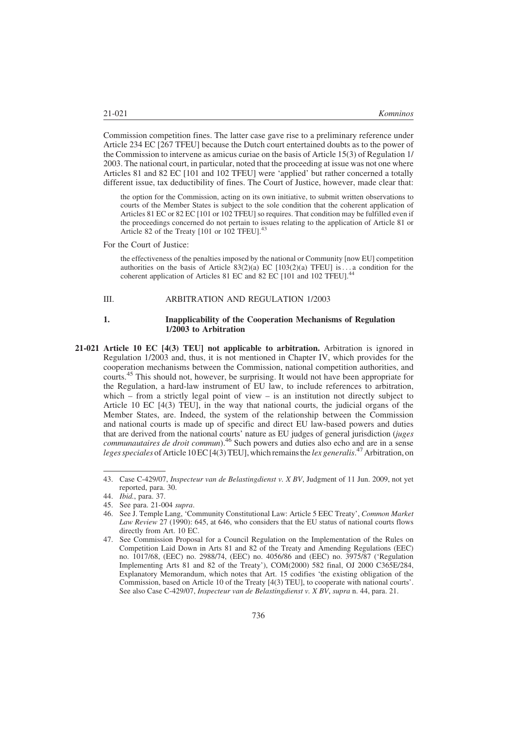Commission competition fines. The latter case gave rise to a preliminary reference under Article 234 EC [267 TFEU] because the Dutch court entertained doubts as to the power of the Commission to intervene as amicus curiae on the basis of Article 15(3) of Regulation 1/2003. The national court, in particular, noted that the proceeding at issue was not one where Articles 81 and 82 EC [101 and 102 TFEU] were 'applied' but rather concerned a totally different issue, tax deductibility of fines. The Court of Justice, however, made clear that:

> the option for the Commission, acting on its own initiative, to submit written observations to courts of the Member States is subject to the sole condition that the coherent application of Articles 81 EC or 82 EC [101 or 102 TFEU] so requires. That condition may be fulfilled even if the proceedings concerned do not pertain to issues relating to the application of Article 81 or Article 82 of the Treaty [101 or 102 TFEU].[43]

For the Court of Justice:

> the effectiveness of the penalties imposed by the national or Community [now EU] competition authorities on the basis of Article 83(2)(a) EC [103(2)(a) TFEU] is . . . a condition for the coherent application of Articles 81 EC and 82 EC [101 and 102 TFEU].[44]

## III. ARBITRATION AND REGULATION 1/2003

### 1. Inapplicability of the Cooperation Mechanisms of Regulation 1/2003 to Arbitration

**21-021 Article 10 EC [4(3) TEU] not applicable to arbitration.** Arbitration is ignored in Regulation 1/2003 and, thus, it is not mentioned in Chapter IV, which provides for the cooperation mechanisms between the Commission, national competition authorities, and courts.[45] This should not, however, be surprising. It would not have been appropriate for the Regulation, a hard-law instrument of EU law, to include references to arbitration, which – from a strictly legal point of view – is an institution not directly subject to Article 10 EC [4(3) TEU], in the way that national courts, the judicial organs of the Member States, are. Indeed, the system of the relationship between the Commission and national courts is made up of specific and direct EU law-based powers and duties that are derived from the national courts' nature as EU judges of general jurisdiction (*juges communautaires de droit commun*).[46] Such powers and duties also echo and are in a sense *leges speciales* of Article 10 EC [4(3) TEU], which remains the *lex generalis*.[47] Arbitration, on

---

43. Case C-429/07, *Inspecteur van de Belastingdienst v. X BV*, Judgment of 11 Jun. 2009, not yet reported, para. 30.

44. *Ibid.*, para. 37.

45. See para. 21-004 *supra*.

46. See J. Temple Lang, 'Community Constitutional Law: Article 5 EEC Treaty', *Common Market Law Review* 27 (1990): 645, at 646, who considers that the EU status of national courts flows directly from Art. 10 EC.

47. See Commission Proposal for a Council Regulation on the Implementation of the Rules on Competition Laid Down in Arts 81 and 82 of the Treaty and Amending Regulations (EEC) no. 1017/68, (EEC) no. 2988/74, (EEC) no. 4056/86 and (EEC) no. 3975/87 ('Regulation Implementing Arts 81 and 82 of the Treaty'), COM(2000) 582 final, OJ 2000 C365E/284, Explanatory Memorandum, which notes that Art. 15 codifies 'the existing obligation of the Commission, based on Article 10 of the Treaty [4(3) TEU], to cooperate with national courts'. See also Case C-429/07, *Inspecteur van de Belastingdienst v. X BV*, *supra* n. 44, para. 21.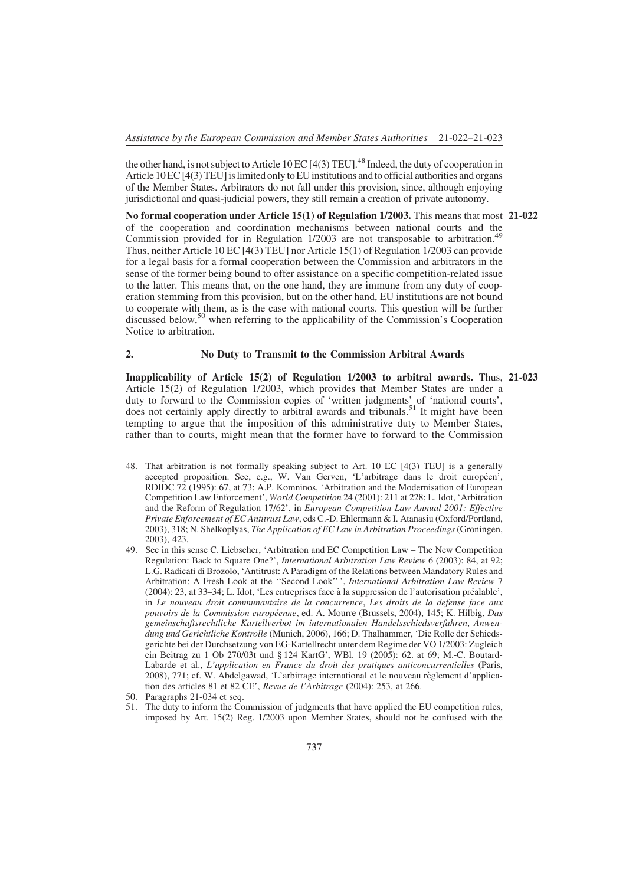the other hand, is not subject to Article 10 EC [4(3) TEU].[48] Indeed, the duty of cooperation in Article 10 EC [4(3) TEU] is limited only to EU institutions and to official authorities and organs of the Member States. Arbitrators do not fall under this provision, since, although enjoying jurisdictional and quasi-judicial powers, they still remain a creation of private autonomy.

**21-022** **No formal cooperation under Article 15(1) of Regulation 1/2003.** This means that most of the cooperation and coordination mechanisms between national courts and the Commission provided for in Regulation 1/2003 are not transposable to arbitration.[49] Thus, neither Article 10 EC [4(3) TEU] nor Article 15(1) of Regulation 1/2003 can provide for a legal basis for a formal cooperation between the Commission and arbitrators in the sense of the former being bound to offer assistance on a specific competition-related issue to the latter. This means that, on the one hand, they are immune from any duty of cooperation stemming from this provision, but on the other hand, EU institutions are not bound to cooperate with them, as is the case with national courts. This question will be further discussed below,[50] when referring to the applicability of the Commission's Cooperation Notice to arbitration.

## 2. No Duty to Transmit to the Commission Arbitral Awards

**21-023** **Inapplicability of Article 15(2) of Regulation 1/2003 to arbitral awards.** Thus, Article 15(2) of Regulation 1/2003, which provides that Member States are under a duty to forward to the Commission copies of 'written judgments' of 'national courts', does not certainly apply directly to arbitral awards and tribunals.[51] It might have been tempting to argue that the imposition of this administrative duty to Member States, rather than to courts, might mean that the former have to forward to the Commission

---

48. That arbitration is not formally speaking subject to Art. 10 EC [4(3) TEU] is a generally accepted proposition. See, e.g., W. Van Gerven, 'L'arbitrage dans le droit européen', RDIDC 72 (1995): 67, at 73; A.P. Komninos, 'Arbitration and the Modernisation of European Competition Law Enforcement', *World Competition* 24 (2001): 211 at 228; L. Idot, 'Arbitration and the Reform of Regulation 17/62', in *European Competition Law Annual 2001: Effective Private Enforcement of EC Antitrust Law*, eds C.-D. Ehlermann & I. Atanasiu (Oxford/Portland, 2003), 318; N. Shelkoplyas, *The Application of EC Law in Arbitration Proceedings* (Groningen, 2003), 423.

49. See in this sense C. Liebscher, 'Arbitration and EC Competition Law – The New Competition Regulation: Back to Square One?', *International Arbitration Law Review* 6 (2003): 84, at 92; L.G. Radicati di Brozolo, 'Antitrust: A Paradigm of the Relations between Mandatory Rules and Arbitration: A Fresh Look at the ''Second Look'' ', *International Arbitration Law Review* 7 (2004): 23, at 33–34; L. Idot, 'Les entreprises face à la suppression de l'autorisation préalable', in *Le nouveau droit communautaire de la concurrence*, *Les droits de la defense face aux pouvoirs de la Commission européenne*, ed. A. Mourre (Brussels, 2004), 145; K. Hilbig, *Das gemeinschaftsrechtliche Kartellverbot im internationalen Handelsschiedsverfahren*, *Anwendung und Gerichtliche Kontrolle* (Munich, 2006), 166; D. Thalhammer, 'Die Rolle der Schiedsgerichte bei der Durchsetzung von EG-Kartellrecht unter dem Regime der VO 1/2003: Zugleich ein Beitrag zu 1 Ob 270/03t und § 124 KartG', WBl. 19 (2005): 62. at 69; M.-C. Boutard-Labarde et al., *L'application en France du droit des pratiques anticoncurrentielles* (Paris, 2008), 771; cf. W. Abdelgawad, 'L'arbitrage international et le nouveau règlement d'application des articles 81 et 82 CE', *Revue de l'Arbitrage* (2004): 253, at 266.

50. Paragraphs 21-034 et seq.

51. The duty to inform the Commission of judgments that have applied the EU competition rules, imposed by Art. 15(2) Reg. 1/2003 upon Member States, should not be confused with the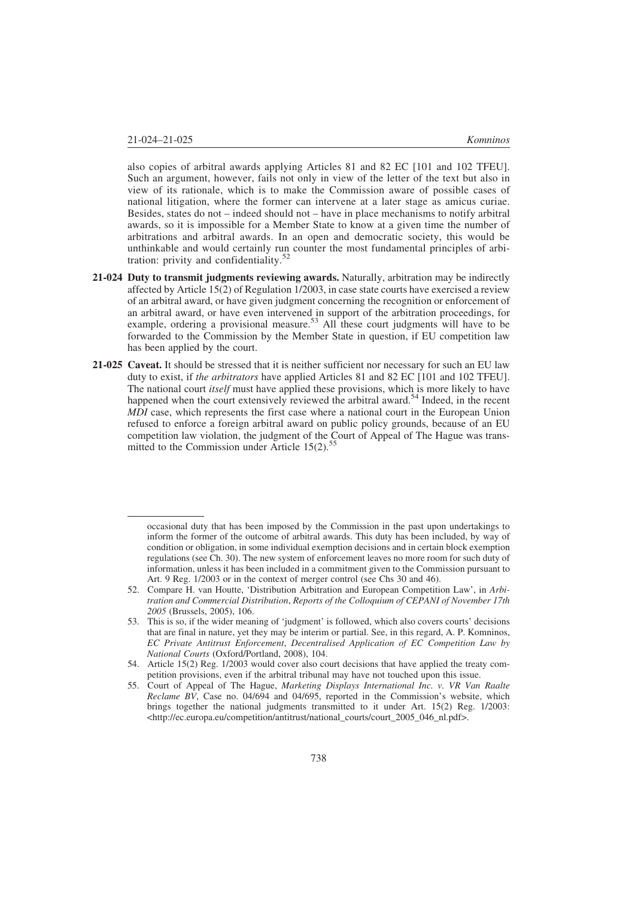also copies of arbitral awards applying Articles 81 and 82 EC [101 and 102 TFEU]. Such an argument, however, fails not only in view of the letter of the text but also in view of its rationale, which is to make the Commission aware of possible cases of national litigation, where the former can intervene at a later stage as amicus curiae. Besides, states do not – indeed should not – have in place mechanisms to notify arbitral awards, so it is impossible for a Member State to know at a given time the number of arbitrations and arbitral awards. In an open and democratic society, this would be unthinkable and would certainly run counter the most fundamental principles of arbitration: privity and confidentiality.[52]

**21-024 Duty to transmit judgments reviewing awards.** Naturally, arbitration may be indirectly affected by Article 15(2) of Regulation 1/2003, in case state courts have exercised a review of an arbitral award, or have given judgment concerning the recognition or enforcement of an arbitral award, or have even intervened in support of the arbitration proceedings, for example, ordering a provisional measure.[53] All these court judgments will have to be forwarded to the Commission by the Member State in question, if EU competition law has been applied by the court.

**21-025 Caveat.** It should be stressed that it is neither sufficient nor necessary for such an EU law duty to exist, if *the arbitrators* have applied Articles 81 and 82 EC [101 and 102 TFEU]. The national court *itself* must have applied these provisions, which is more likely to have happened when the court extensively reviewed the arbitral award.[54] Indeed, in the recent *MDI* case, which represents the first case where a national court in the European Union refused to enforce a foreign arbitral award on public policy grounds, because of an EU competition law violation, the judgment of the Court of Appeal of The Hague was transmitted to the Commission under Article 15(2).[55]

---

occasional duty that has been imposed by the Commission in the past upon undertakings to inform the former of the outcome of arbitral awards. This duty has been included, by way of condition or obligation, in some individual exemption decisions and in certain block exemption regulations (see Ch. 30). The new system of enforcement leaves no more room for such duty of information, unless it has been included in a commitment given to the Commission pursuant to Art. 9 Reg. 1/2003 or in the context of merger control (see Chs 30 and 46).

52. Compare H. van Houtte, 'Distribution Arbitration and European Competition Law', in *Arbitration and Commercial Distribution*, *Reports of the Colloquium of CEPANI of November 17th 2005* (Brussels, 2005), 106.

53. This is so, if the wider meaning of 'judgment' is followed, which also covers courts' decisions that are final in nature, yet they may be interim or partial. See, in this regard, A. P. Komninos, *EC Private Antitrust Enforcement*, *Decentralised Application of EC Competition Law by National Courts* (Oxford/Portland, 2008), 104.

54. Article 15(2) Reg. 1/2003 would cover also court decisions that have applied the treaty competition provisions, even if the arbitral tribunal may have not touched upon this issue.

55. Court of Appeal of The Hague, *Marketing Displays International Inc. v. VR Van Raalte Reclame BV*, Case no. 04/694 and 04/695, reported in the Commission's website, which brings together the national judgments transmitted to it under Art. 15(2) Reg. 1/2003: <http://ec.europa.eu/competition/antitrust/national_courts/court_2005_046_nl.pdf>.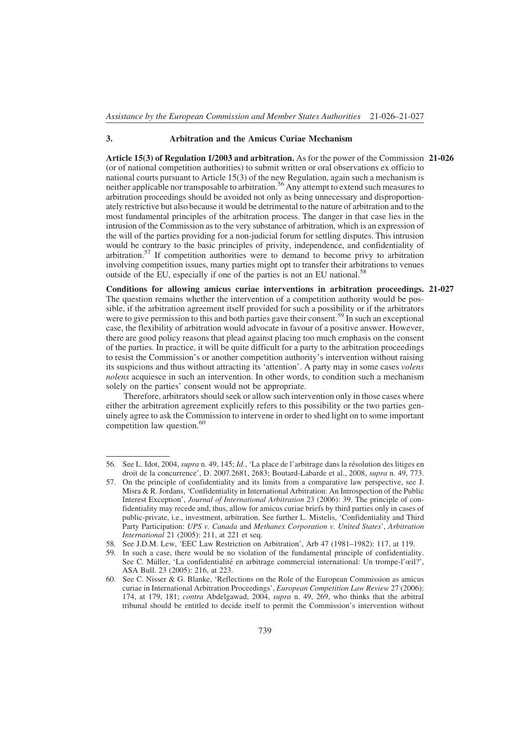## 3. Arbitration and the Amicus Curiae Mechanism

**Article 15(3) of Regulation 1/2003 and arbitration.** As for the power of the Commission (or of national competition authorities) to submit written or oral observations ex officio to national courts pursuant to Article 15(3) of the new Regulation, again such a mechanism is neither applicable nor transposable to arbitration.[56] Any attempt to extend such measures to arbitration proceedings should be avoided not only as being unnecessary and disproportionately restrictive but also because it would be detrimental to the nature of arbitration and to the most fundamental principles of the arbitration process. The danger in that case lies in the intrusion of the Commission as to the very substance of arbitration, which is an expression of the will of the parties providing for a non-judicial forum for settling disputes. This intrusion would be contrary to the basic principles of privity, independence, and confidentiality of arbitration.[57] If competition authorities were to demand to become privy to arbitration involving competition issues, many parties might opt to transfer their arbitrations to venues outside of the EU, especially if one of the parties is not an EU national.[58] **21-026**

**Conditions for allowing amicus curiae interventions in arbitration proceedings.** The question remains whether the intervention of a competition authority would be possible, if the arbitration agreement itself provided for such a possibility or if the arbitrators were to give permission to this and both parties gave their consent.[59] In such an exceptional case, the flexibility of arbitration would advocate in favour of a positive answer. However, there are good policy reasons that plead against placing too much emphasis on the consent of the parties. In practice, it will be quite difficult for a party to the arbitration proceedings to resist the Commission's or another competition authority's intervention without raising its suspicions and thus without attracting its 'attention'. A party may in some cases *volens nolens* acquiesce in such an intervention. In other words, to condition such a mechanism solely on the parties' consent would not be appropriate. **21-027**

Therefore, arbitrators should seek or allow such intervention only in those cases where either the arbitration agreement explicitly refers to this possibility or the two parties genuinely agree to ask the Commission to intervene in order to shed light on to some important competition law question.[60]

---

56. See L. Idot, 2004, *supra* n. 49, 145; *Id.*, 'La place de l'arbitrage dans la résolution des litiges en droit de la concurrence', D. 2007.2681, 2683; Boutard-Labarde et al., 2008, *supra* n. 49, 773.

57. On the principle of confidentiality and its limits from a comparative law perspective, see J. Misra & R. Jordans, 'Confidentiality in International Arbitration: An Introspection of the Public Interest Exception', *Journal of International Arbitration* 23 (2006): 39. The principle of confidentiality may recede and, thus, allow for amicus curiae briefs by third parties only in cases of public-private, i.e., investment, arbitration. See further L. Mistelis, 'Confidentiality and Third Party Participation: *UPS v. Canada* and *Methanex Corporation v. United States*', *Arbitration International* 21 (2005): 211, at 221 et seq.

58. See J.D.M. Lew, 'EEC Law Restriction on Arbitration', Arb 47 (1981–1982): 117, at 119.

59. In such a case, there would be no violation of the fundamental principle of confidentiality. See C. Müller, 'La confidentialité en arbitrage commercial international: Un trompe-l'œil?', ASA Bull. 23 (2005): 216, at 223.

60. See C. Nisser & G. Blanke, 'Reflections on the Role of the European Commission as amicus curiae in International Arbitration Proceedings', *European Competition Law Review* 27 (2006): 174, at 179, 181; *contra* Abdelgawad, 2004, *supra* n. 49, 269, who thinks that the arbitral tribunal should be entitled to decide itself to permit the Commission's intervention without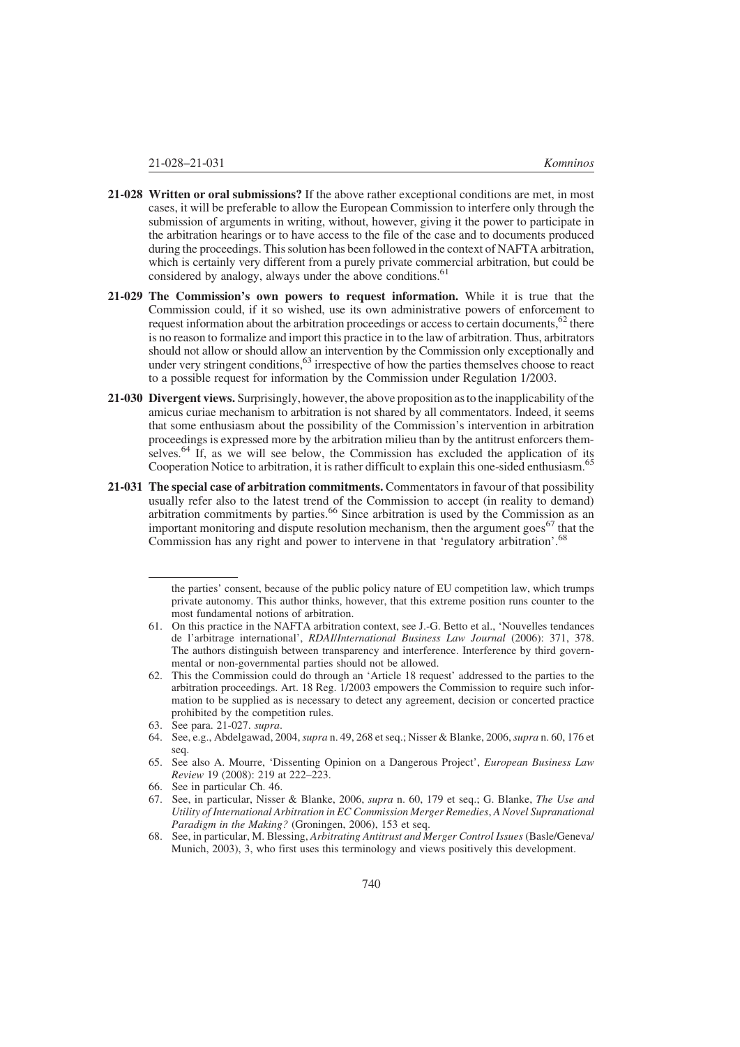**21-028 Written or oral submissions?** If the above rather exceptional conditions are met, in most cases, it will be preferable to allow the European Commission to interfere only through the submission of arguments in writing, without, however, giving it the power to participate in the arbitration hearings or to have access to the file of the case and to documents produced during the proceedings. This solution has been followed in the context of NAFTA arbitration, which is certainly very different from a purely private commercial arbitration, but could be considered by analogy, always under the above conditions.[61]

**21-029 The Commission's own powers to request information.** While it is true that the Commission could, if it so wished, use its own administrative powers of enforcement to request information about the arbitration proceedings or access to certain documents,[62] there is no reason to formalize and import this practice in to the law of arbitration. Thus, arbitrators should not allow or should allow an intervention by the Commission only exceptionally and under very stringent conditions,[63] irrespective of how the parties themselves choose to react to a possible request for information by the Commission under Regulation 1/2003.

**21-030 Divergent views.** Surprisingly, however, the above proposition as to the inapplicability of the amicus curiae mechanism to arbitration is not shared by all commentators. Indeed, it seems that some enthusiasm about the possibility of the Commission's intervention in arbitration proceedings is expressed more by the arbitration milieu than by the antitrust enforcers themselves.[64] If, as we will see below, the Commission has excluded the application of its Cooperation Notice to arbitration, it is rather difficult to explain this one-sided enthusiasm.[65]

**21-031 The special case of arbitration commitments.** Commentators in favour of that possibility usually refer also to the latest trend of the Commission to accept (in reality to demand) arbitration commitments by parties.[66] Since arbitration is used by the Commission as an important monitoring and dispute resolution mechanism, then the argument goes[67] that the Commission has any right and power to intervene in that 'regulatory arbitration'.[68]

---

the parties' consent, because of the public policy nature of EU competition law, which trumps private autonomy. This author thinks, however, that this extreme position runs counter to the most fundamental notions of arbitration.

61. On this practice in the NAFTA arbitration context, see J.-G. Betto et al., 'Nouvelles tendances de l'arbitrage international', *RDAI/International Business Law Journal* (2006): 371, 378. The authors distinguish between transparency and interference. Interference by third governmental or non-governmental parties should not be allowed.
62. This the Commission could do through an 'Article 18 request' addressed to the parties to the arbitration proceedings. Art. 18 Reg. 1/2003 empowers the Commission to require such information to be supplied as is necessary to detect any agreement, decision or concerted practice prohibited by the competition rules.
63. See para. 21-027. *supra*.
64. See, e.g., Abdelgawad, 2004, *supra* n. 49, 268 et seq.; Nisser & Blanke, 2006, *supra* n. 60, 176 et seq.
65. See also A. Mourre, 'Dissenting Opinion on a Dangerous Project', *European Business Law Review* 19 (2008): 219 at 222–223.
66. See in particular Ch. 46.
67. See, in particular, Nisser & Blanke, 2006, *supra* n. 60, 179 et seq.; G. Blanke, *The Use and Utility of International Arbitration in EC Commission Merger Remedies*, *A Novel Supranational Paradigm in the Making?* (Groningen, 2006), 153 et seq.
68. See, in particular, M. Blessing, *Arbitrating Antitrust and Merger Control Issues* (Basle/Geneva/Munich, 2003), 3, who first uses this terminology and views positively this development.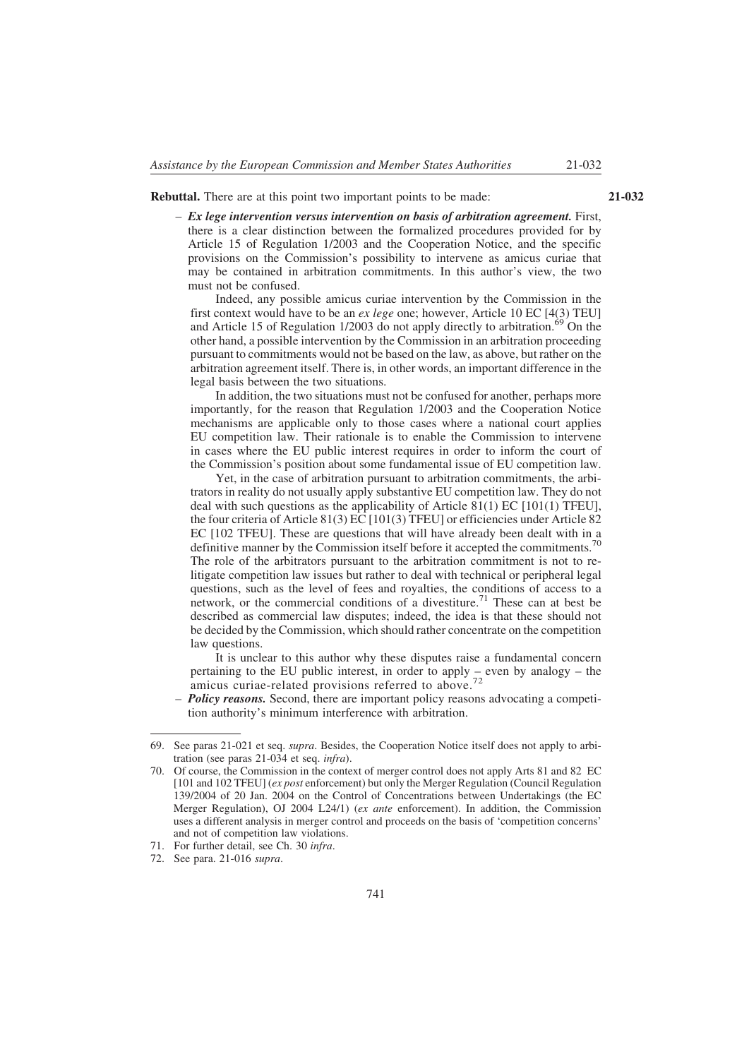**21-032** **Rebuttal.** There are at this point two important points to be made:

– ***Ex lege intervention versus intervention on basis of arbitration agreement.*** First, there is a clear distinction between the formalized procedures provided for by Article 15 of Regulation 1/2003 and the Cooperation Notice, and the specific provisions on the Commission's possibility to intervene as amicus curiae that may be contained in arbitration commitments. In this author's view, the two must not be confused.

  Indeed, any possible amicus curiae intervention by the Commission in the first context would have to be an *ex lege* one; however, Article 10 EC [4(3) TEU] and Article 15 of Regulation 1/2003 do not apply directly to arbitration.[69] On the other hand, a possible intervention by the Commission in an arbitration proceeding pursuant to commitments would not be based on the law, as above, but rather on the arbitration agreement itself. There is, in other words, an important difference in the legal basis between the two situations.

  In addition, the two situations must not be confused for another, perhaps more importantly, for the reason that Regulation 1/2003 and the Cooperation Notice mechanisms are applicable only to those cases where a national court applies EU competition law. Their rationale is to enable the Commission to intervene in cases where the EU public interest requires in order to inform the court of the Commission's position about some fundamental issue of EU competition law.

  Yet, in the case of arbitration pursuant to arbitration commitments, the arbitrators in reality do not usually apply substantive EU competition law. They do not deal with such questions as the applicability of Article 81(1) EC [101(1) TFEU], the four criteria of Article 81(3) EC [101(3) TFEU] or efficiencies under Article 82 EC [102 TFEU]. These are questions that will have already been dealt with in a definitive manner by the Commission itself before it accepted the commitments.[70] The role of the arbitrators pursuant to the arbitration commitment is not to re-litigate competition law issues but rather to deal with technical or peripheral legal questions, such as the level of fees and royalties, the conditions of access to a network, or the commercial conditions of a divestiture.[71] These can at best be described as commercial law disputes; indeed, the idea is that these should not be decided by the Commission, which should rather concentrate on the competition law questions.

  It is unclear to this author why these disputes raise a fundamental concern pertaining to the EU public interest, in order to apply – even by analogy – the amicus curiae-related provisions referred to above.[72]

– ***Policy reasons.*** Second, there are important policy reasons advocating a competition authority's minimum interference with arbitration.

---

69. See paras 21-021 et seq. *supra*. Besides, the Cooperation Notice itself does not apply to arbitration (see paras 21-034 et seq. *infra*).
70. Of course, the Commission in the context of merger control does not apply Arts 81 and 82 EC [101 and 102 TFEU] (*ex post* enforcement) but only the Merger Regulation (Council Regulation 139/2004 of 20 Jan. 2004 on the Control of Concentrations between Undertakings (the EC Merger Regulation), OJ 2004 L24/1) (*ex ante* enforcement). In addition, the Commission uses a different analysis in merger control and proceeds on the basis of 'competition concerns' and not of competition law violations.
71. For further detail, see Ch. 30 *infra*.
72. See para. 21-016 *supra*.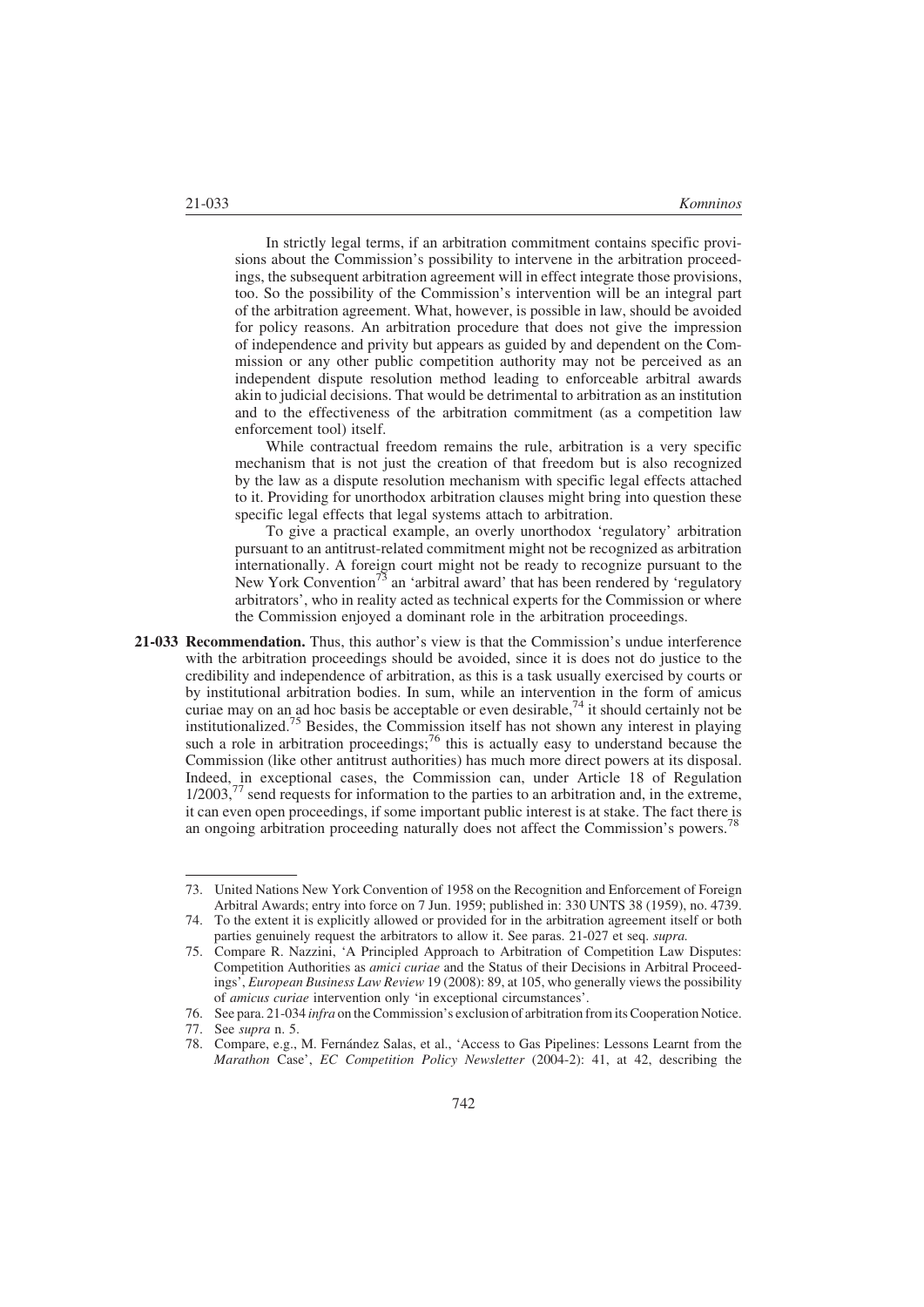In strictly legal terms, if an arbitration commitment contains specific provisions about the Commission's possibility to intervene in the arbitration proceedings, the subsequent arbitration agreement will in effect integrate those provisions, too. So the possibility of the Commission's intervention will be an integral part of the arbitration agreement. What, however, is possible in law, should be avoided for policy reasons. An arbitration procedure that does not give the impression of independence and privity but appears as guided by and dependent on the Commission or any other public competition authority may not be perceived as an independent dispute resolution method leading to enforceable arbitral awards akin to judicial decisions. That would be detrimental to arbitration as an institution and to the effectiveness of the arbitration commitment (as a competition law enforcement tool) itself.

While contractual freedom remains the rule, arbitration is a very specific mechanism that is not just the creation of that freedom but is also recognized by the law as a dispute resolution mechanism with specific legal effects attached to it. Providing for unorthodox arbitration clauses might bring into question these specific legal effects that legal systems attach to arbitration.

To give a practical example, an overly unorthodox 'regulatory' arbitration pursuant to an antitrust-related commitment might not be recognized as arbitration internationally. A foreign court might not be ready to recognize pursuant to the New York Convention[73] an 'arbitral award' that has been rendered by 'regulatory arbitrators', who in reality acted as technical experts for the Commission or where the Commission enjoyed a dominant role in the arbitration proceedings.

**21-033 Recommendation.** Thus, this author's view is that the Commission's undue interference with the arbitration proceedings should be avoided, since it is does not do justice to the credibility and independence of arbitration, as this is a task usually exercised by courts or by institutional arbitration bodies. In sum, while an intervention in the form of amicus curiae may on an ad hoc basis be acceptable or even desirable,[74] it should certainly not be institutionalized.[75] Besides, the Commission itself has not shown any interest in playing such a role in arbitration proceedings;[76] this is actually easy to understand because the Commission (like other antitrust authorities) has much more direct powers at its disposal. Indeed, in exceptional cases, the Commission can, under Article 18 of Regulation 1/2003,[77] send requests for information to the parties to an arbitration and, in the extreme, it can even open proceedings, if some important public interest is at stake. The fact there is an ongoing arbitration proceeding naturally does not affect the Commission's powers.[78]

---

73. United Nations New York Convention of 1958 on the Recognition and Enforcement of Foreign Arbitral Awards; entry into force on 7 Jun. 1959; published in: 330 UNTS 38 (1959), no. 4739.
74. To the extent it is explicitly allowed or provided for in the arbitration agreement itself or both parties genuinely request the arbitrators to allow it. See paras. 21-027 et seq. *supra*.
75. Compare R. Nazzini, 'A Principled Approach to Arbitration of Competition Law Disputes: Competition Authorities as *amici curiae* and the Status of their Decisions in Arbitral Proceedings', *European Business Law Review* 19 (2008): 89, at 105, who generally views the possibility of *amicus curiae* intervention only 'in exceptional circumstances'.
76. See para. 21-034 *infra* on the Commission's exclusion of arbitration from its Cooperation Notice.
77. See *supra* n. 5.
78. Compare, e.g., M. Fernández Salas, et al., 'Access to Gas Pipelines: Lessons Learnt from the *Marathon* Case', *EC Competition Policy Newsletter* (2004-2): 41, at 42, describing the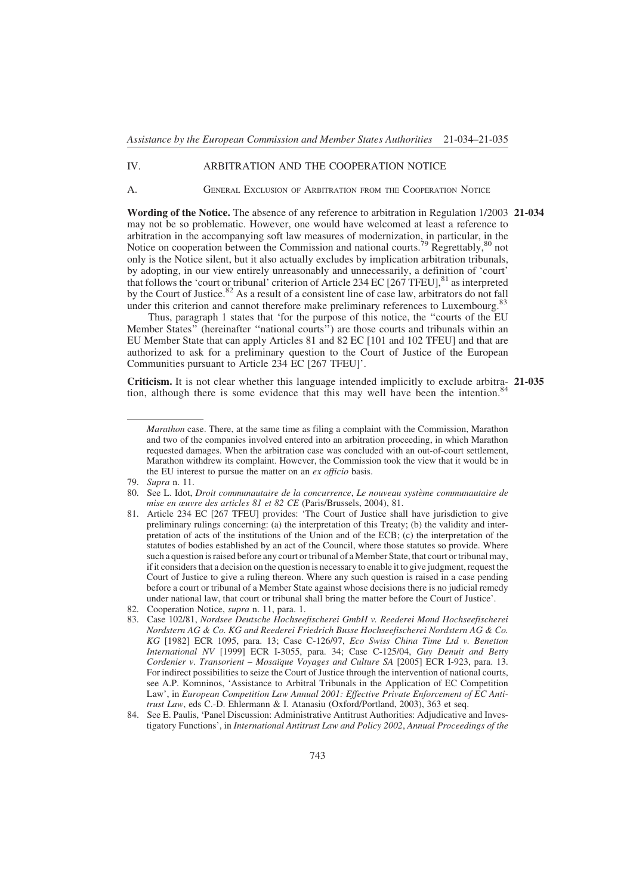## IV. ARBITRATION AND THE COOPERATION NOTICE

### A. General Exclusion of Arbitration from the Cooperation Notice

**21-034** **Wording of the Notice.** The absence of any reference to arbitration in Regulation 1/2003 may not be so problematic. However, one would have welcomed at least a reference to arbitration in the accompanying soft law measures of modernization, in particular, in the Notice on cooperation between the Commission and national courts.[79] Regrettably,[80] not only is the Notice silent, but it also actually excludes by implication arbitration tribunals, by adopting, in our view entirely unreasonably and unnecessarily, a definition of 'court' that follows the 'court or tribunal' criterion of Article 234 EC [267 TFEU],[81] as interpreted by the Court of Justice.[82] As a result of a consistent line of case law, arbitrators do not fall under this criterion and cannot therefore make preliminary references to Luxembourg.[83]

Thus, paragraph 1 states that 'for the purpose of this notice, the "courts of the EU Member States" (hereinafter "national courts") are those courts and tribunals within an EU Member State that can apply Articles 81 and 82 EC [101 and 102 TFEU] and that are authorized to ask for a preliminary question to the Court of Justice of the European Communities pursuant to Article 234 EC [267 TFEU]'.

**21-035** **Criticism.** It is not clear whether this language intended implicitly to exclude arbitration, although there is some evidence that this may well have been the intention.[84]

---

*Marathon* case. There, at the same time as filing a complaint with the Commission, Marathon and two of the companies involved entered into an arbitration proceeding, in which Marathon requested damages. When the arbitration case was concluded with an out-of-court settlement, Marathon withdrew its complaint. However, the Commission took the view that it would be in the EU interest to pursue the matter on an *ex officio* basis.

79. *Supra* n. 11.

80. See L. Idot, *Droit communautaire de la concurrence*, *Le nouveau système communautaire de mise en œuvre des articles 81 et 82 CE* (Paris/Brussels, 2004), 81.

81. Article 234 EC [267 TFEU] provides: 'The Court of Justice shall have jurisdiction to give preliminary rulings concerning: (a) the interpretation of this Treaty; (b) the validity and interpretation of acts of the institutions of the Union and of the ECB; (c) the interpretation of the statutes of bodies established by an act of the Council, where those statutes so provide. Where such a question is raised before any court or tribunal of a Member State, that court or tribunal may, if it considers that a decision on the question is necessary to enable it to give judgment, request the Court of Justice to give a ruling thereon. Where any such question is raised in a case pending before a court or tribunal of a Member State against whose decisions there is no judicial remedy under national law, that court or tribunal shall bring the matter before the Court of Justice'.

82. Cooperation Notice, *supra* n. 11, para. 1.

83. Case 102/81, *Nordsee Deutsche Hochseefischerei GmbH v. Reederei Mond Hochseefischerei Nordstern AG & Co. KG and Reederei Friedrich Busse Hochseefischerei Nordstern AG & Co. KG* [1982] ECR 1095, para. 13; Case C-126/97, *Eco Swiss China Time Ltd v. Benetton International NV* [1999] ECR I-3055, para. 34; Case C-125/04, *Guy Denuit and Betty Cordenier v. Transorient – Mosaïque Voyages and Culture SA* [2005] ECR I-923, para. 13. For indirect possibilities to seize the Court of Justice through the intervention of national courts, see A.P. Komninos, 'Assistance to Arbitral Tribunals in the Application of EC Competition Law', in *European Competition Law Annual 2001: Effective Private Enforcement of EC Antitrust Law*, eds C.-D. Ehlermann & I. Atanasiu (Oxford/Portland, 2003), 363 et seq.

84. See E. Paulis, 'Panel Discussion: Administrative Antitrust Authorities: Adjudicative and Investigatory Functions', in *International Antitrust Law and Policy 2002*, *Annual Proceedings of the*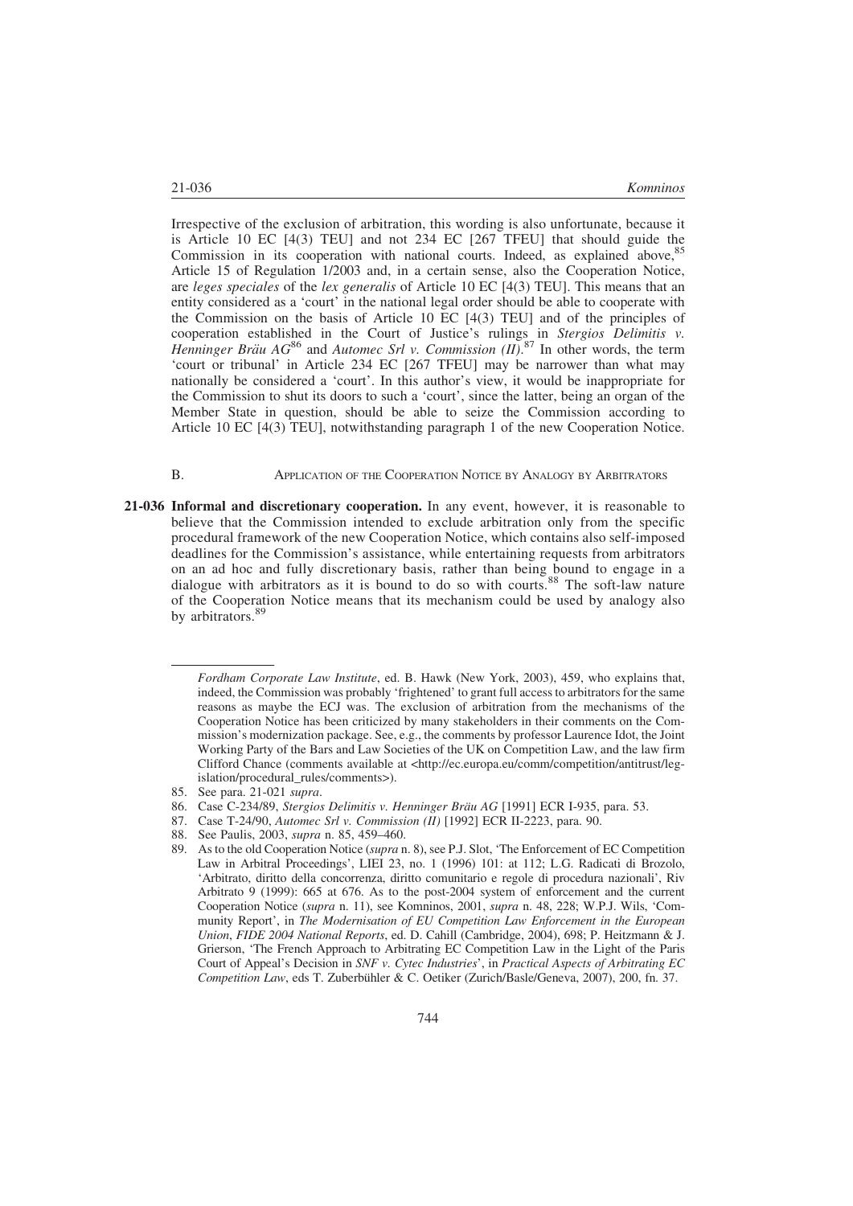Irrespective of the exclusion of arbitration, this wording is also unfortunate, because it is Article 10 EC [4(3) TEU] and not 234 EC [267 TFEU] that should guide the Commission in its cooperation with national courts. Indeed, as explained above,[85] Article 15 of Regulation 1/2003 and, in a certain sense, also the Cooperation Notice, are *leges speciales* of the *lex generalis* of Article 10 EC [4(3) TEU]. This means that an entity considered as a 'court' in the national legal order should be able to cooperate with the Commission on the basis of Article 10 EC [4(3) TEU] and of the principles of cooperation established in the Court of Justice's rulings in *Stergios Delimitis v. Henninger Bräu AG*[86] and *Automec Srl v. Commission (II)*.[87] In other words, the term 'court or tribunal' in Article 234 EC [267 TFEU] may be narrower than what may nationally be considered a 'court'. In this author's view, it would be inappropriate for the Commission to shut its doors to such a 'court', since the latter, being an organ of the Member State in question, should be able to seize the Commission according to Article 10 EC [4(3) TEU], notwithstanding paragraph 1 of the new Cooperation Notice.

### B. Application of the Cooperation Notice by Analogy by Arbitrators

**21-036 Informal and discretionary cooperation.** In any event, however, it is reasonable to believe that the Commission intended to exclude arbitration only from the specific procedural framework of the new Cooperation Notice, which contains also self-imposed deadlines for the Commission's assistance, while entertaining requests from arbitrators on an ad hoc and fully discretionary basis, rather than being bound to engage in a dialogue with arbitrators as it is bound to do so with courts.[88] The soft-law nature of the Cooperation Notice means that its mechanism could be used by analogy also by arbitrators.[89]

---

*Fordham Corporate Law Institute*, ed. B. Hawk (New York, 2003), 459, who explains that, indeed, the Commission was probably 'frightened' to grant full access to arbitrators for the same reasons as maybe the ECJ was. The exclusion of arbitration from the mechanisms of the Cooperation Notice has been criticized by many stakeholders in their comments on the Commission's modernization package. See, e.g., the comments by professor Laurence Idot, the Joint Working Party of the Bars and Law Societies of the UK on Competition Law, and the law firm Clifford Chance (comments available at <http://ec.europa.eu/comm/competition/antitrust/legislation/procedural_rules/comments>).

85. See para. 21-021 *supra*.
86. Case C-234/89, *Stergios Delimitis v. Henninger Bräu AG* [1991] ECR I-935, para. 53.
87. Case T-24/90, *Automec Srl v. Commission (II)* [1992] ECR II-2223, para. 90.
88. See Paulis, 2003, *supra* n. 85, 459–460.
89. As to the old Cooperation Notice (*supra* n. 8), see P.J. Slot, 'The Enforcement of EC Competition Law in Arbitral Proceedings', LIEI 23, no. 1 (1996) 101: at 112; L.G. Radicati di Brozolo, 'Arbitrato, diritto della concorrenza, diritto comunitario e regole di procedura nazionali', Riv Arbitrato 9 (1999): 665 at 676. As to the post-2004 system of enforcement and the current Cooperation Notice (*supra* n. 11), see Komninos, 2001, *supra* n. 48, 228; W.P.J. Wils, 'Community Report', in *The Modernisation of EU Competition Law Enforcement in the European Union*, *FIDE 2004 National Reports*, ed. D. Cahill (Cambridge, 2004), 698; P. Heitzmann & J. Grierson, 'The French Approach to Arbitrating EC Competition Law in the Light of the Paris Court of Appeal's Decision in *SNF v. Cytec Industries*', in *Practical Aspects of Arbitrating EC Competition Law*, eds T. Zuberbühler & C. Oetiker (Zurich/Basle/Geneva, 2007), 200, fn. 37.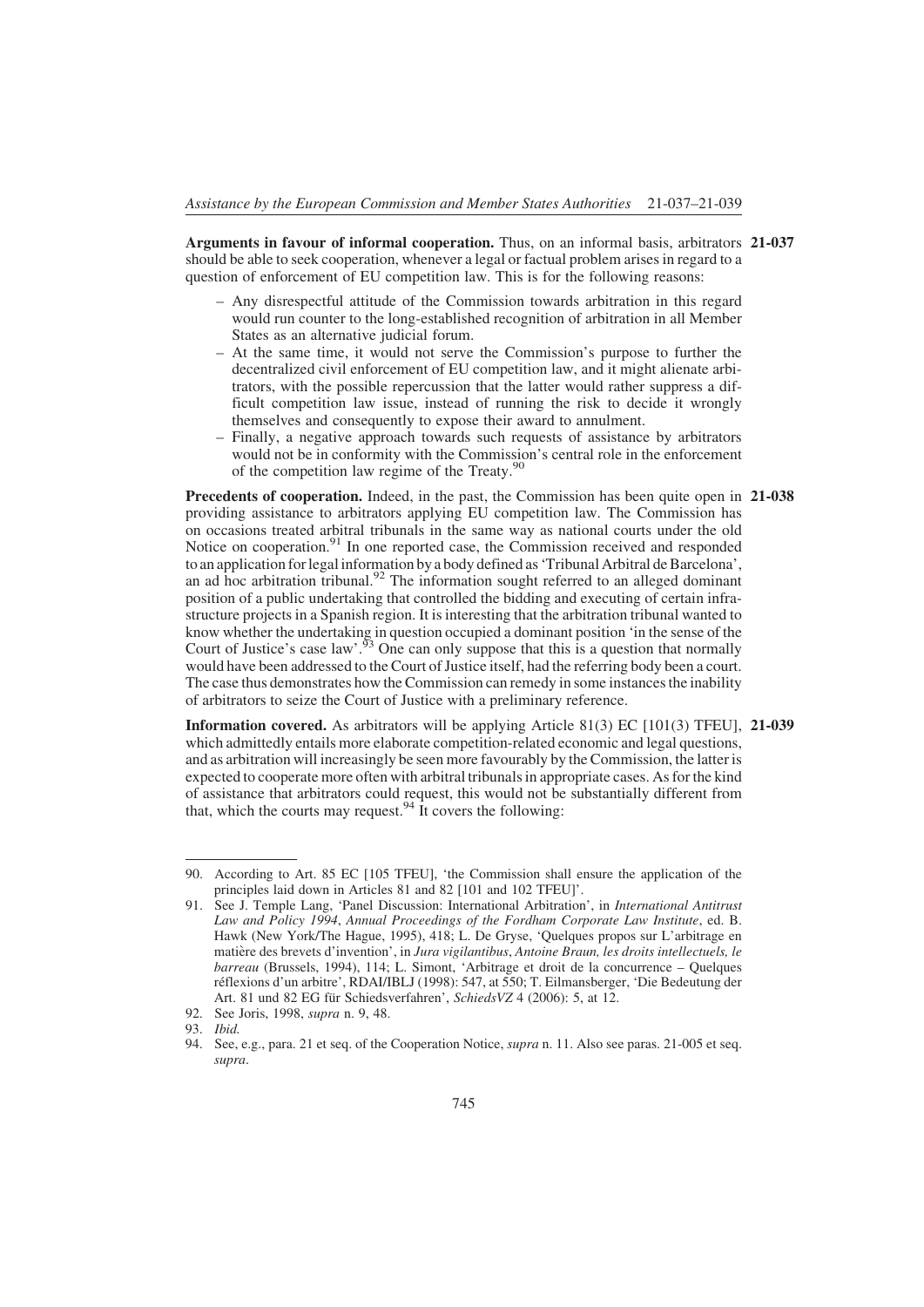**Arguments in favour of informal cooperation.** Thus, on an informal basis, arbitrators **21-037** should be able to seek cooperation, whenever a legal or factual problem arises in regard to a question of enforcement of EU competition law. This is for the following reasons:

– Any disrespectful attitude of the Commission towards arbitration in this regard would run counter to the long-established recognition of arbitration in all Member States as an alternative judicial forum.
– At the same time, it would not serve the Commission's purpose to further the decentralized civil enforcement of EU competition law, and it might alienate arbitrators, with the possible repercussion that the latter would rather suppress a difficult competition law issue, instead of running the risk to decide it wrongly themselves and consequently to expose their award to annulment.
– Finally, a negative approach towards such requests of assistance by arbitrators would not be in conformity with the Commission's central role in the enforcement of the competition law regime of the Treaty.[90]

**Precedents of cooperation.** Indeed, in the past, the Commission has been quite open in **21-038** providing assistance to arbitrators applying EU competition law. The Commission has on occasions treated arbitral tribunals in the same way as national courts under the old Notice on cooperation.[91] In one reported case, the Commission received and responded to an application for legal information by a body defined as 'Tribunal Arbitral de Barcelona', an ad hoc arbitration tribunal.[92] The information sought referred to an alleged dominant position of a public undertaking that controlled the bidding and executing of certain infrastructure projects in a Spanish region. It is interesting that the arbitration tribunal wanted to know whether the undertaking in question occupied a dominant position 'in the sense of the Court of Justice's case law'.[93] One can only suppose that this is a question that normally would have been addressed to the Court of Justice itself, had the referring body been a court. The case thus demonstrates how the Commission can remedy in some instances the inability of arbitrators to seize the Court of Justice with a preliminary reference.

**Information covered.** As arbitrators will be applying Article 81(3) EC [101(3) TFEU], **21-039** which admittedly entails more elaborate competition-related economic and legal questions, and as arbitration will increasingly be seen more favourably by the Commission, the latter is expected to cooperate more often with arbitral tribunals in appropriate cases. As for the kind of assistance that arbitrators could request, this would not be substantially different from that, which the courts may request.[94] It covers the following:

---

90. According to Art. 85 EC [105 TFEU], 'the Commission shall ensure the application of the principles laid down in Articles 81 and 82 [101 and 102 TFEU]'.
91. See J. Temple Lang, 'Panel Discussion: International Arbitration', in *International Antitrust Law and Policy 1994*, *Annual Proceedings of the Fordham Corporate Law Institute*, ed. B. Hawk (New York/The Hague, 1995), 418; L. De Gryse, 'Quelques propos sur L'arbitrage en matière des brevets d'invention', in *Jura vigilantibus*, *Antoine Braun, les droits intellectuels, le barreau* (Brussels, 1994), 114; L. Simont, 'Arbitrage et droit de la concurrence – Quelques réflexions d'un arbitre', RDAI/IBLJ (1998): 547, at 550; T. Eilmansberger, 'Die Bedeutung der Art. 81 und 82 EG für Schiedsverfahren', *SchiedsVZ* 4 (2006): 5, at 12.
92. See Joris, 1998, *supra* n. 9, 48.
93. *Ibid.*
94. See, e.g., para. 21 et seq. of the Cooperation Notice, *supra* n. 11. Also see paras. 21-005 et seq. *supra*.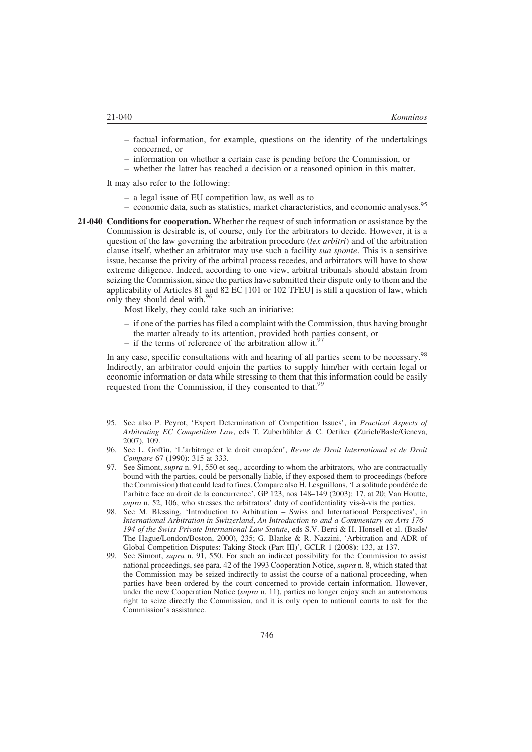– factual information, for example, questions on the identity of the undertakings concerned, or
– information on whether a certain case is pending before the Commission, or
– whether the latter has reached a decision or a reasoned opinion in this matter.

It may also refer to the following:

– a legal issue of EU competition law, as well as to
– economic data, such as statistics, market characteristics, and economic analyses.[95]

**21-040 Conditions for cooperation.** Whether the request of such information or assistance by the Commission is desirable is, of course, only for the arbitrators to decide. However, it is a question of the law governing the arbitration procedure (*lex arbitri*) and of the arbitration clause itself, whether an arbitrator may use such a facility *sua sponte*. This is a sensitive issue, because the privity of the arbitral process recedes, and arbitrators will have to show extreme diligence. Indeed, according to one view, arbitral tribunals should abstain from seizing the Commission, since the parties have submitted their dispute only to them and the applicability of Articles 81 and 82 EC [101 or 102 TFEU] is still a question of law, which only they should deal with.[96]

Most likely, they could take such an initiative:

– if one of the parties has filed a complaint with the Commission, thus having brought the matter already to its attention, provided both parties consent, or
– if the terms of reference of the arbitration allow it.[97]

In any case, specific consultations with and hearing of all parties seem to be necessary.[98] Indirectly, an arbitrator could enjoin the parties to supply him/her with certain legal or economic information or data while stressing to them that this information could be easily requested from the Commission, if they consented to that.[99]

---

95. See also P. Peyrot, 'Expert Determination of Competition Issues', in *Practical Aspects of Arbitrating EC Competition Law*, eds T. Zuberbühler & C. Oetiker (Zurich/Basle/Geneva, 2007), 109.

96. See L. Goffin, 'L'arbitrage et le droit européen', *Revue de Droit International et de Droit Compare* 67 (1990): 315 at 333.

97. See Simont, *supra* n. 91, 550 et seq., according to whom the arbitrators, who are contractually bound with the parties, could be personally liable, if they exposed them to proceedings (before the Commission) that could lead to fines. Compare also H. Lesguillons, 'La solitude pondérée de l'arbitre face au droit de la concurrence', GP 123, nos 148–149 (2003): 17, at 20; Van Houtte, *supra* n. 52, 106, who stresses the arbitrators' duty of confidentiality vis-à-vis the parties.

98. See M. Blessing, 'Introduction to Arbitration – Swiss and International Perspectives', in *International Arbitration in Switzerland*, *An Introduction to and a Commentary on Arts 176–194 of the Swiss Private International Law Statute*, eds S.V. Berti & H. Honsell et al. (Basle/The Hague/London/Boston, 2000), 235; G. Blanke & R. Nazzini, 'Arbitration and ADR of Global Competition Disputes: Taking Stock (Part III)', GCLR 1 (2008): 133, at 137.

99. See Simont, *supra* n. 91, 550. For such an indirect possibility for the Commission to assist national proceedings, see para. 42 of the 1993 Cooperation Notice, *supra* n. 8, which stated that the Commission may be seized indirectly to assist the course of a national proceeding, when parties have been ordered by the court concerned to provide certain information. However, under the new Cooperation Notice (*supra* n. 11), parties no longer enjoy such an autonomous right to seize directly the Commission, and it is only open to national courts to ask for the Commission's assistance.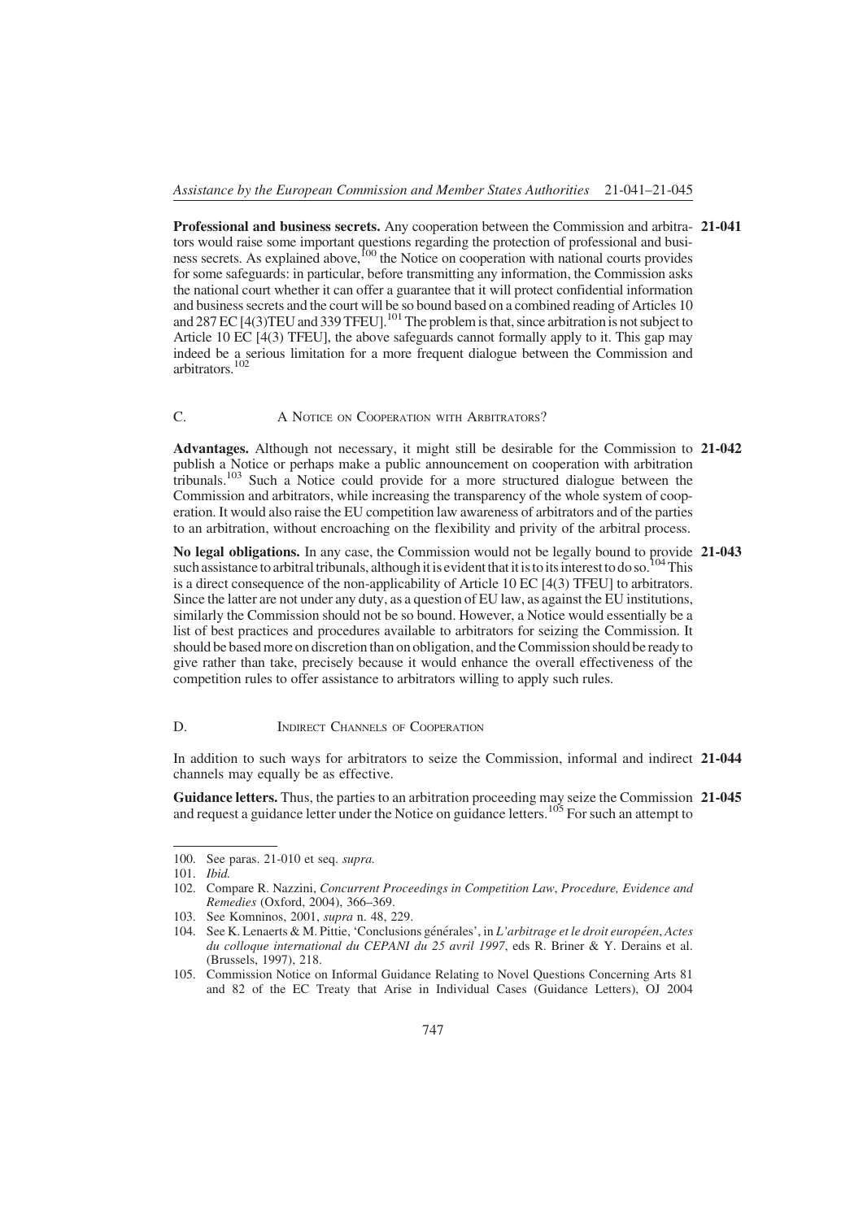**Professional and business secrets.** Any cooperation between the Commission and arbitrators would raise some important questions regarding the protection of professional and business secrets. As explained above,[100] the Notice on cooperation with national courts provides for some safeguards: in particular, before transmitting any information, the Commission asks the national court whether it can offer a guarantee that it will protect confidential information and business secrets and the court will be so bound based on a combined reading of Articles 10 and 287 EC [4(3)TEU and 339 TFEU].[101] The problem is that, since arbitration is not subject to Article 10 EC [4(3) TFEU], the above safeguards cannot formally apply to it. This gap may indeed be a serious limitation for a more frequent dialogue between the Commission and arbitrators.[102] **21-041**

## C. A Notice on Cooperation with Arbitrators?

**Advantages.** Although not necessary, it might still be desirable for the Commission to publish a Notice or perhaps make a public announcement on cooperation with arbitration tribunals.[103] Such a Notice could provide for a more structured dialogue between the Commission and arbitrators, while increasing the transparency of the whole system of cooperation. It would also raise the EU competition law awareness of arbitrators and of the parties to an arbitration, without encroaching on the flexibility and privity of the arbitral process. **21-042**

**No legal obligations.** In any case, the Commission would not be legally bound to provide such assistance to arbitral tribunals, although it is evident that it is to its interest to do so.[104] This is a direct consequence of the non-applicability of Article 10 EC [4(3) TFEU] to arbitrators. Since the latter are not under any duty, as a question of EU law, as against the EU institutions, similarly the Commission should not be so bound. However, a Notice would essentially be a list of best practices and procedures available to arbitrators for seizing the Commission. It should be based more on discretion than on obligation, and the Commission should be ready to give rather than take, precisely because it would enhance the overall effectiveness of the competition rules to offer assistance to arbitrators willing to apply such rules. **21-043**

## D. Indirect Channels of Cooperation

In addition to such ways for arbitrators to seize the Commission, informal and indirect channels may equally be as effective. **21-044**

**Guidance letters.** Thus, the parties to an arbitration proceeding may seize the Commission and request a guidance letter under the Notice on guidance letters.[105] For such an attempt to **21-045**

---

100. See paras. 21-010 et seq. *supra.*
101. *Ibid.*
102. Compare R. Nazzini, *Concurrent Proceedings in Competition Law, Procedure, Evidence and Remedies* (Oxford, 2004), 366–369.
103. See Komninos, 2001, *supra* n. 48, 229.
104. See K. Lenaerts & M. Pittie, 'Conclusions générales', in *L'arbitrage et le droit européen*, *Actes du colloque international du CEPANI du 25 avril 1997*, eds R. Briner & Y. Derains et al. (Brussels, 1997), 218.
105. Commission Notice on Informal Guidance Relating to Novel Questions Concerning Arts 81 and 82 of the EC Treaty that Arise in Individual Cases (Guidance Letters), OJ 2004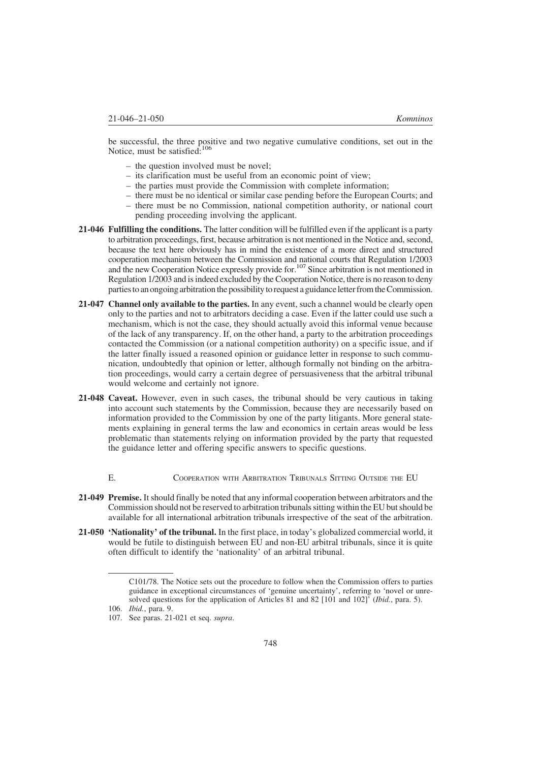be successful, the three positive and two negative cumulative conditions, set out in the Notice, must be satisfied:[106]

- the question involved must be novel;
- its clarification must be useful from an economic point of view;
- the parties must provide the Commission with complete information;
- there must be no identical or similar case pending before the European Courts; and
- there must be no Commission, national competition authority, or national court pending proceeding involving the applicant.

**21-046 Fulfilling the conditions.** The latter condition will be fulfilled even if the applicant is a party to arbitration proceedings, first, because arbitration is not mentioned in the Notice and, second, because the text here obviously has in mind the existence of a more direct and structured cooperation mechanism between the Commission and national courts that Regulation 1/2003 and the new Cooperation Notice expressly provide for.[107] Since arbitration is not mentioned in Regulation 1/2003 and is indeed excluded by the Cooperation Notice, there is no reason to deny parties to an ongoing arbitration the possibility to request a guidance letter from the Commission.

**21-047 Channel only available to the parties.** In any event, such a channel would be clearly open only to the parties and not to arbitrators deciding a case. Even if the latter could use such a mechanism, which is not the case, they should actually avoid this informal venue because of the lack of any transparency. If, on the other hand, a party to the arbitration proceedings contacted the Commission (or a national competition authority) on a specific issue, and if the latter finally issued a reasoned opinion or guidance letter in response to such communication, undoubtedly that opinion or letter, although formally not binding on the arbitration proceedings, would carry a certain degree of persuasiveness that the arbitral tribunal would welcome and certainly not ignore.

**21-048 Caveat.** However, even in such cases, the tribunal should be very cautious in taking into account such statements by the Commission, because they are necessarily based on information provided to the Commission by one of the party litigants. More general statements explaining in general terms the law and economics in certain areas would be less problematic than statements relying on information provided by the party that requested the guidance letter and offering specific answers to specific questions.

### E. Cooperation with Arbitration Tribunals Sitting Outside the EU

**21-049 Premise.** It should finally be noted that any informal cooperation between arbitrators and the Commission should not be reserved to arbitration tribunals sitting within the EU but should be available for all international arbitration tribunals irrespective of the seat of the arbitration.

**21-050 'Nationality' of the tribunal.** In the first place, in today's globalized commercial world, it would be futile to distinguish between EU and non-EU arbitral tribunals, since it is quite often difficult to identify the 'nationality' of an arbitral tribunal.

---

C101/78. The Notice sets out the procedure to follow when the Commission offers to parties guidance in exceptional circumstances of 'genuine uncertainty', referring to 'novel or unresolved questions for the application of Articles 81 and 82 [101 and 102]' (*Ibid.*, para. 5).

106. *Ibid.*, para. 9.

107. See paras. 21-021 et seq. *supra*.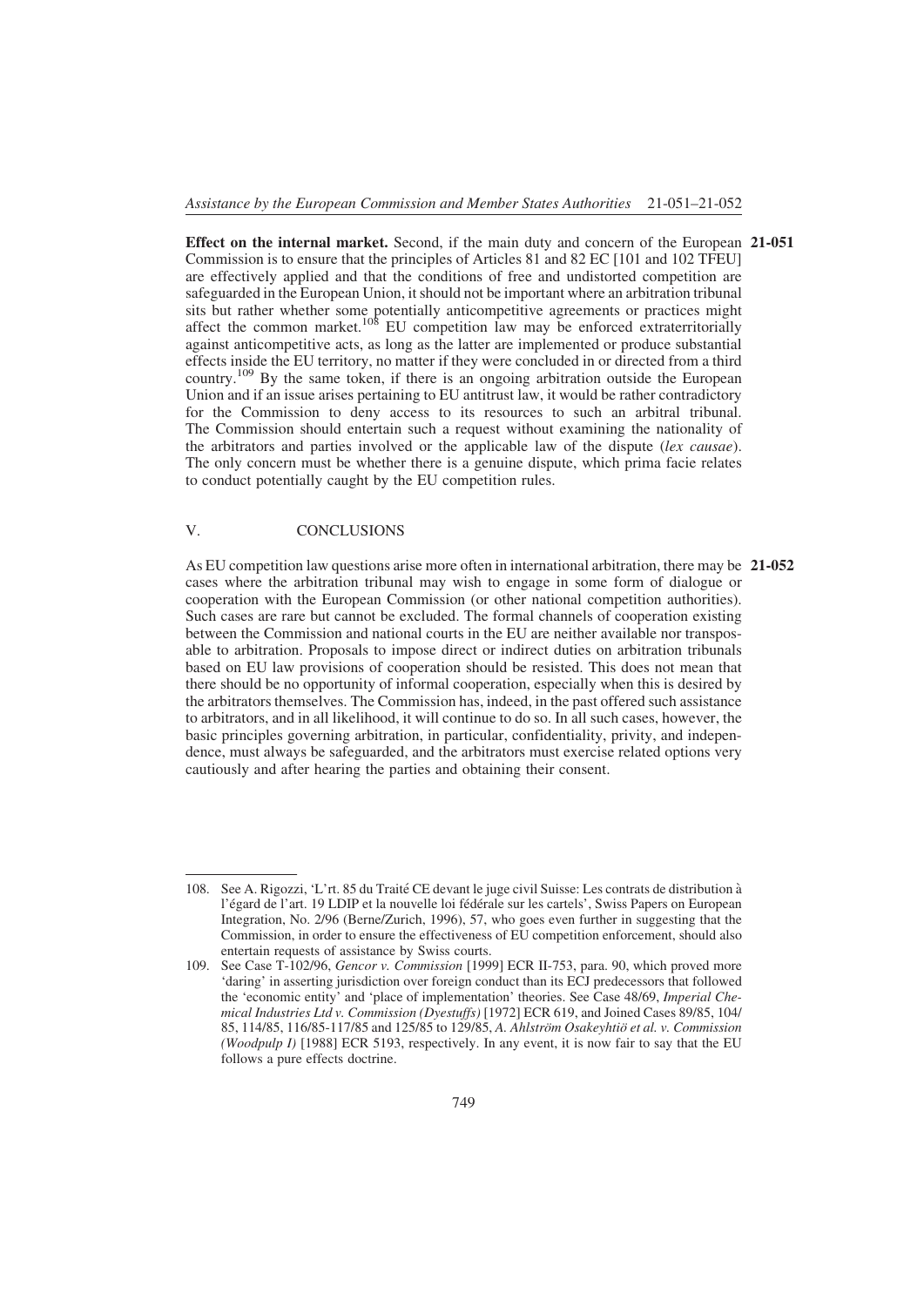**21-051** **Effect on the internal market.** Second, if the main duty and concern of the European Commission is to ensure that the principles of Articles 81 and 82 EC [101 and 102 TFEU] are effectively applied and that the conditions of free and undistorted competition are safeguarded in the European Union, it should not be important where an arbitration tribunal sits but rather whether some potentially anticompetitive agreements or practices might affect the common market.[108] EU competition law may be enforced extraterritorially against anticompetitive acts, as long as the latter are implemented or produce substantial effects inside the EU territory, no matter if they were concluded in or directed from a third country.[109] By the same token, if there is an ongoing arbitration outside the European Union and if an issue arises pertaining to EU antitrust law, it would be rather contradictory for the Commission to deny access to its resources to such an arbitral tribunal. The Commission should entertain such a request without examining the nationality of the arbitrators and parties involved or the applicable law of the dispute (*lex causae*). The only concern must be whether there is a genuine dispute, which prima facie relates to conduct potentially caught by the EU competition rules.

## V. CONCLUSIONS

**21-052** As EU competition law questions arise more often in international arbitration, there may be cases where the arbitration tribunal may wish to engage in some form of dialogue or cooperation with the European Commission (or other national competition authorities). Such cases are rare but cannot be excluded. The formal channels of cooperation existing between the Commission and national courts in the EU are neither available nor transposable to arbitration. Proposals to impose direct or indirect duties on arbitration tribunals based on EU law provisions of cooperation should be resisted. This does not mean that there should be no opportunity of informal cooperation, especially when this is desired by the arbitrators themselves. The Commission has, indeed, in the past offered such assistance to arbitrators, and in all likelihood, it will continue to do so. In all such cases, however, the basic principles governing arbitration, in particular, confidentiality, privity, and independence, must always be safeguarded, and the arbitrators must exercise related options very cautiously and after hearing the parties and obtaining their consent.

---

108. See A. Rigozzi, 'L'rt. 85 du Traité CE devant le juge civil Suisse: Les contrats de distribution à l'égard de l'art. 19 LDIP et la nouvelle loi fédérale sur les cartels', Swiss Papers on European Integration, No. 2/96 (Berne/Zurich, 1996), 57, who goes even further in suggesting that the Commission, in order to ensure the effectiveness of EU competition enforcement, should also entertain requests of assistance by Swiss courts.

109. See Case T-102/96, *Gencor v. Commission* [1999] ECR II-753, para. 90, which proved more 'daring' in asserting jurisdiction over foreign conduct than its ECJ predecessors that followed the 'economic entity' and 'place of implementation' theories. See Case 48/69, *Imperial Chemical Industries Ltd v. Commission (Dyestuffs)* [1972] ECR 619, and Joined Cases 89/85, 104/85, 114/85, 116/85-117/85 and 125/85 to 129/85, *A. Ahlström Osakeyhtiö et al. v. Commission (Woodpulp I)* [1988] ECR 5193, respectively. In any event, it is now fair to say that the EU follows a pure effects doctrine.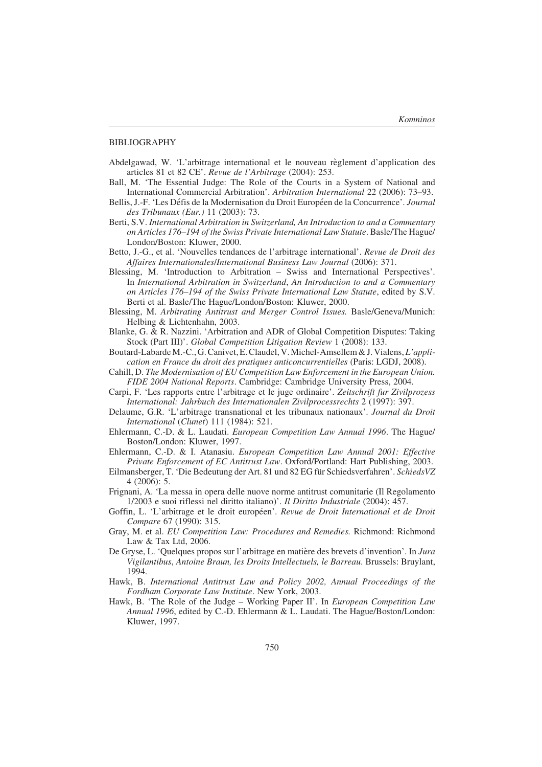## BIBLIOGRAPHY

Abdelgawad, W. 'L'arbitrage international et le nouveau règlement d'application des articles 81 et 82 CE'. *Revue de l'Arbitrage* (2004): 253.

Ball, M. 'The Essential Judge: The Role of the Courts in a System of National and International Commercial Arbitration'. *Arbitration International* 22 (2006): 73–93.

Bellis, J.-F. 'Les Défis de la Modernisation du Droit Européen de la Concurrence'. *Journal des Tribunaux (Eur.)* 11 (2003): 73.

Berti, S.V. *International Arbitration in Switzerland, An Introduction to and a Commentary on Articles 176–194 of the Swiss Private International Law Statute*. Basle/The Hague/London/Boston: Kluwer, 2000.

Betto, J.-G., et al. 'Nouvelles tendances de l'arbitrage international'. *Revue de Droit des Affaires Internationales/International Business Law Journal* (2006): 371.

Blessing, M. 'Introduction to Arbitration – Swiss and International Perspectives'. In *International Arbitration in Switzerland, An Introduction to and a Commentary on Articles 176–194 of the Swiss Private International Law Statute*, edited by S.V. Berti et al. Basle/The Hague/London/Boston: Kluwer, 2000.

Blessing, M. *Arbitrating Antitrust and Merger Control Issues.* Basle/Geneva/Munich: Helbing & Lichtenhahn, 2003.

Blanke, G. & R. Nazzini. 'Arbitration and ADR of Global Competition Disputes: Taking Stock (Part III)'. *Global Competition Litigation Review* 1 (2008): 133.

Boutard-Labarde M.-C., G. Canivet, E. Claudel, V. Michel-Amsellem & J. Vialens, *L'application en France du droit des pratiques anticoncurrentielles* (Paris: LGDJ, 2008).

Cahill, D. *The Modernisation of EU Competition Law Enforcement in the European Union. FIDE 2004 National Reports*. Cambridge: Cambridge University Press, 2004.

Carpi, F. 'Les rapports entre l'arbitrage et le juge ordinaire'. *Zeitschrift fur Zivilprozess International: Jahrbuch des Internationalen Zivilprocessrechts* 2 (1997): 397.

Delaume, G.R. 'L'arbitrage transnational et les tribunaux nationaux'. *Journal du Droit International* (*Clunet*) 111 (1984): 521.

Ehlermann, C.-D. & L. Laudati. *European Competition Law Annual 1996*. The Hague/Boston/London: Kluwer, 1997.

Ehlermann, C.-D. & I. Atanasiu. *European Competition Law Annual 2001: Effective Private Enforcement of EC Antitrust Law*. Oxford/Portland: Hart Publishing, 2003.

Eilmansberger, T. 'Die Bedeutung der Art. 81 und 82 EG für Schiedsverfahren'. *SchiedsVZ* 4 (2006): 5.

Frignani, A. 'La messa in opera delle nuove norme antitrust comunitarie (Il Regolamento 1/2003 e suoi riflessi nel diritto italiano)'. *Il Diritto Industriale* (2004): 457.

Goffin, L. 'L'arbitrage et le droit européen'. *Revue de Droit International et de Droit Compare* 67 (1990): 315.

Gray, M. et al. *EU Competition Law: Procedures and Remedies.* Richmond: Richmond Law & Tax Ltd, 2006.

De Gryse, L. 'Quelques propos sur l'arbitrage en matière des brevets d'invention'. In *Jura Vigilantibus, Antoine Braun, les Droits Intellectuels, le Barreau.* Brussels: Bruylant, 1994.

Hawk, B. *International Antitrust Law and Policy 2002, Annual Proceedings of the Fordham Corporate Law Institute*. New York, 2003.

Hawk, B. 'The Role of the Judge – Working Paper II'. In *European Competition Law Annual 1996*, edited by C.-D. Ehlermann & L. Laudati. The Hague/Boston/London: Kluwer, 1997.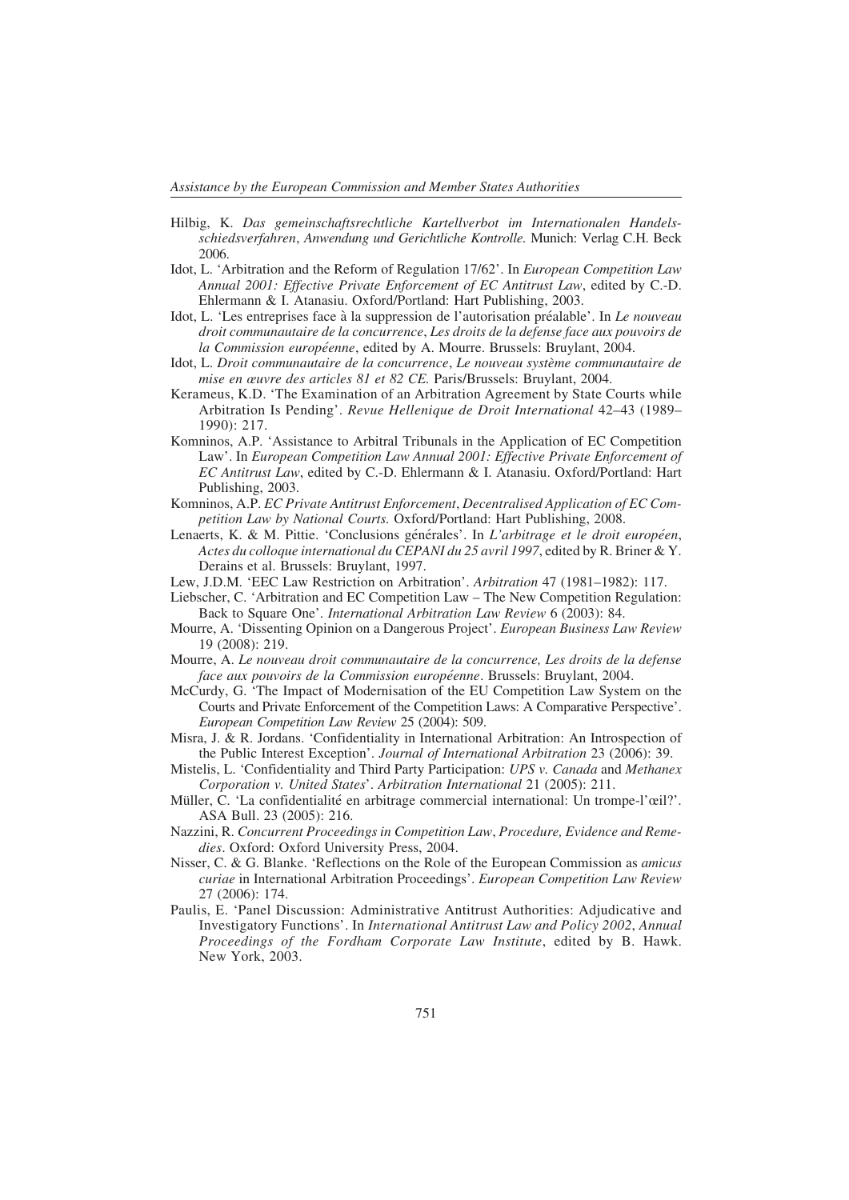Hilbig, K. *Das gemeinschaftsrechtliche Kartellverbot im Internationalen Handelsschiedsverfahren*, *Anwendung und Gerichtliche Kontrolle.* Munich: Verlag C.H. Beck 2006.

Idot, L. 'Arbitration and the Reform of Regulation 17/62'. In *European Competition Law Annual 2001: Effective Private Enforcement of EC Antitrust Law*, edited by C.-D. Ehlermann & I. Atanasiu. Oxford/Portland: Hart Publishing, 2003.

Idot, L. 'Les entreprises face à la suppression de l'autorisation préalable'. In *Le nouveau droit communautaire de la concurrence*, *Les droits de la defense face aux pouvoirs de la Commission européenne*, edited by A. Mourre. Brussels: Bruylant, 2004.

Idot, L. *Droit communautaire de la concurrence*, *Le nouveau système communautaire de mise en œuvre des articles 81 et 82 CE.* Paris/Brussels: Bruylant, 2004.

Kerameus, K.D. 'The Examination of an Arbitration Agreement by State Courts while Arbitration Is Pending'. *Revue Hellenique de Droit International* 42–43 (1989–1990): 217.

Komninos, A.P. 'Assistance to Arbitral Tribunals in the Application of EC Competition Law'. In *European Competition Law Annual 2001: Effective Private Enforcement of EC Antitrust Law*, edited by C.-D. Ehlermann & I. Atanasiu. Oxford/Portland: Hart Publishing, 2003.

Komninos, A.P. *EC Private Antitrust Enforcement*, *Decentralised Application of EC Competition Law by National Courts.* Oxford/Portland: Hart Publishing, 2008.

Lenaerts, K. & M. Pittie. 'Conclusions générales'. In *L'arbitrage et le droit européen*, *Actes du colloque international du CEPANI du 25 avril 1997*, edited by R. Briner & Y. Derains et al. Brussels: Bruylant, 1997.

Lew, J.D.M. 'EEC Law Restriction on Arbitration'. *Arbitration* 47 (1981–1982): 117.

Liebscher, C. 'Arbitration and EC Competition Law – The New Competition Regulation: Back to Square One'. *International Arbitration Law Review* 6 (2003): 84.

Mourre, A. 'Dissenting Opinion on a Dangerous Project'. *European Business Law Review* 19 (2008): 219.

Mourre, A. *Le nouveau droit communautaire de la concurrence, Les droits de la defense face aux pouvoirs de la Commission européenne*. Brussels: Bruylant, 2004.

McCurdy, G. 'The Impact of Modernisation of the EU Competition Law System on the Courts and Private Enforcement of the Competition Laws: A Comparative Perspective'. *European Competition Law Review* 25 (2004): 509.

Misra, J. & R. Jordans. 'Confidentiality in International Arbitration: An Introspection of the Public Interest Exception'. *Journal of International Arbitration* 23 (2006): 39.

Mistelis, L. 'Confidentiality and Third Party Participation: *UPS v. Canada* and *Methanex Corporation v. United States*'. *Arbitration International* 21 (2005): 211.

Müller, C. 'La confidentialité en arbitrage commercial international: Un trompe-l'œil?'. ASA Bull. 23 (2005): 216.

Nazzini, R. *Concurrent Proceedings in Competition Law*, *Procedure, Evidence and Remedies*. Oxford: Oxford University Press, 2004.

Nisser, C. & G. Blanke. 'Reflections on the Role of the European Commission as *amicus curiae* in International Arbitration Proceedings'. *European Competition Law Review* 27 (2006): 174.

Paulis, E. 'Panel Discussion: Administrative Antitrust Authorities: Adjudicative and Investigatory Functions'. In *International Antitrust Law and Policy 2002*, *Annual Proceedings of the Fordham Corporate Law Institute*, edited by B. Hawk. New York, 2003.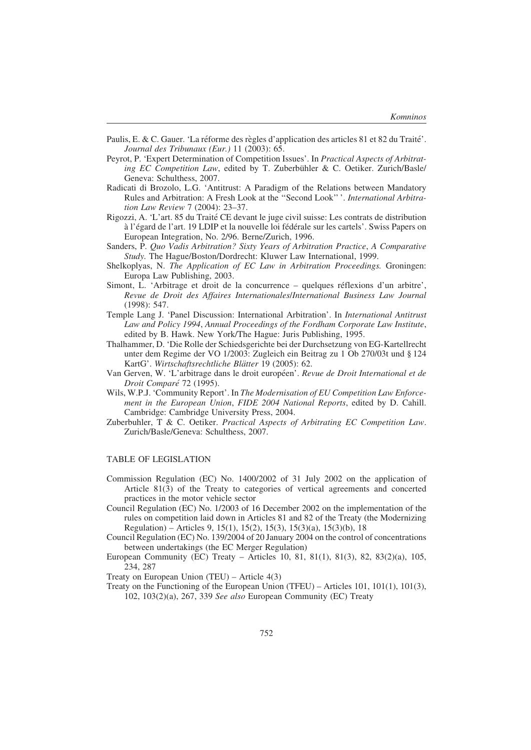Paulis, E. & C. Gauer. 'La réforme des règles d'application des articles 81 et 82 du Traité'. *Journal des Tribunaux (Eur.)* 11 (2003): 65.

Peyrot, P. 'Expert Determination of Competition Issues'. In *Practical Aspects of Arbitrating EC Competition Law*, edited by T. Zuberbühler & C. Oetiker. Zurich/Basle/Geneva: Schulthess, 2007.

Radicati di Brozolo, L.G. 'Antitrust: A Paradigm of the Relations between Mandatory Rules and Arbitration: A Fresh Look at the "Second Look" '. *International Arbitration Law Review* 7 (2004): 23–37.

Rigozzi, A. 'L'art. 85 du Traité CE devant le juge civil suisse: Les contrats de distribution à l'égard de l'art. 19 LDIP et la nouvelle loi fédérale sur les cartels'. Swiss Papers on European Integration, No. 2/96. Berne/Zurich, 1996.

Sanders, P. *Quo Vadis Arbitration? Sixty Years of Arbitration Practice*, *A Comparative Study.* The Hague/Boston/Dordrecht: Kluwer Law International, 1999.

Shelkoplyas, N. *The Application of EC Law in Arbitration Proceedings.* Groningen: Europa Law Publishing, 2003.

Simont, L. 'Arbitrage et droit de la concurrence – quelques réflexions d'un arbitre', *Revue de Droit des Affaires Internationales/International Business Law Journal* (1998): 547.

Temple Lang J. 'Panel Discussion: International Arbitration'. In *International Antitrust Law and Policy 1994*, *Annual Proceedings of the Fordham Corporate Law Institute*, edited by B. Hawk. New York/The Hague: Juris Publishing, 1995.

Thalhammer, D. 'Die Rolle der Schiedsgerichte bei der Durchsetzung von EG-Kartellrecht unter dem Regime der VO 1/2003: Zugleich ein Beitrag zu 1 Ob 270/03t und § 124 KartG'. *Wirtschaftsrechtliche Blätter* 19 (2005): 62.

Van Gerven, W. 'L'arbitrage dans le droit européen'. *Revue de Droit International et de Droit Comparé* 72 (1995).

Wils, W.P.J. 'Community Report'. In *The Modernisation of EU Competition Law Enforcement in the European Union*, *FIDE 2004 National Reports*, edited by D. Cahill. Cambridge: Cambridge University Press, 2004.

Zuberbuhler, T & C. Oetiker. *Practical Aspects of Arbitrating EC Competition Law*. Zurich/Basle/Geneva: Schulthess, 2007.

## TABLE OF LEGISLATION

Commission Regulation (EC) No. 1400/2002 of 31 July 2002 on the application of Article 81(3) of the Treaty to categories of vertical agreements and concerted practices in the motor vehicle sector

Council Regulation (EC) No. 1/2003 of 16 December 2002 on the implementation of the rules on competition laid down in Articles 81 and 82 of the Treaty (the Modernizing Regulation) – Articles 9, 15(1), 15(2), 15(3), 15(3)(a), 15(3)(b), 18

Council Regulation (EC) No. 139/2004 of 20 January 2004 on the control of concentrations between undertakings (the EC Merger Regulation)

European Community (EC) Treaty – Articles 10, 81, 81(1), 81(3), 82, 83(2)(a), 105, 234, 287

Treaty on European Union (TEU) – Article 4(3)

Treaty on the Functioning of the European Union (TFEU) – Articles 101, 101(1), 101(3), 102, 103(2)(a), 267, 339 *See also* European Community (EC) Treaty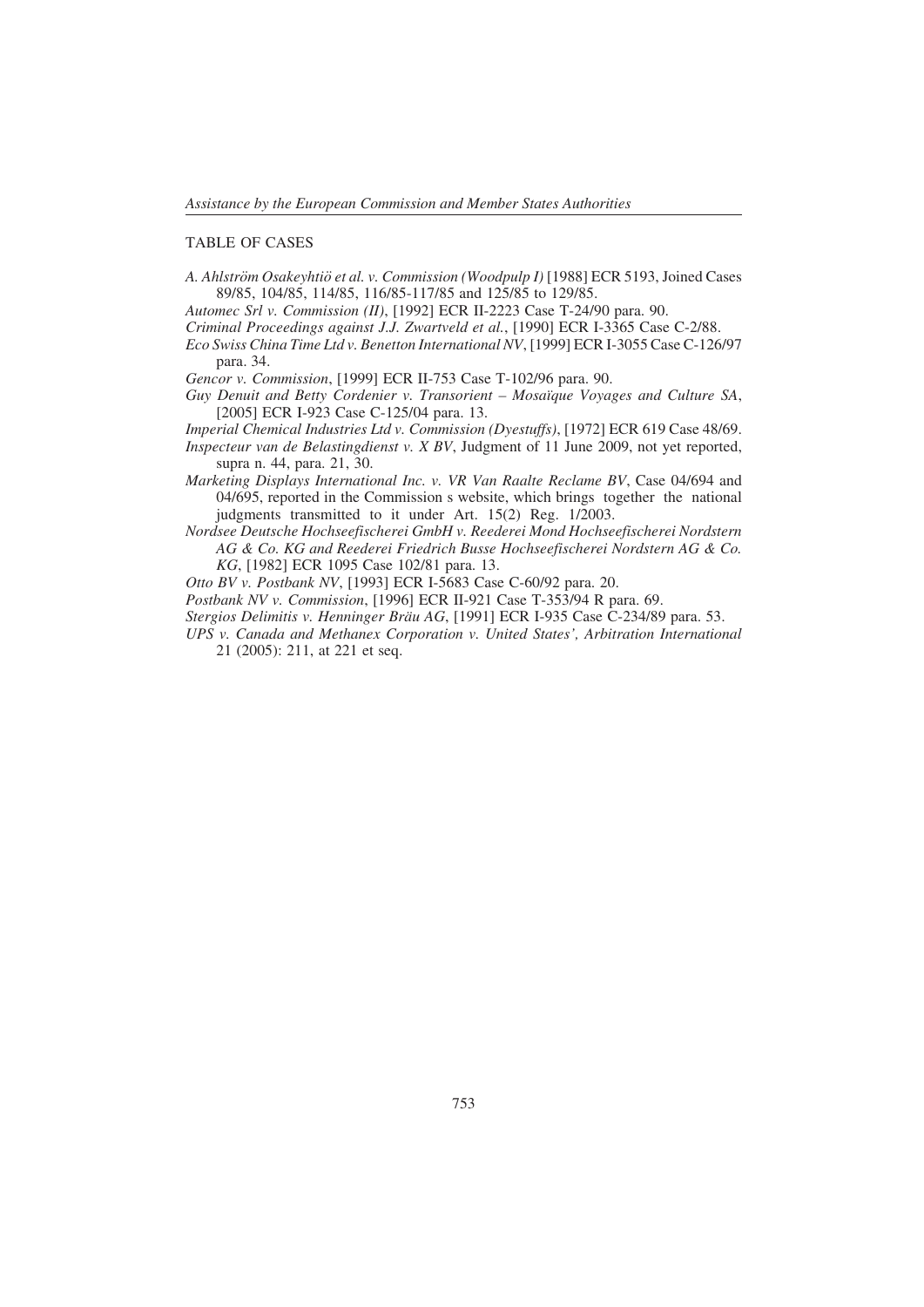## TABLE OF CASES

*A. Ahlström Osakeyhtiö et al. v. Commission (Woodpulp I)* [1988] ECR 5193, Joined Cases 89/85, 104/85, 114/85, 116/85-117/85 and 125/85 to 129/85.

*Automec Srl v. Commission (II)*, [1992] ECR II-2223 Case T-24/90 para. 90.

*Criminal Proceedings against J.J. Zwartveld et al.*, [1990] ECR I-3365 Case C-2/88.

*Eco Swiss China Time Ltd v. Benetton International NV*, [1999] ECR I-3055 Case C-126/97 para. 34.

*Gencor v. Commission*, [1999] ECR II-753 Case T-102/96 para. 90.

*Guy Denuit and Betty Cordenier v. Transorient – Mosaïque Voyages and Culture SA*, [2005] ECR I-923 Case C-125/04 para. 13.

*Imperial Chemical Industries Ltd v. Commission (Dyestuffs)*, [1972] ECR 619 Case 48/69.

*Inspecteur van de Belastingdienst v. X BV*, Judgment of 11 June 2009, not yet reported, supra n. 44, para. 21, 30.

*Marketing Displays International Inc. v. VR Van Raalte Reclame BV*, Case 04/694 and 04/695, reported in the Commission s website, which brings together the national judgments transmitted to it under Art. 15(2) Reg. 1/2003.

*Nordsee Deutsche Hochseefischerei GmbH v. Reederei Mond Hochseefischerei Nordstern AG & Co. KG and Reederei Friedrich Busse Hochseefischerei Nordstern AG & Co. KG*, [1982] ECR 1095 Case 102/81 para. 13.

*Otto BV v. Postbank NV*, [1993] ECR I-5683 Case C-60/92 para. 20.

*Postbank NV v. Commission*, [1996] ECR II-921 Case T-353/94 R para. 69.

*Stergios Delimitis v. Henninger Bräu AG*, [1991] ECR I-935 Case C-234/89 para. 53.

*UPS v. Canada and Methanex Corporation v. United States', Arbitration International* 21 (2005): 211, at 221 et seq.